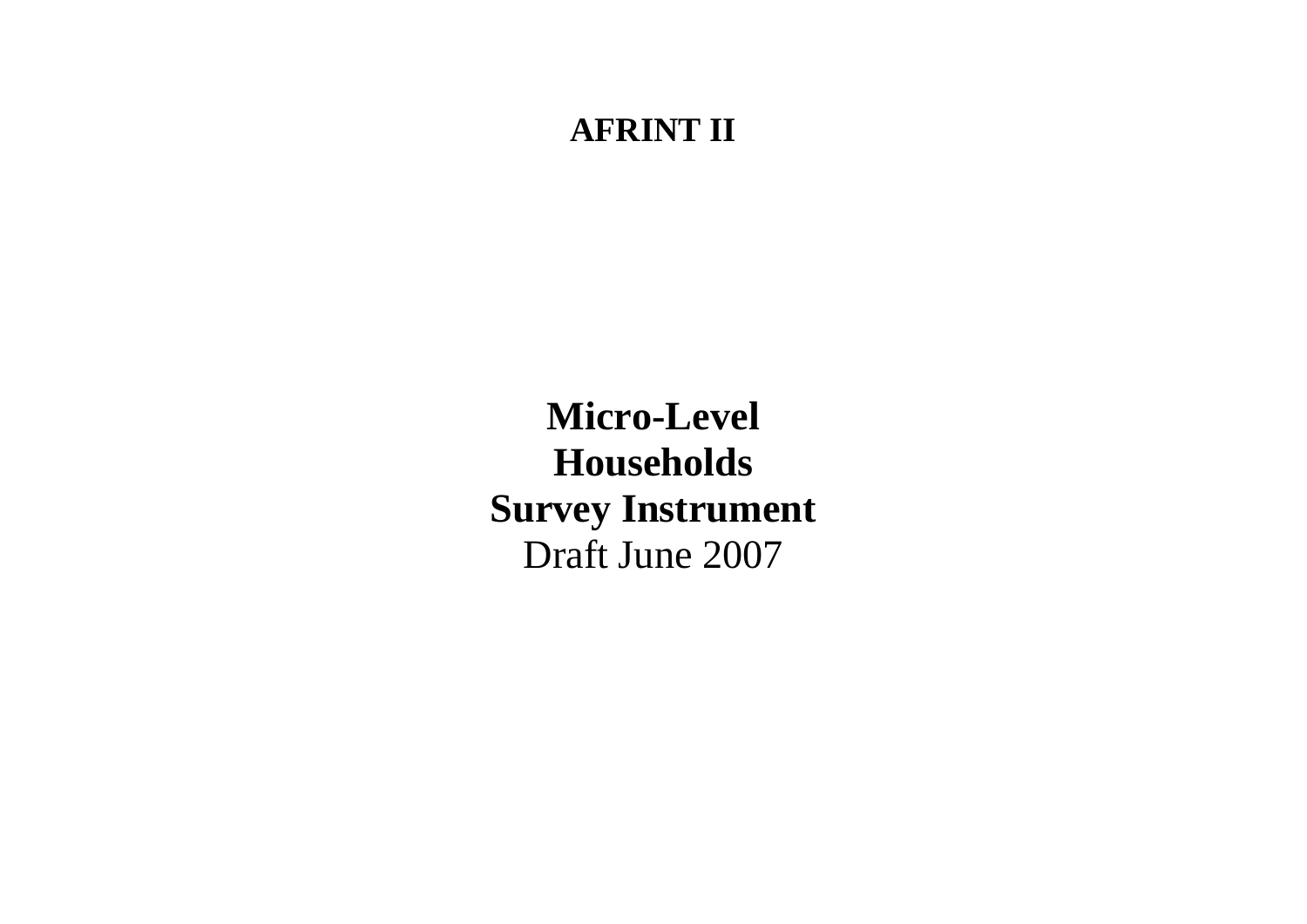**AFRINT II**

# Micro-Level Households Survey Instrument

Draft June 2007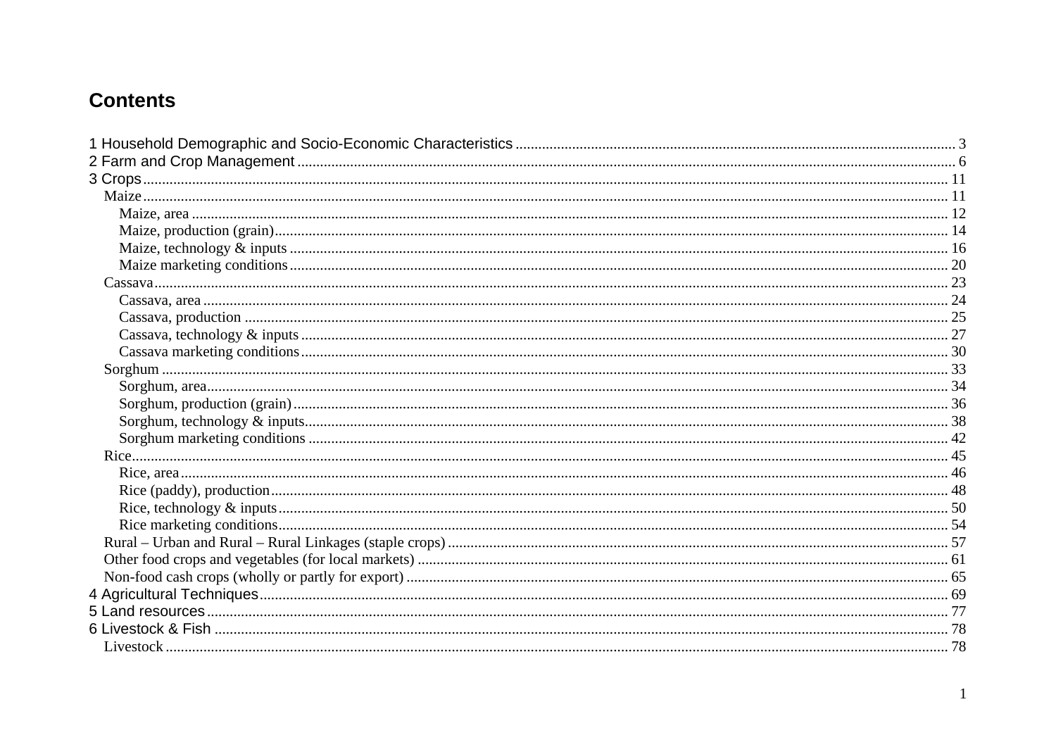# Contents

1 Household Demographic and Socio-Economic Characteristics ... 3
2 Farm and Crop Management ... 6
3 Crops ... 11
- Maize ... 11
  - Maize, area ... 12
  - Maize, production (grain) ... 14
  - Maize, technology & inputs ... 16
  - Maize marketing conditions ... 20
- Cassava ... 23
  - Cassava, area ... 24
  - Cassava, production ... 25
  - Cassava, technology & inputs ... 27
  - Cassava marketing conditions ... 30
- Sorghum ... 33
  - Sorghum, area ... 34
  - Sorghum, production (grain) ... 36
  - Sorghum, technology & inputs ... 38
  - Sorghum marketing conditions ... 42
- Rice ... 45
  - Rice, area ... 46
  - Rice (paddy), production ... 48
  - Rice, technology & inputs ... 50
  - Rice marketing conditions ... 54
- Rural – Urban and Rural – Rural Linkages (staple crops) ... 57
- Other food crops and vegetables (for local markets) ... 61
- Non-food cash crops (wholly or partly for export) ... 65

4 Agricultural Techniques ... 69
5 Land resources ... 77
6 Livestock & Fish ... 78
- Livestock ... 78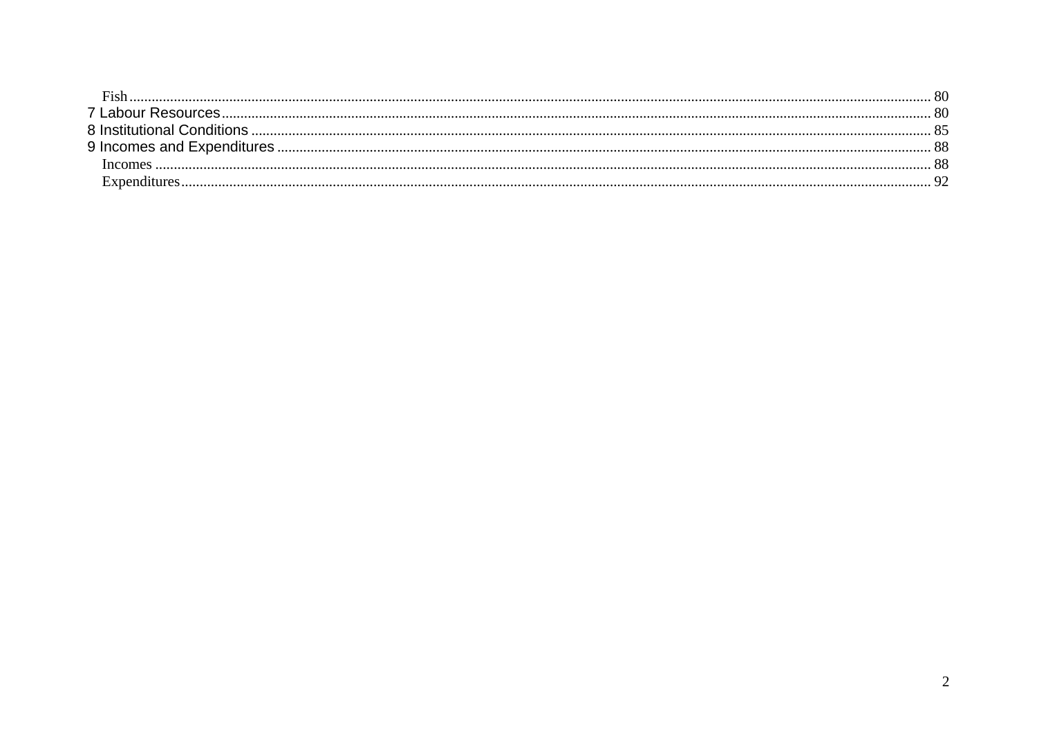Fish ........ 80

7 Labour Resources ........ 80

8 Institutional Conditions ........ 85

9 Incomes and Expenditures ........ 88

Incomes ........ 88

Expenditures ........ 92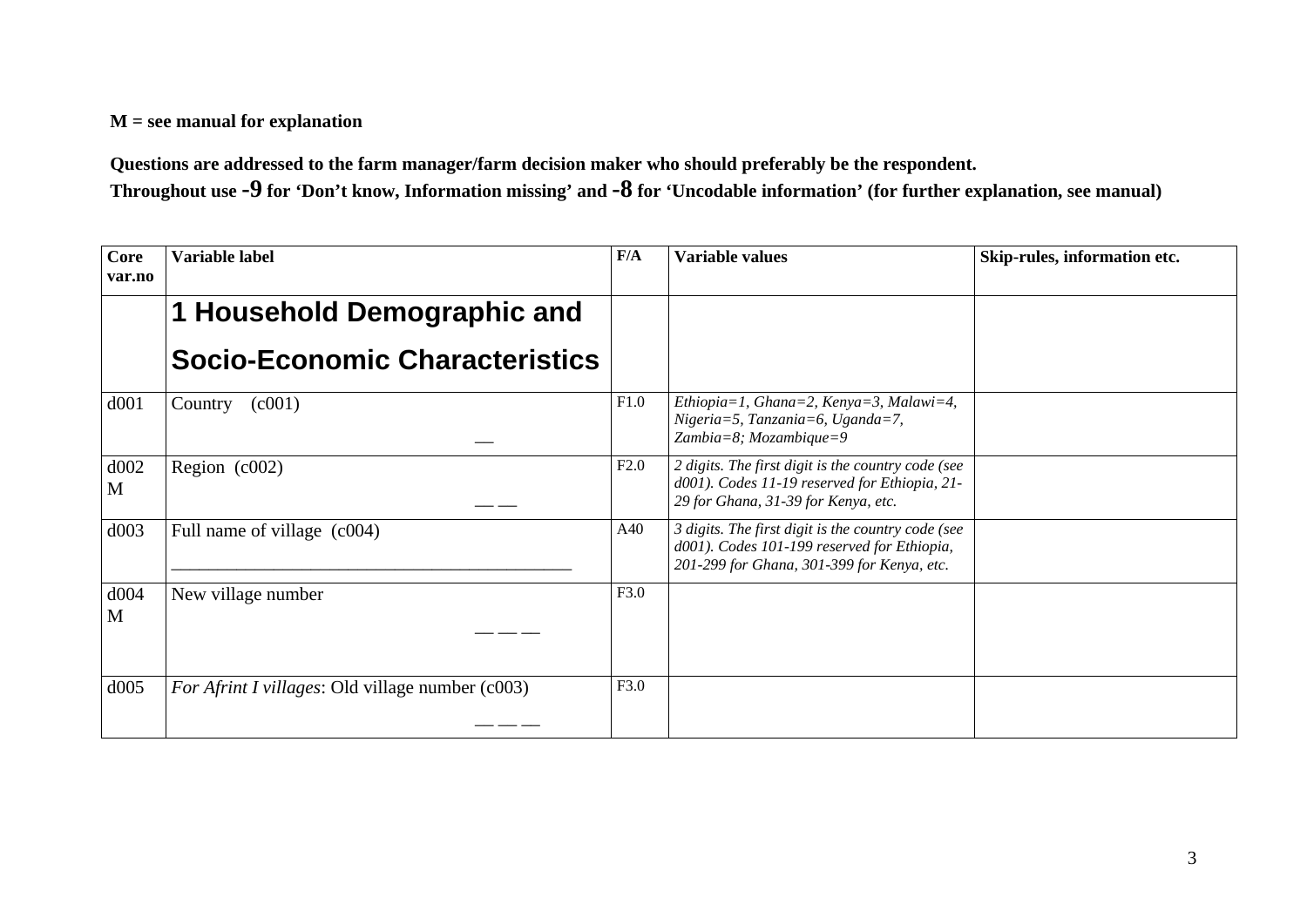**M = see manual for explanation**

**Questions are addressed to the farm manager/farm decision maker who should preferably be the respondent.**
**Throughout use -9 for 'Don't know, Information missing' and -8 for 'Uncodable information' (for further explanation, see manual)**

| Core var.no | Variable label | F/A | Variable values | Skip-rules, information etc. |
|---|---|---|---|---|
| | **1 Household Demographic and Socio-Economic Characteristics** | | | |
| d001 | Country (c001) __ | F1.0 | *Ethiopia=1, Ghana=2, Kenya=3, Malawi=4, Nigeria=5, Tanzania=6, Uganda=7, Zambia=8; Mozambique=9* | |
| d002 M | Region (c002) __ __ | F2.0 | *2 digits. The first digit is the country code (see d001). Codes 11-19 reserved for Ethiopia, 21-29 for Ghana, 31-39 for Kenya, etc.* | |
| d003 | Full name of village (c004) ____________________________________________ | A40 | *3 digits. The first digit is the country code (see d001). Codes 101-199 reserved for Ethiopia, 201-299 for Ghana, 301-399 for Kenya, etc.* | |
| d004 M | New village number __ __ __ | F3.0 | | |
| d005 | *For Afrint I villages*: Old village number (c003) __ __ __ | F3.0 | | |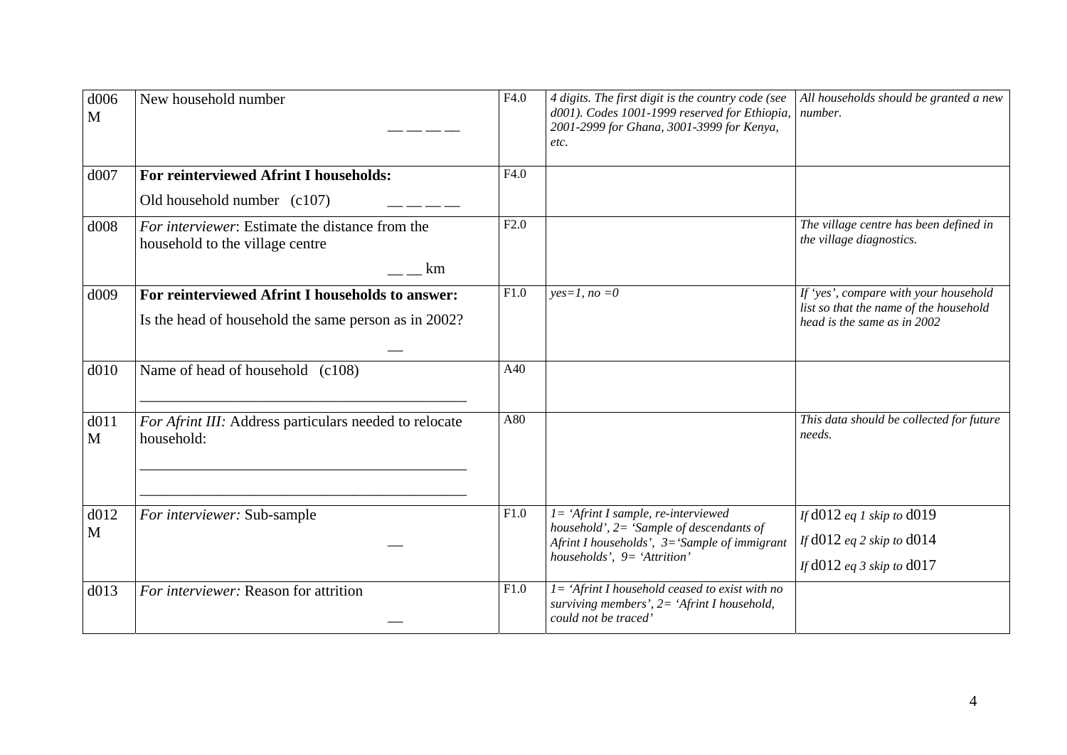| | | | | |
|---|---|---|---|---|
| d006 M | New household number<br>__ __ __ __ | F4.0 | *4 digits. The first digit is the country code (see d001). Codes 1001-1999 reserved for Ethiopia, 2001-2999 for Ghana, 3001-3999 for Kenya, etc.* | *All households should be granted a new number.* |
| d007 | **For reinterviewed Afrint I households:**<br>Old household number (c107) __ __ __ __ | F4.0 | | |
| d008 | *For interviewer*: Estimate the distance from the household to the village centre<br>__ __ km | F2.0 | | *The village centre has been defined in the village diagnostics.* |
| d009 | **For reinterviewed Afrint I households to answer:**<br>Is the head of household the same person as in 2002?<br>__ | F1.0 | *yes=1, no =0* | *If 'yes', compare with your household list so that the name of the household head is the same as in 2002* |
| d010 | Name of head of household (c108)<br>________________________________________ | A40 | | |
| d011 M | *For Afrint III:* Address particulars needed to relocate household:<br>________________________________________<br>________________________________________ | A80 | | *This data should be collected for future needs.* |
| d012 M | *For interviewer:* Sub-sample<br>__ | F1.0 | *1= 'Afrint I sample, re-interviewed household', 2= 'Sample of descendants of Afrint I households', 3='Sample of immigrant households', 9= 'Attrition'* | *If* d012 *eq 1 skip to* d019<br>*If* d012 *eq 2 skip to* d014<br>*If* d012 *eq 3 skip to* d017 |
| d013 | *For interviewer:* Reason for attrition<br>__ | F1.0 | *1= 'Afrint I household ceased to exist with no surviving members', 2= 'Afrint I household, could not be traced'* | |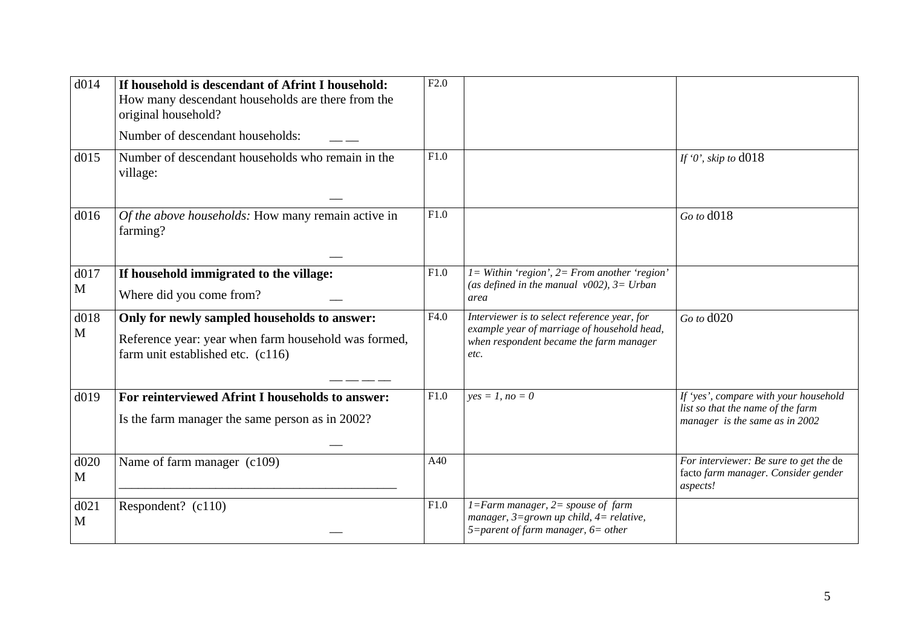| | | | | |
|---|---|---|---|---|
| d014 | **If household is descendant of Afrint I household:** How many descendant households are there from the original household?<br><br>Number of descendant households: __ __ | F2.0 | | |
| d015 | Number of descendant households who remain in the village:<br><br>__ | F1.0 | | *If '0', skip to* d018 |
| d016 | *Of the above households:* How many remain active in farming?<br><br>__ | F1.0 | | *Go to* d018 |
| d017 M | **If household immigrated to the village:**<br><br>Where did you come from? __ | F1.0 | *1= Within 'region', 2= From another 'region' (as defined in the manual v002), 3= Urban area* | |
| d018 M | **Only for newly sampled households to answer:**<br><br>Reference year: year when farm household was formed, farm unit established etc. (c116)<br><br>__ __ __ __ | F4.0 | *Interviewer is to select reference year, for example year of marriage of household head, when respondent became the farm manager etc.* | *Go to* d020 |
| d019 | **For reinterviewed Afrint I households to answer:**<br><br>Is the farm manager the same person as in 2002?<br><br>__ | F1.0 | *yes = 1, no = 0* | *If 'yes', compare with your household list so that the name of the farm manager is the same as in 2002* |
| d020 M | Name of farm manager (c109)<br>____________________________________________ | A40 | | *For interviewer: Be sure to get the* de facto *farm manager. Consider gender aspects!* |
| d021 M | Respondent? (c110)<br><br>__ | F1.0 | *1=Farm manager, 2= spouse of farm manager, 3=grown up child, 4= relative, 5=parent of farm manager, 6= other* | |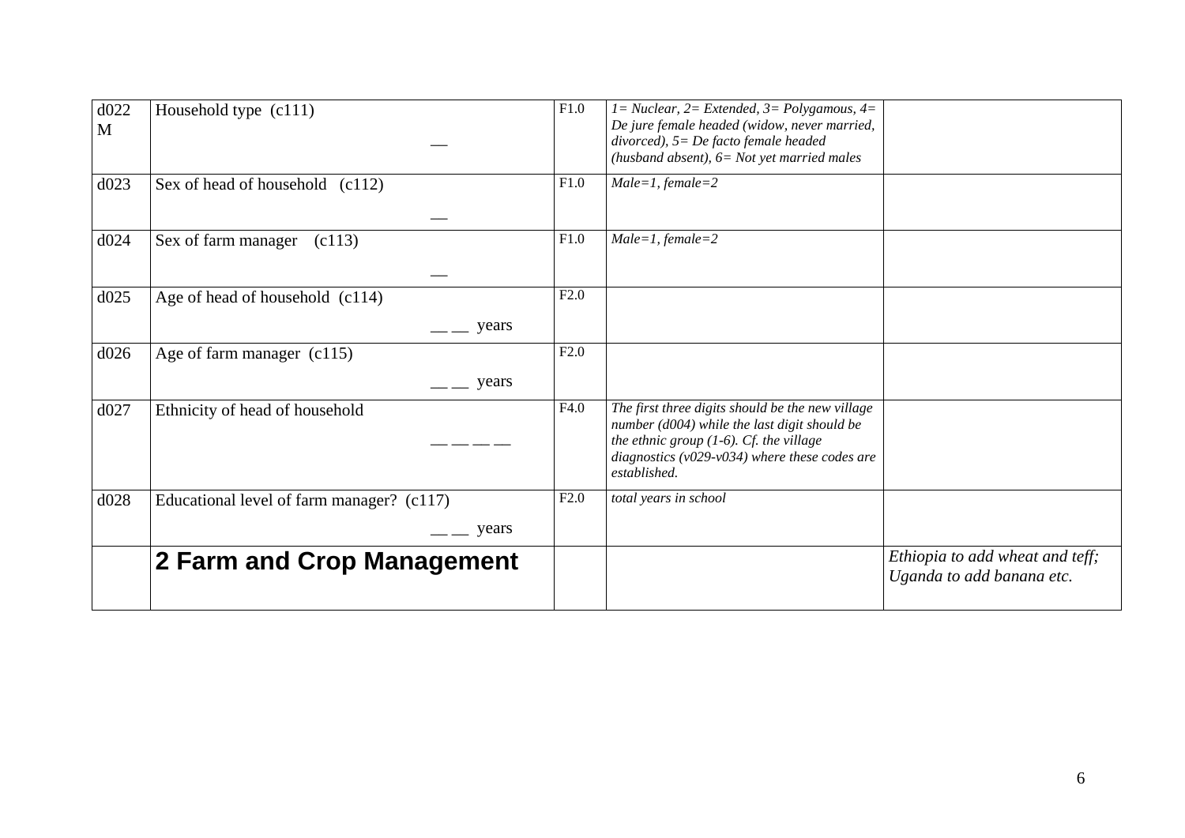| d022 M | Household type (c111) __ | F1.0 | *1= Nuclear, 2= Extended, 3= Polygamous, 4= De jure female headed (widow, never married, divorced), 5= De facto female headed (husband absent), 6= Not yet married males* | |
|---|---|---|---|---|
| d023 | Sex of head of household (c112) __ | F1.0 | *Male=1, female=2* | |
| d024 | Sex of farm manager (c113) __ | F1.0 | *Male=1, female=2* | |
| d025 | Age of head of household (c114) __ __ years | F2.0 | | |
| d026 | Age of farm manager (c115) __ __ years | F2.0 | | |
| d027 | Ethnicity of head of household __ __ __ __ | F4.0 | *The first three digits should be the new village number (d004) while the last digit should be the ethnic group (1-6). Cf. the village diagnostics (v029-v034) where these codes are established.* | |
| d028 | Educational level of farm manager? (c117) __ __ years | F2.0 | *total years in school* | |
| | **2 Farm and Crop Management** | | | *Ethiopia to add wheat and teff; Uganda to add banana etc.* |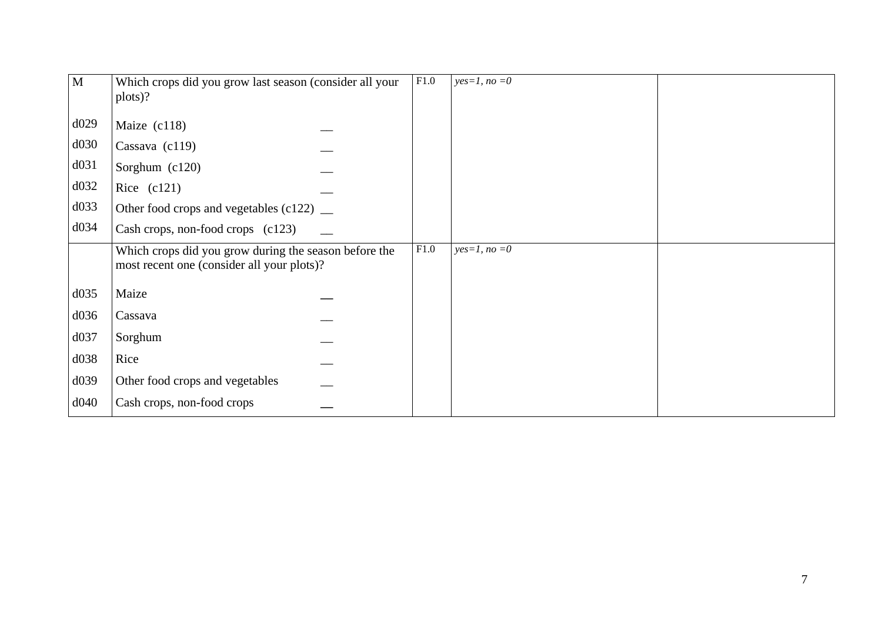| M | Which crops did you grow last season (consider all your plots)? | F1.0 | *yes=1, no =0* | |
|---|---|---|---|---|
| d029 | Maize (c118) __ | | | |
| d030 | Cassava (c119) __ | | | |
| d031 | Sorghum (c120) __ | | | |
| d032 | Rice (c121) __ | | | |
| d033 | Other food crops and vegetables (c122) __ | | | |
| d034 | Cash crops, non-food crops (c123) __ | | | |
| | Which crops did you grow during the season before the most recent one (consider all your plots)? | F1.0 | *yes=1, no =0* | |
| d035 | Maize __ | | | |
| d036 | Cassava __ | | | |
| d037 | Sorghum __ | | | |
| d038 | Rice __ | | | |
| d039 | Other food crops and vegetables __ | | | |
| d040 | Cash crops, non-food crops __ | | | |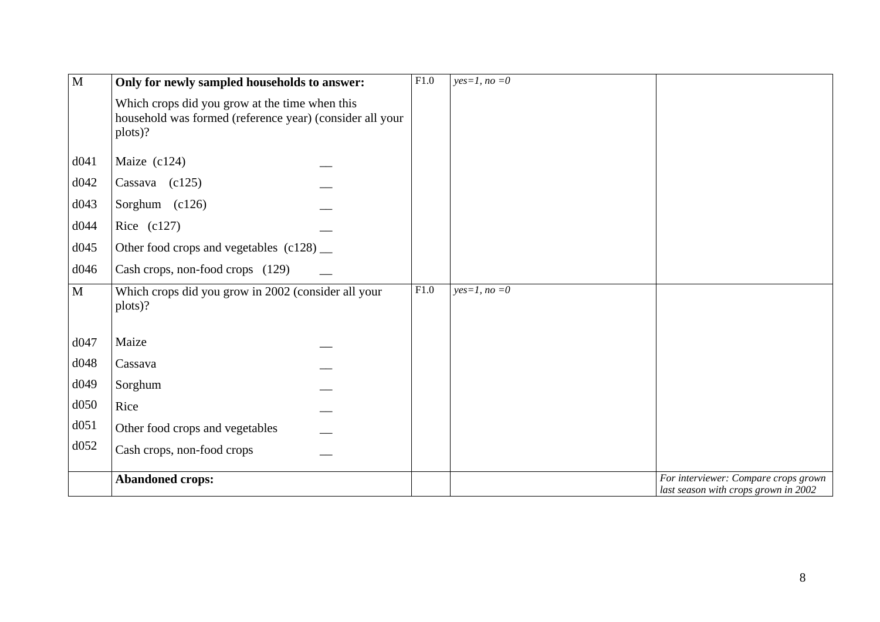| | | | | |
|---|---|---|---|---|
| M | **Only for newly sampled households to answer:**<br><br>Which crops did you grow at the time when this household was formed (reference year) (consider all your plots)? | F1.0 | *yes=1, no =0* | |
| d041 | Maize (c124) __ | | | |
| d042 | Cassava (c125) __ | | | |
| d043 | Sorghum (c126) __ | | | |
| d044 | Rice (c127) __ | | | |
| d045 | Other food crops and vegetables (c128) __ | | | |
| d046 | Cash crops, non-food crops (129) __ | | | |
| M | Which crops did you grow in 2002 (consider all your plots)? | F1.0 | *yes=1, no =0* | |
| d047 | Maize __ | | | |
| d048 | Cassava __ | | | |
| d049 | Sorghum __ | | | |
| d050 | Rice __ | | | |
| d051 | Other food crops and vegetables __ | | | |
| d052 | Cash crops, non-food crops __ | | | |
| | **Abandoned crops:** | | | *For interviewer: Compare crops grown last season with crops grown in 2002* |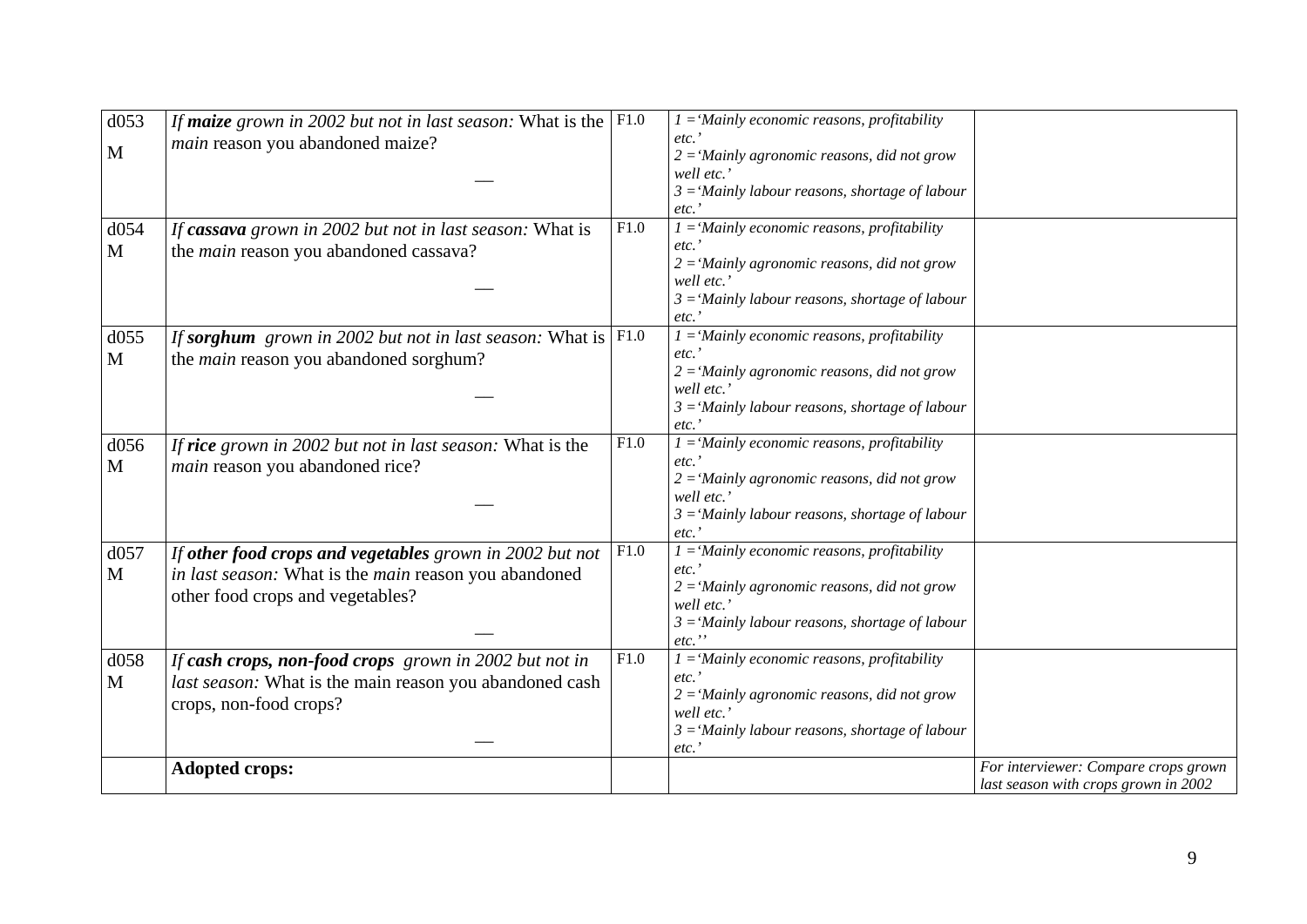| d053 M | *If **maize** grown in 2002 but not in last season:* What is the *main* reason you abandoned maize? __ | F1.0 | *1 = 'Mainly economic reasons, profitability etc.'* *2 = 'Mainly agronomic reasons, did not grow well etc.'* *3 = 'Mainly labour reasons, shortage of labour etc.'* | |
|---|---|---|---|---|
| d054 M | *If **cassava** grown in 2002 but not in last season:* What is the *main* reason you abandoned cassava? __ | F1.0 | *1 = 'Mainly economic reasons, profitability etc.'* *2 = 'Mainly agronomic reasons, did not grow well etc.'* *3 = 'Mainly labour reasons, shortage of labour etc.'* | |
| d055 M | *If **sorghum** grown in 2002 but not in last season:* What is the *main* reason you abandoned sorghum? __ | F1.0 | *1 = 'Mainly economic reasons, profitability etc.'* *2 = 'Mainly agronomic reasons, did not grow well etc.'* *3 = 'Mainly labour reasons, shortage of labour etc.'* | |
| d056 M | *If **rice** grown in 2002 but not in last season:* What is the *main* reason you abandoned rice? __ | F1.0 | *1 = 'Mainly economic reasons, profitability etc.'* *2 = 'Mainly agronomic reasons, did not grow well etc.'* *3 = 'Mainly labour reasons, shortage of labour etc.'* | |
| d057 M | *If **other food crops and vegetables** grown in 2002 but not in last season:* What is the *main* reason you abandoned other food crops and vegetables? __ | F1.0 | *1 = 'Mainly economic reasons, profitability etc.'* *2 = 'Mainly agronomic reasons, did not grow well etc.'* *3 = 'Mainly labour reasons, shortage of labour etc.''* | |
| d058 M | *If **cash crops, non-food crops** grown in 2002 but not in last season:* What is the main reason you abandoned cash crops, non-food crops? __ | F1.0 | *1 = 'Mainly economic reasons, profitability etc.'* *2 = 'Mainly agronomic reasons, did not grow well etc.'* *3 = 'Mainly labour reasons, shortage of labour etc.'* | |
| | **Adopted crops:** | | | *For interviewer: Compare crops grown last season with crops grown in 2002* |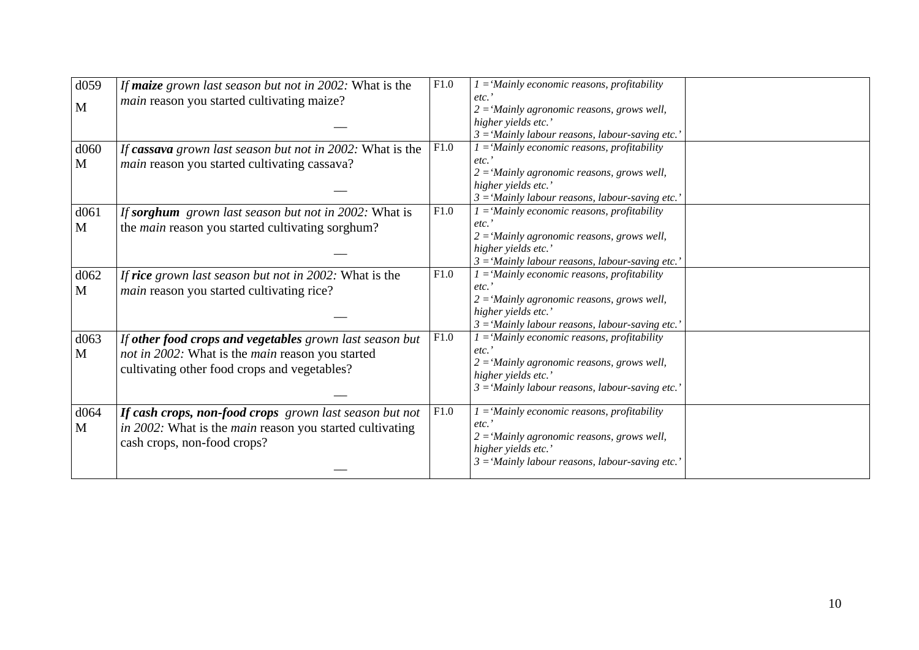| | | | | |
|---|---|---|---|---|
| d059<br>M | *If **maize** grown last season but not in 2002:* What is the *main* reason you started cultivating maize?<br><br>__ | F1.0 | *1 = 'Mainly economic reasons, profitability etc.'*<br>*2 = 'Mainly agronomic reasons, grows well, higher yields etc.'*<br>*3 = 'Mainly labour reasons, labour-saving etc.'* | |
| d060<br>M | *If **cassava** grown last season but not in 2002:* What is the *main* reason you started cultivating cassava?<br><br>__ | F1.0 | *1 = 'Mainly economic reasons, profitability etc.'*<br>*2 = 'Mainly agronomic reasons, grows well, higher yields etc.'*<br>*3 = 'Mainly labour reasons, labour-saving etc.'* | |
| d061<br>M | *If **sorghum** grown last season but not in 2002:* What is the *main* reason you started cultivating sorghum?<br><br>__ | F1.0 | *1 = 'Mainly economic reasons, profitability etc.'*<br>*2 = 'Mainly agronomic reasons, grows well, higher yields etc.'*<br>*3 = 'Mainly labour reasons, labour-saving etc.'* | |
| d062<br>M | *If **rice** grown last season but not in 2002:* What is the *main* reason you started cultivating rice?<br><br>__ | F1.0 | *1 = 'Mainly economic reasons, profitability etc.'*<br>*2 = 'Mainly agronomic reasons, grows well, higher yields etc.'*<br>*3 = 'Mainly labour reasons, labour-saving etc.'* | |
| d063<br>M | *If **other food crops and vegetables** grown last season but not in 2002:* What is the *main* reason you started cultivating other food crops and vegetables?<br><br>__ | F1.0 | *1 = 'Mainly economic reasons, profitability etc.'*<br>*2 = 'Mainly agronomic reasons, grows well, higher yields etc.'*<br>*3 = 'Mainly labour reasons, labour-saving etc.'* | |
| d064<br>M | ***If cash crops, non-food crops** grown last season but not in 2002:* What is the *main* reason you started cultivating cash crops, non-food crops?<br><br>__ | F1.0 | *1 = 'Mainly economic reasons, profitability etc.'*<br>*2 = 'Mainly agronomic reasons, grows well, higher yields etc.'*<br>*3 = 'Mainly labour reasons, labour-saving etc.'* | |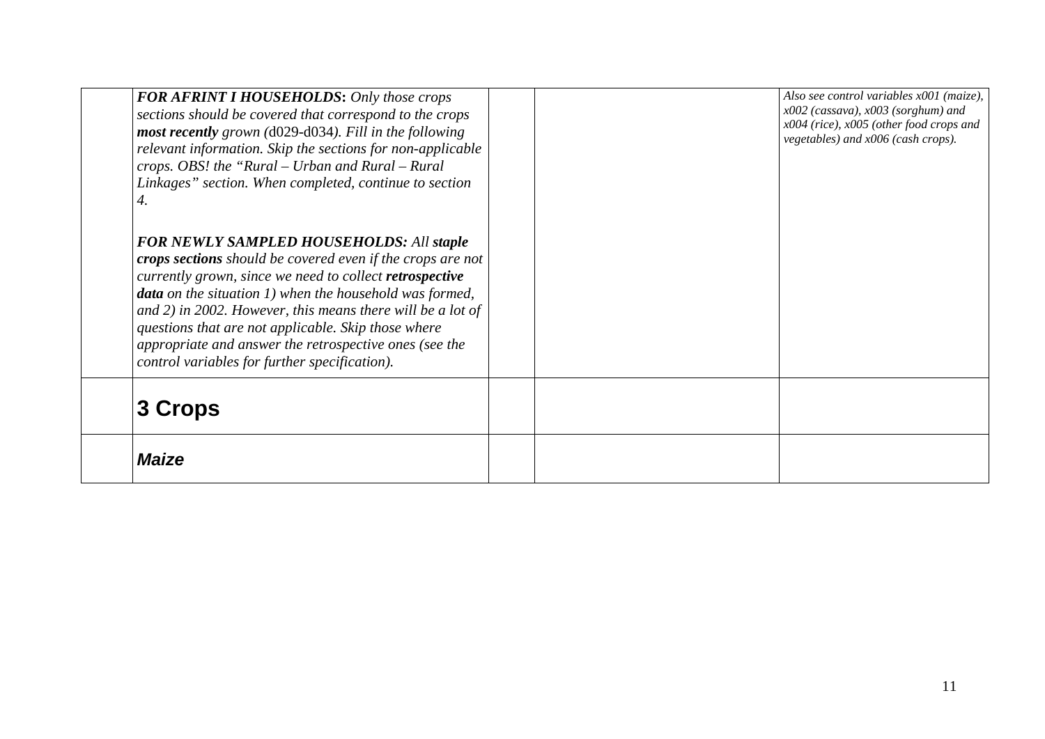| | | | | |
|---|---|---|---|---|
| | ***FOR AFRINT I HOUSEHOLDS:*** *Only those crops sections should be covered that correspond to the crops* ***most recently*** *grown (d029-d034). Fill in the following relevant information. Skip the sections for non-applicable crops. OBS! the "Rural – Urban and Rural – Rural Linkages" section. When completed, continue to section 4.*<br><br>***FOR NEWLY SAMPLED HOUSEHOLDS:*** *All* ***staple crops sections*** *should be covered even if the crops are not currently grown, since we need to collect* ***retrospective data*** *on the situation 1) when the household was formed, and 2) in 2002. However, this means there will be a lot of questions that are not applicable. Skip those where appropriate and answer the retrospective ones (see the control variables for further specification).* | | | *Also see control variables x001 (maize), x002 (cassava), x003 (sorghum) and x004 (rice), x005 (other food crops and vegetables) and x006 (cash crops).* |
| | **3 Crops** | | | |
| | ***Maize*** | | | |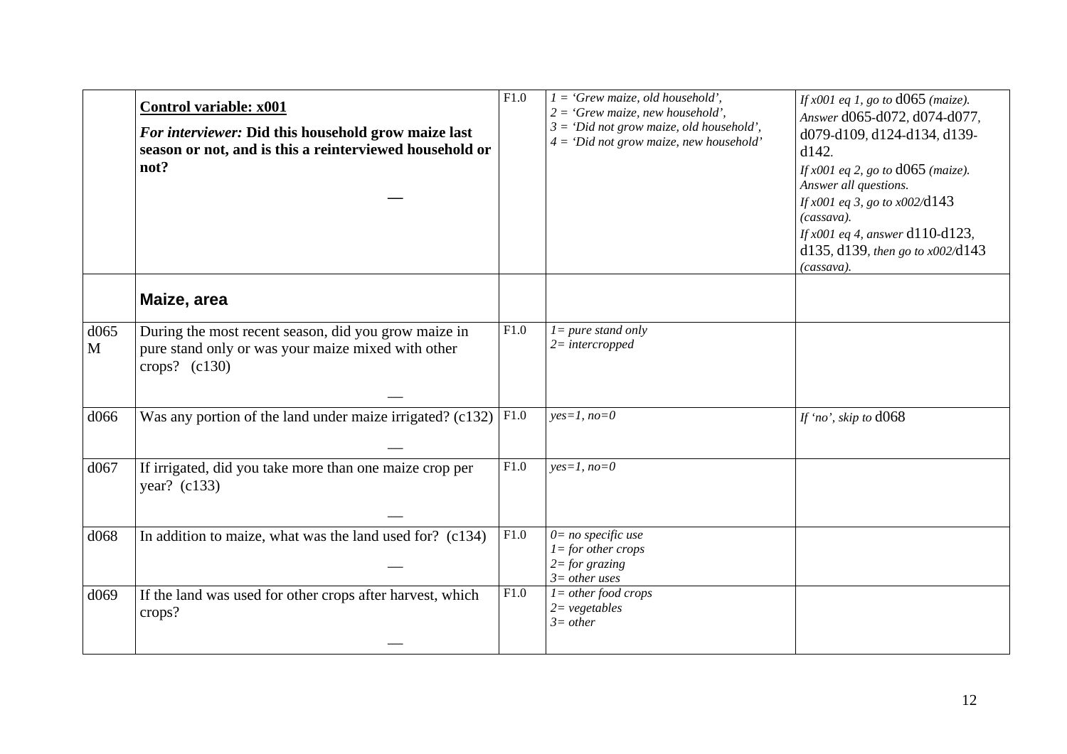|  |  |  |  |  |
|---|---|---|---|---|
|  | **Control variable: x001**<br><br>***For interviewer:*** **Did this household grow maize last season or not, and is this a reinterviewed household or not?**<br><br>— | F1.0 | *1 = 'Grew maize, old household',*<br>*2 = 'Grew maize, new household',*<br>*3 = 'Did not grow maize, old household',*<br>*4 = 'Did not grow maize, new household'* | *If x001 eq 1, go to* d065 *(maize). Answer* d065-d072, d074-d077, d079-d109, d124-d134, d139-d142.<br>*If x001 eq 2, go to* d065 *(maize). Answer all questions.*<br>*If x001 eq 3, go to x002/*d143 *(cassava).*<br>*If x001 eq 4, answer* d110-d123, d135, d139*, then go to x002/*d143 *(cassava).* |
|  | **Maize, area** |  |  |  |
| d065 M | During the most recent season, did you grow maize in pure stand only or was your maize mixed with other crops? (c130)<br><br>— | F1.0 | *1= pure stand only*<br>*2= intercropped* |  |
| d066 | Was any portion of the land under maize irrigated? (c132)<br><br>— | F1.0 | *yes=1, no=0* | *If 'no', skip to* d068 |
| d067 | If irrigated, did you take more than one maize crop per year? (c133)<br><br>— | F1.0 | *yes=1, no=0* |  |
| d068 | In addition to maize, what was the land used for? (c134)<br><br>— | F1.0 | *0= no specific use*<br>*1= for other crops*<br>*2= for grazing*<br>*3= other uses* |  |
| d069 | If the land was used for other crops after harvest, which crops?<br><br>— | F1.0 | *1= other food crops*<br>*2= vegetables*<br>*3= other* |  |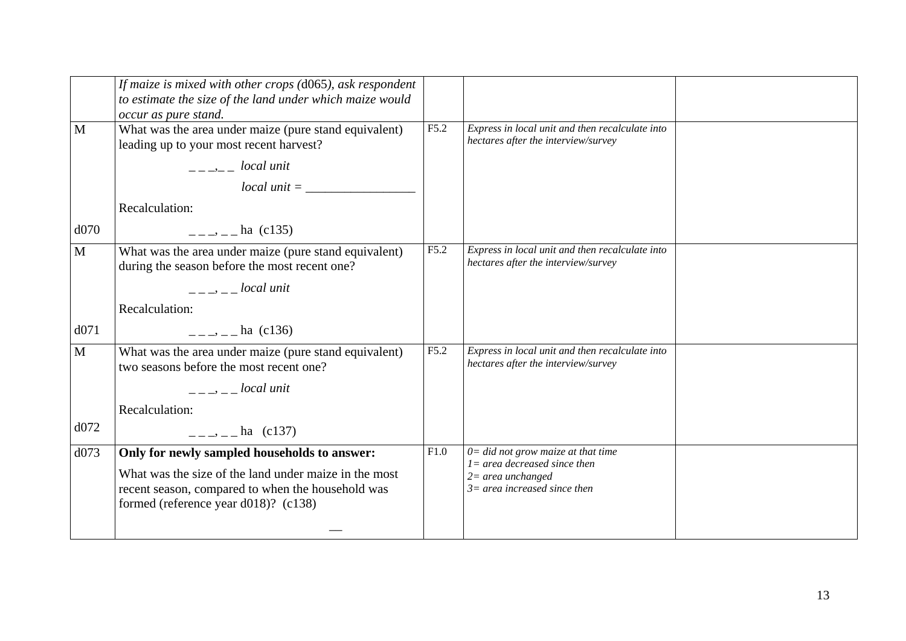| | | | | |
|---|---|---|---|---|
| | *If maize is mixed with other crops (*d065*), ask respondent to estimate the size of the land under which maize would occur as pure stand.* | | | |
| M<br><br><br><br><br>d070 | What was the area under maize (pure stand equivalent) leading up to your most recent harvest?<br>_ _ _,_ _ *local unit*<br>*local unit =* ________________<br>Recalculation:<br>_ _ _, _ _ ha (c135) | F5.2 | *Express in local unit and then recalculate into hectares after the interview/survey* | |
| M<br><br><br><br>d071 | What was the area under maize (pure stand equivalent) during the season before the most recent one?<br>_ _ _, _ _ *local unit*<br>Recalculation:<br>_ _ _, _ _ ha (c136) | F5.2 | *Express in local unit and then recalculate into hectares after the interview/survey* | |
| M<br><br><br><br>d072 | What was the area under maize (pure stand equivalent) two seasons before the most recent one?<br>_ _ _, _ _ *local unit*<br>Recalculation:<br>_ _ _, _ _ ha (c137) | F5.2 | *Express in local unit and then recalculate into hectares after the interview/survey* | |
| d073 | **Only for newly sampled households to answer:**<br>What was the size of the land under maize in the most recent season, compared to when the household was formed (reference year d018)? (c138)<br>__ | F1.0 | *0= did not grow maize at that time*<br>*1= area decreased since then*<br>*2= area unchanged*<br>*3= area increased since then* | |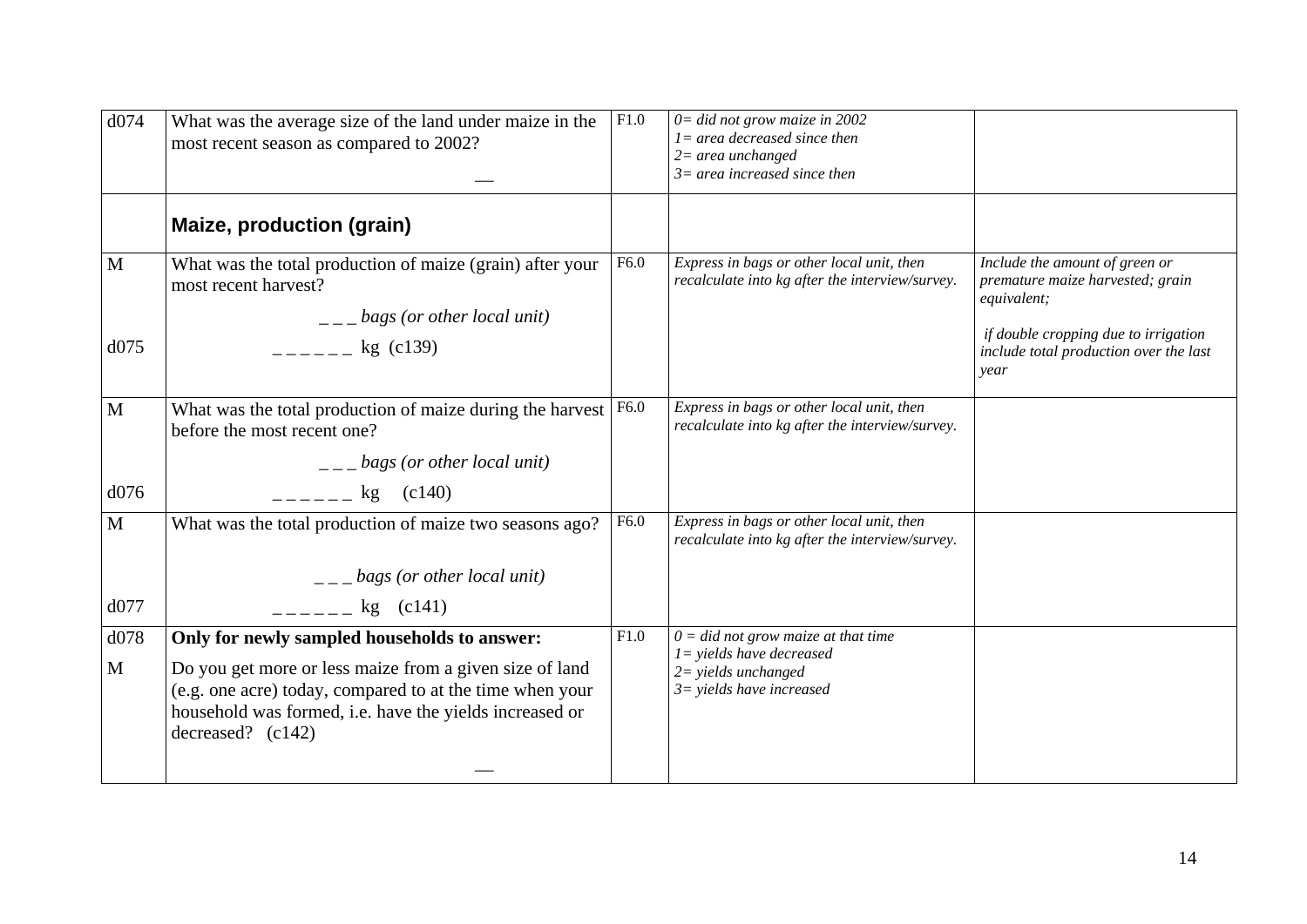| | | | | |
|---|---|---|---|---|
| d074 | What was the average size of the land under maize in the most recent season as compared to 2002?<br><br>__ | F1.0 | *0= did not grow maize in 2002*<br>*1= area decreased since then*<br>*2= area unchanged*<br>*3= area increased since then* | |
| | **Maize, production (grain)** | | | |
| M<br><br><br>d075 | What was the total production of maize (grain) after your most recent harvest?<br><br>_ _ _ *bags (or other local unit)*<br><br>_ _ _ _ _ _ kg (c139) | F6.0 | *Express in bags or other local unit, then recalculate into kg after the interview/survey.* | *Include the amount of green or premature maize harvested; grain equivalent;*<br><br>*if double cropping due to irrigation include total production over the last year* |
| M<br><br><br>d076 | What was the total production of maize during the harvest before the most recent one?<br><br>_ _ _ *bags (or other local unit)*<br><br>_ _ _ _ _ _ kg (c140) | F6.0 | *Express in bags or other local unit, then recalculate into kg after the interview/survey.* | |
| M<br><br><br>d077 | What was the total production of maize two seasons ago?<br><br>_ _ _ *bags (or other local unit)*<br><br>_ _ _ _ _ _ kg (c141) | F6.0 | *Express in bags or other local unit, then recalculate into kg after the interview/survey.* | |
| d078<br><br>M | **Only for newly sampled households to answer:**<br><br>Do you get more or less maize from a given size of land (e.g. one acre) today, compared to at the time when your household was formed, i.e. have the yields increased or decreased? (c142)<br><br>__ | F1.0 | *0 = did not grow maize at that time*<br>*1= yields have decreased*<br>*2= yields unchanged*<br>*3= yields have increased* | |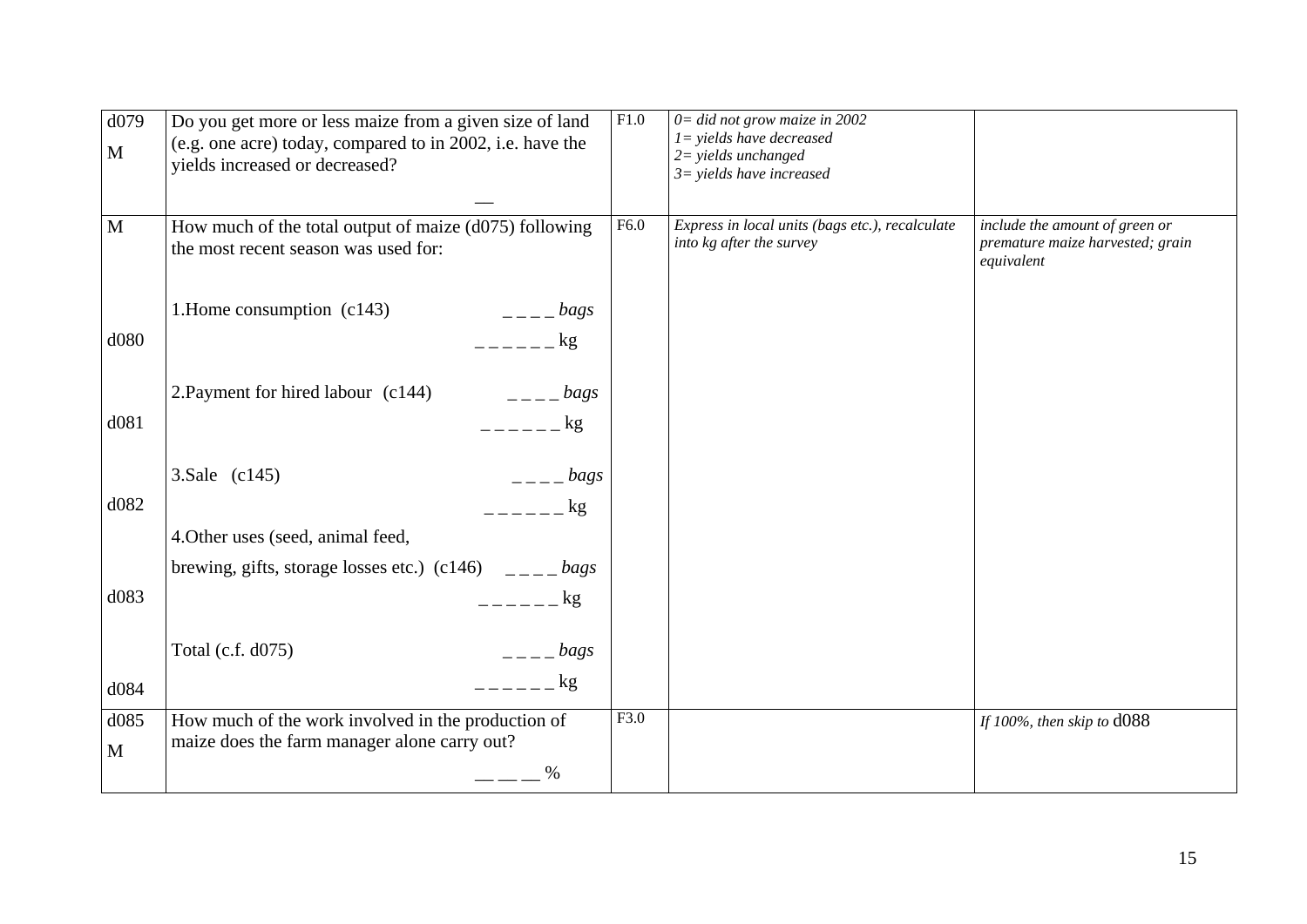| d079<br>M | Do you get more or less maize from a given size of land (e.g. one acre) today, compared to in 2002, i.e. have the yields increased or decreased?<br>__ | F1.0 | *0= did not grow maize in 2002*<br>*1= yields have decreased*<br>*2= yields unchanged*<br>*3= yields have increased* | |
|---|---|---|---|---|
| M | How much of the total output of maize (d075) following the most recent season was used for: | F6.0 | *Express in local units (bags etc.), recalculate into kg after the survey* | *include the amount of green or premature maize harvested; grain equivalent* |
| d080 | 1.Home consumption (c143) _ _ _ _ *bags*<br>_ _ _ _ _ _ kg | | | |
| d081 | 2.Payment for hired labour (c144) _ _ _ _ *bags*<br>_ _ _ _ _ _ kg | | | |
| d082 | 3.Sale (c145) _ _ _ _ *bags*<br>_ _ _ _ _ _ kg | | | |
| d083 | 4.Other uses (seed, animal feed, brewing, gifts, storage losses etc.) (c146) _ _ _ _ *bags*<br>_ _ _ _ _ _ kg | | | |
| d084 | Total (c.f. d075) _ _ _ _ *bags*<br>_ _ _ _ _ _ kg | | | |
| d085<br>M | How much of the work involved in the production of maize does the farm manager alone carry out?<br>__ __ __ % | F3.0 | | *If 100%, then skip to* d088 |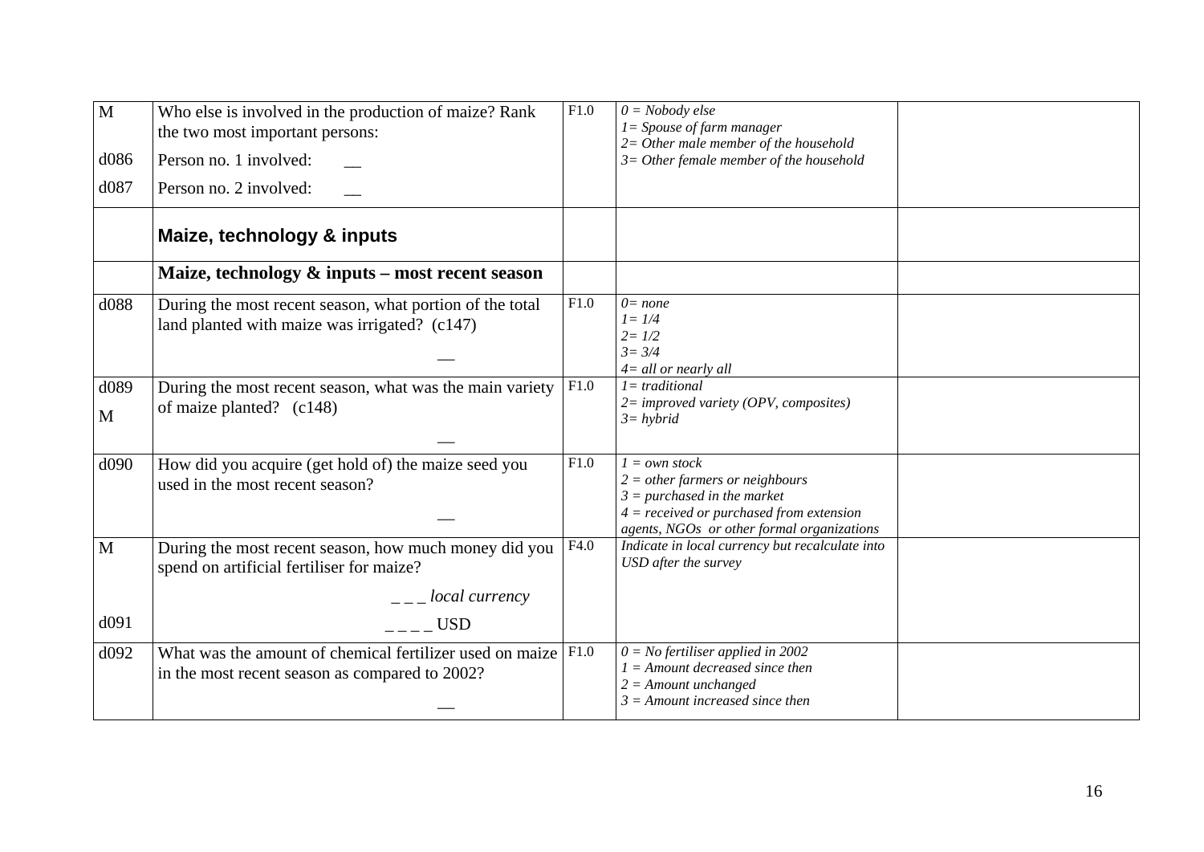| | | | | |
|---|---|---|---|---|
| M<br><br>d086<br><br>d087 | Who else is involved in the production of maize? Rank the two most important persons:<br><br>Person no. 1 involved: \_\_<br><br>Person no. 2 involved: \_\_ | F1.0 | *0 = Nobody else*<br>*1= Spouse of farm manager*<br>*2= Other male member of the household*<br>*3= Other female member of the household* | |
| | **Maize, technology & inputs** | | | |
| | **Maize, technology & inputs – most recent season** | | | |
| d088 | During the most recent season, what portion of the total land planted with maize was irrigated? (c147)<br><br>\_\_ | F1.0 | *0= none*<br>*1= 1/4*<br>*2= 1/2*<br>*3= 3/4*<br>*4= all or nearly all* | |
| d089<br><br>M | During the most recent season, what was the main variety of maize planted? (c148)<br><br>\_\_ | F1.0 | *1= traditional*<br>*2= improved variety (OPV, composites)*<br>*3= hybrid* | |
| d090 | How did you acquire (get hold of) the maize seed you used in the most recent season?<br><br>\_\_ | F1.0 | *1 = own stock*<br>*2 = other farmers or neighbours*<br>*3 = purchased in the market*<br>*4 = received or purchased from extension agents, NGOs or other formal organizations* | |
| M<br><br><br>d091 | During the most recent season, how much money did you spend on artificial fertiliser for maize?<br><br>\_ \_ \_ *local currency*<br><br>\_ \_ \_ \_ USD | F4.0 | *Indicate in local currency but recalculate into USD after the survey* | |
| d092 | What was the amount of chemical fertilizer used on maize in the most recent season as compared to 2002?<br><br>\_\_ | F1.0 | *0 = No fertiliser applied in 2002*<br>*1 = Amount decreased since then*<br>*2 = Amount unchanged*<br>*3 = Amount increased since then* | |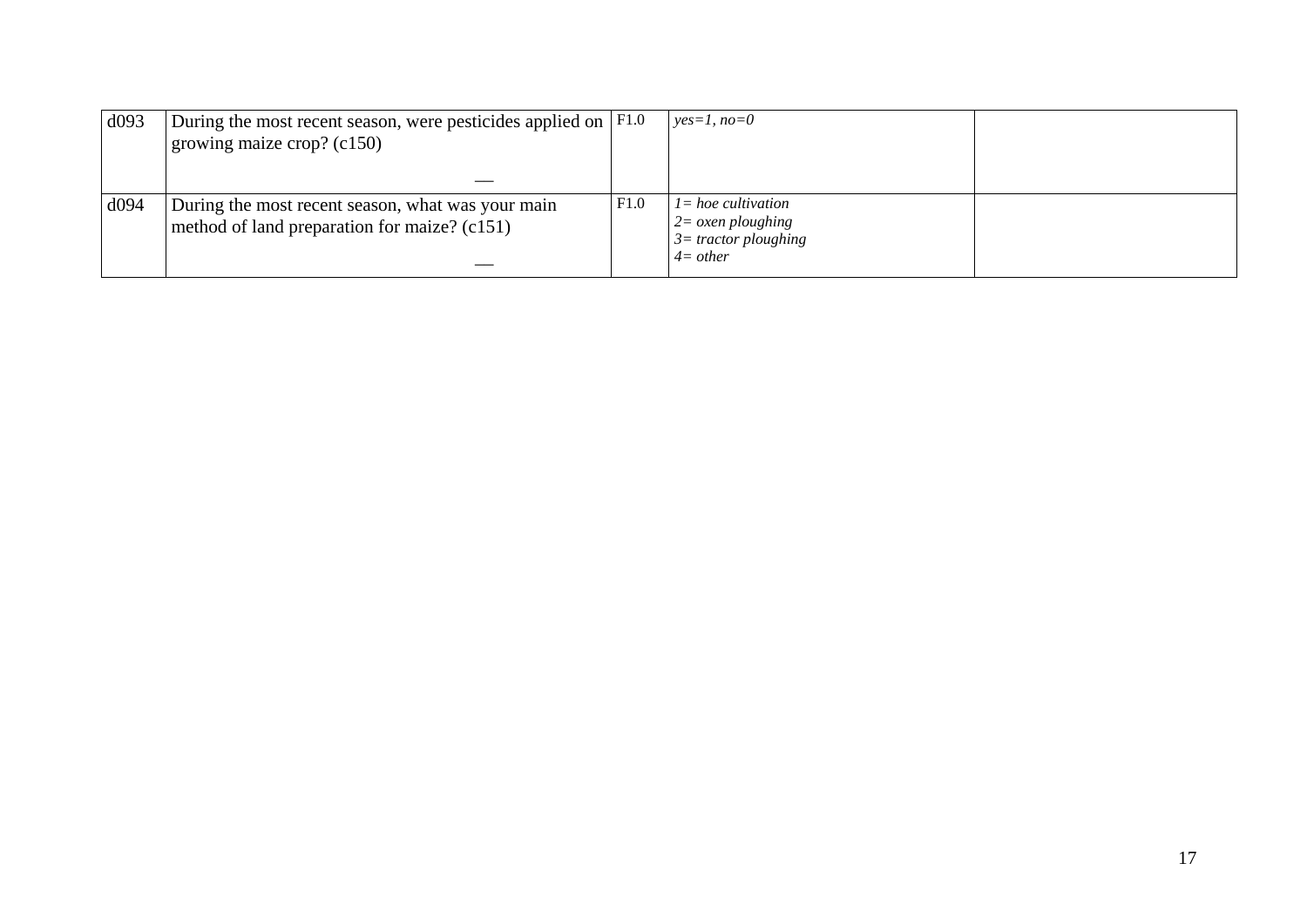| d093 | During the most recent season, were pesticides applied on growing maize crop? (c150)<br><br>__ | F1.0 | *yes=1, no=0* | |
|---|---|---|---|---|
| d094 | During the most recent season, what was your main method of land preparation for maize? (c151)<br><br>__ | F1.0 | *1= hoe cultivation*<br>*2= oxen ploughing*<br>*3= tractor ploughing*<br>*4= other* | |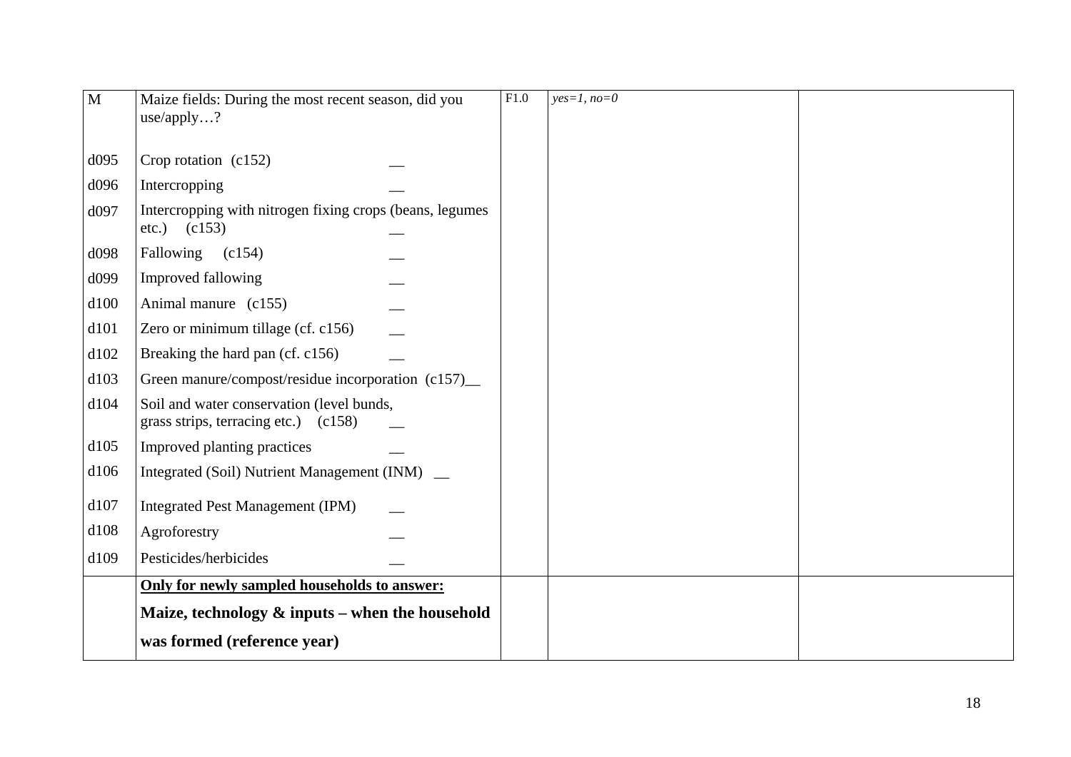| M | Maize fields: During the most recent season, did you use/apply…? | F1.0 | *yes=1, no=0* | |
|---|---|---|---|---|
| d095 | Crop rotation (c152) __ | | | |
| d096 | Intercropping __ | | | |
| d097 | Intercropping with nitrogen fixing crops (beans, legumes etc.) (c153) __ | | | |
| d098 | Fallowing (c154) __ | | | |
| d099 | Improved fallowing __ | | | |
| d100 | Animal manure (c155) __ | | | |
| d101 | Zero or minimum tillage (cf. c156) __ | | | |
| d102 | Breaking the hard pan (cf. c156) __ | | | |
| d103 | Green manure/compost/residue incorporation (c157)__ | | | |
| d104 | Soil and water conservation (level bunds, grass strips, terracing etc.) (c158) __ | | | |
| d105 | Improved planting practices __ | | | |
| d106 | Integrated (Soil) Nutrient Management (INM) __ | | | |
| d107 | Integrated Pest Management (IPM) __ | | | |
| d108 | Agroforestry __ | | | |
| d109 | Pesticides/herbicides __ | | | |
| | **Only for newly sampled households to answer:** **Maize, technology & inputs – when the household was formed (reference year)** | | | |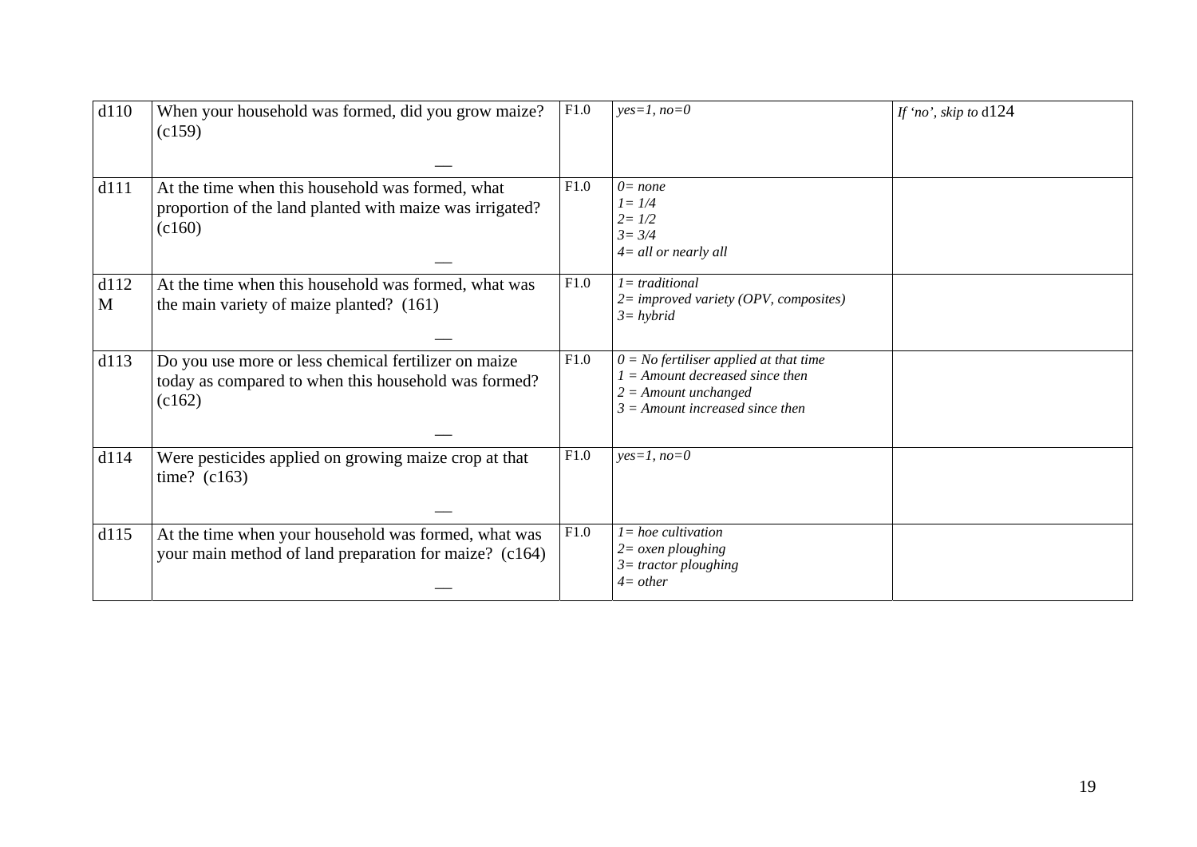| | | | | |
|---|---|---|---|---|
| d110 | When your household was formed, did you grow maize? (c159)<br>__ | F1.0 | *yes=1, no=0* | *If 'no', skip to* d124 |
| d111 | At the time when this household was formed, what proportion of the land planted with maize was irrigated? (c160)<br>__ | F1.0 | *0= none*<br>*1= 1/4*<br>*2= 1/2*<br>*3= 3/4*<br>*4= all or nearly all* | |
| d112 M | At the time when this household was formed, what was the main variety of maize planted? (161)<br>__ | F1.0 | *1= traditional*<br>*2= improved variety (OPV, composites)*<br>*3= hybrid* | |
| d113 | Do you use more or less chemical fertilizer on maize today as compared to when this household was formed? (c162)<br>__ | F1.0 | *0 = No fertiliser applied at that time*<br>*1 = Amount decreased since then*<br>*2 = Amount unchanged*<br>*3 = Amount increased since then* | |
| d114 | Were pesticides applied on growing maize crop at that time? (c163)<br>__ | F1.0 | *yes=1, no=0* | |
| d115 | At the time when your household was formed, what was your main method of land preparation for maize? (c164)<br>__ | F1.0 | *1= hoe cultivation*<br>*2= oxen ploughing*<br>*3= tractor ploughing*<br>*4= other* | |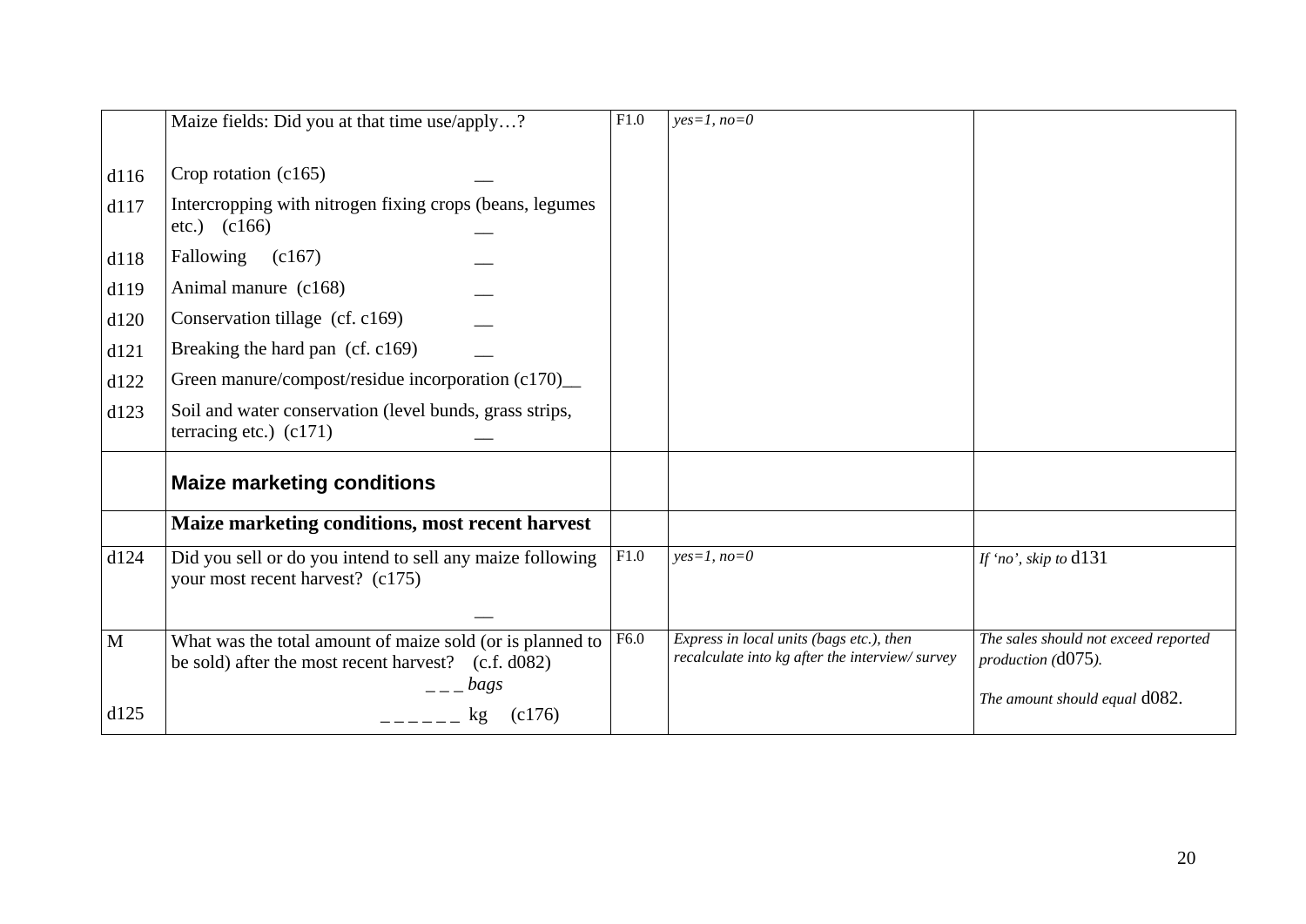| | | | | |
|---|---|---|---|---|
| | Maize fields: Did you at that time use/apply…? | F1.0 | *yes=1, no=0* | |
| d116 | Crop rotation (c165) __ | | | |
| d117 | Intercropping with nitrogen fixing crops (beans, legumes etc.) (c166) __ | | | |
| d118 | Fallowing (c167) __ | | | |
| d119 | Animal manure (c168) __ | | | |
| d120 | Conservation tillage (cf. c169) __ | | | |
| d121 | Breaking the hard pan (cf. c169) __ | | | |
| d122 | Green manure/compost/residue incorporation (c170)__ | | | |
| d123 | Soil and water conservation (level bunds, grass strips, terracing etc.) (c171) __ | | | |
| | **Maize marketing conditions** | | | |
| | **Maize marketing conditions, most recent harvest** | | | |
| d124 | Did you sell or do you intend to sell any maize following your most recent harvest? (c175) __ | F1.0 | *yes=1, no=0* | *If 'no', skip to* d131 |
| M<br><br>d125 | What was the total amount of maize sold (or is planned to be sold) after the most recent harvest? (c.f. d082)<br>_ _ _ *bags*<br>_ _ _ _ _ _ kg (c176) | F6.0 | *Express in local units (bags etc.), then recalculate into kg after the interview/ survey* | *The sales should not exceed reported production (*d075*).*<br><br>*The amount should equal* d082. |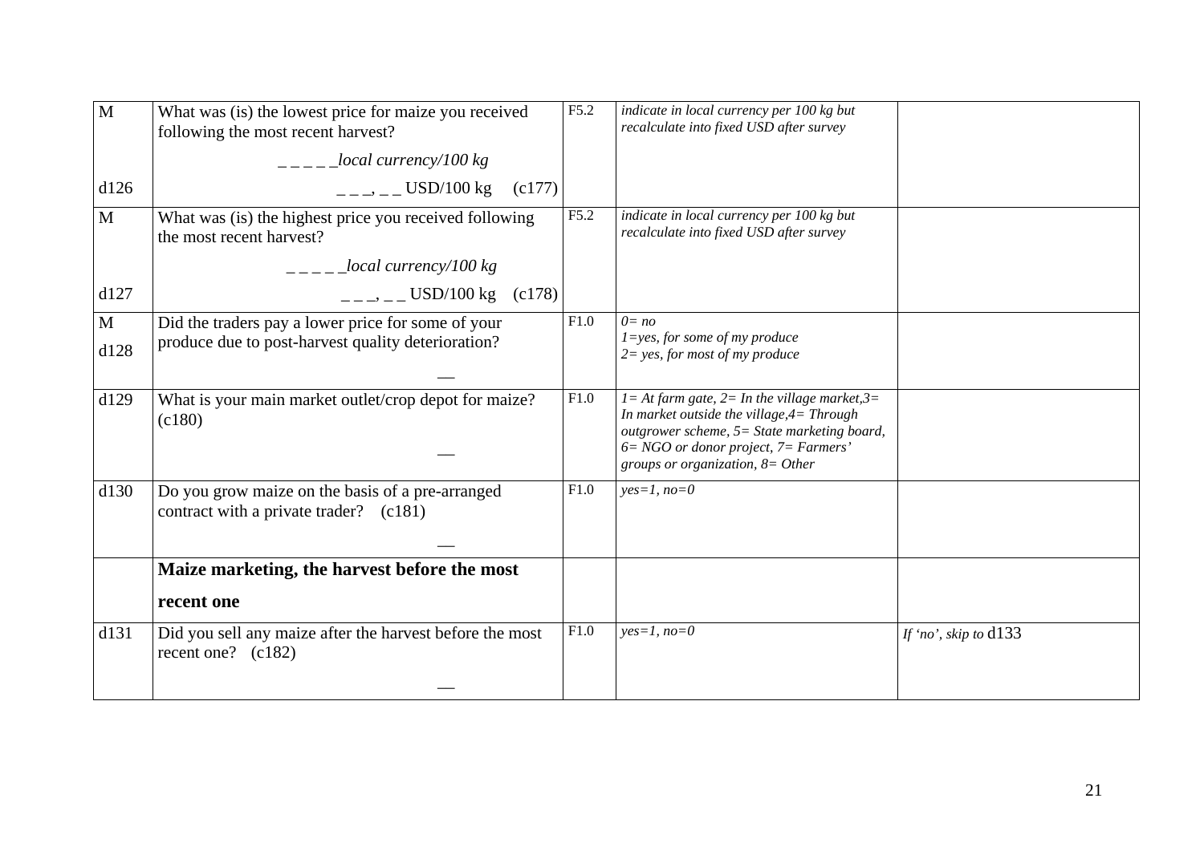| | | | | |
|---|---|---|---|---|
| M<br><br><br>d126 | What was (is) the lowest price for maize you received following the most recent harvest?<br><br>_ _ _ _ _local currency/100 kg<br><br>_ _ _, _ _ USD/100 kg (c177) | F5.2 | *indicate in local currency per 100 kg but recalculate into fixed USD after survey* | |
| M<br><br><br>d127 | What was (is) the highest price you received following the most recent harvest?<br><br>_ _ _ _ _local currency/100 kg<br><br>_ _ _, _ _ USD/100 kg (c178) | F5.2 | *indicate in local currency per 100 kg but recalculate into fixed USD after survey* | |
| M<br>d128 | Did the traders pay a lower price for some of your produce due to post-harvest quality deterioration?<br><br>__ | F1.0 | *0= no*<br>*1=yes, for some of my produce*<br>*2= yes, for most of my produce* | |
| d129 | What is your main market outlet/crop depot for maize? (c180)<br><br>__ | F1.0 | *1= At farm gate, 2= In the village market,3= In market outside the village,4= Through outgrower scheme, 5= State marketing board, 6= NGO or donor project, 7= Farmers' groups or organization, 8= Other* | |
| d130 | Do you grow maize on the basis of a pre-arranged contract with a private trader? (c181)<br><br>__ | F1.0 | *yes=1, no=0* | |
| | **Maize marketing, the harvest before the most recent one** | | | |
| d131 | Did you sell any maize after the harvest before the most recent one? (c182)<br><br>__ | F1.0 | *yes=1, no=0* | *If 'no', skip to* d133 |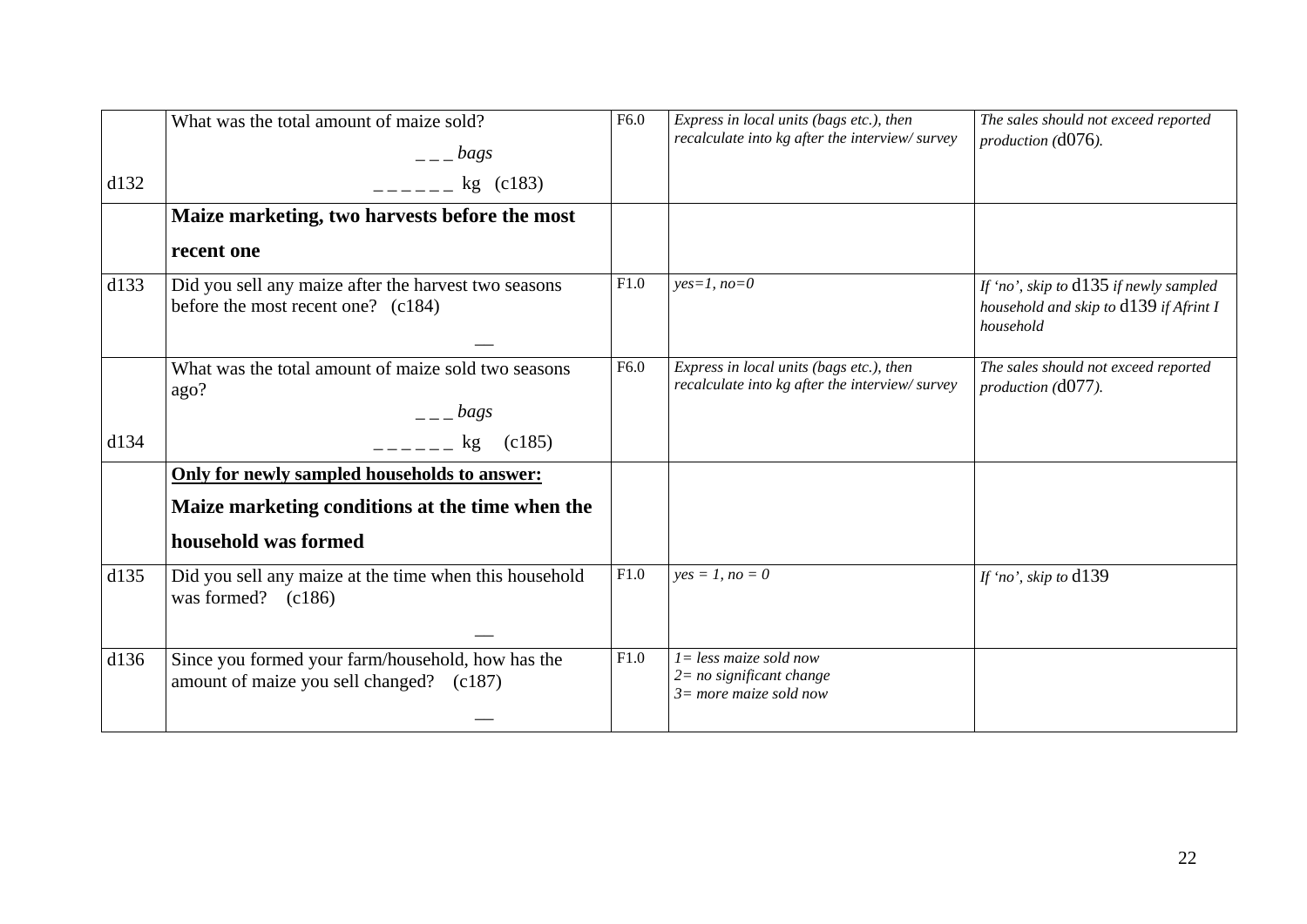| | | | | |
|---|---|---|---|---|
| d132 | What was the total amount of maize sold?<br>_ _ _ *bags*<br>_ _ _ _ _ _ kg (c183) | F6.0 | *Express in local units (bags etc.), then recalculate into kg after the interview/ survey* | *The sales should not exceed reported production (*d076*).* |
| | **Maize marketing, two harvests before the most recent one** | | | |
| d133 | Did you sell any maize after the harvest two seasons before the most recent one? (c184)<br>__ | F1.0 | *yes=1, no=0* | *If 'no', skip to* d135 *if newly sampled household and skip to* d139 *if Afrint I household* |
| d134 | What was the total amount of maize sold two seasons ago?<br>_ _ _ *bags*<br>_ _ _ _ _ _ kg (c185) | F6.0 | *Express in local units (bags etc.), then recalculate into kg after the interview/ survey* | *The sales should not exceed reported production (*d077*).* |
| | **<u>Only for newly sampled households to answer:</u>**<br>**Maize marketing conditions at the time when the household was formed** | | | |
| d135 | Did you sell any maize at the time when this household was formed? (c186)<br>__ | F1.0 | *yes = 1, no = 0* | *If 'no', skip to* d139 |
| d136 | Since you formed your farm/household, how has the amount of maize you sell changed? (c187)<br>__ | F1.0 | *1= less maize sold now*<br>*2= no significant change*<br>*3= more maize sold now* | |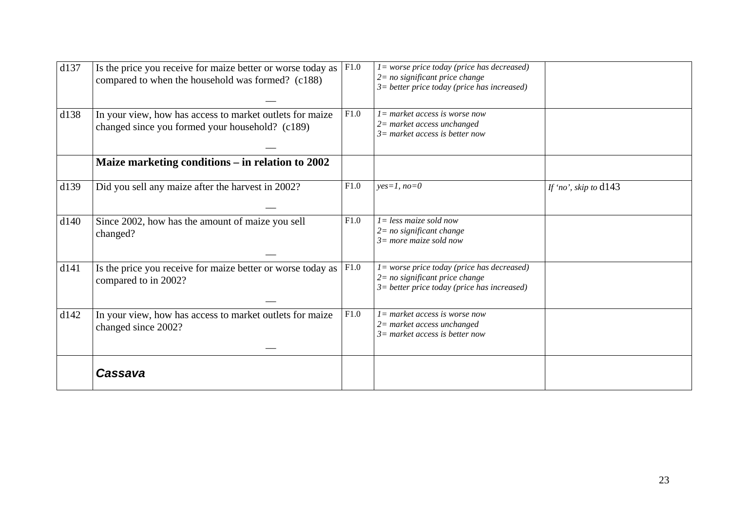| | | | | |
|---|---|---|---|---|
| d137 | Is the price you receive for maize better or worse today as compared to when the household was formed? (c188)<br>__ | F1.0 | *1= worse price today (price has decreased)*<br>*2= no significant price change*<br>*3= better price today (price has increased)* | |
| d138 | In your view, how has access to market outlets for maize changed since you formed your household? (c189)<br>__ | F1.0 | *1= market access is worse now*<br>*2= market access unchanged*<br>*3= market access is better now* | |
| | **Maize marketing conditions – in relation to 2002** | | | |
| d139 | Did you sell any maize after the harvest in 2002?<br>__ | F1.0 | *yes=1, no=0* | *If 'no', skip to* d143 |
| d140 | Since 2002, how has the amount of maize you sell changed?<br>__ | F1.0 | *1= less maize sold now*<br>*2= no significant change*<br>*3= more maize sold now* | |
| d141 | Is the price you receive for maize better or worse today as compared to in 2002?<br>__ | F1.0 | *1= worse price today (price has decreased)*<br>*2= no significant price change*<br>*3= better price today (price has increased)* | |
| d142 | In your view, how has access to market outlets for maize changed since 2002?<br>__ | F1.0 | *1= market access is worse now*<br>*2= market access unchanged*<br>*3= market access is better now* | |
| | ***Cassava*** | | | |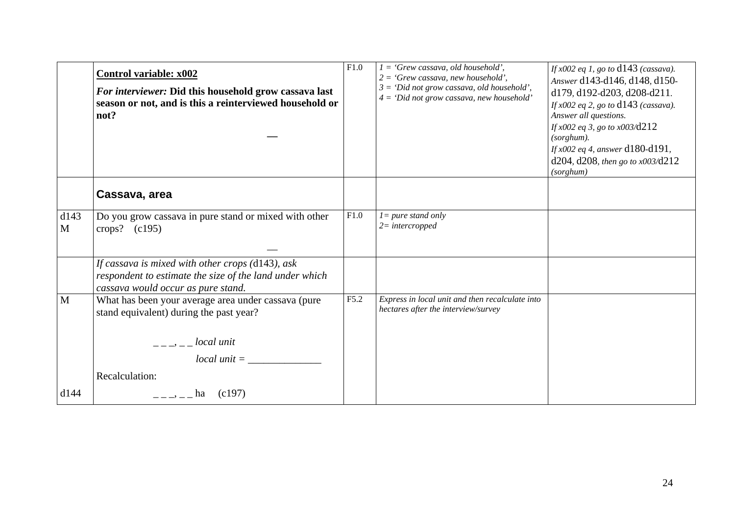| | | | | |
|---|---|---|---|---|
| | **Control variable: x002**<br>***For interviewer:* Did this household grow cassava last season or not, and is this a reinterviewed household or not?**<br>— | F1.0 | *1 = 'Grew cassava, old household',*<br>*2 = 'Grew cassava, new household',*<br>*3 = 'Did not grow cassava, old household',*<br>*4 = 'Did not grow cassava, new household'* | *If x002 eq 1, go to* d143 *(cassava). Answer* d143-d146*,* d148*,* d150-d179*,* d192-d203*,* d208-d211*.*<br>*If x002 eq 2, go to* d143 *(cassava). Answer all questions.*<br>*If x002 eq 3, go to x003/*d212 *(sorghum).*<br>*If x002 eq 4, answer* d180-d191*,* d204*,* d208*, then go to x003/*d212 *(sorghum)* |
| | **Cassava, area** | | | |
| d143 M | Do you grow cassava in pure stand or mixed with other crops? (c195)<br>— | F1.0 | *1= pure stand only*<br>*2= intercropped* | |
| | *If cassava is mixed with other crops (*d143*), ask respondent to estimate the size of the land under which cassava would occur as pure stand.* | | | |
| M<br><br><br><br><br>d144 | What has been your average area under cassava (pure stand equivalent) during the past year?<br>_ _ _, _ _ *local unit*<br>*local unit =* ______________<br>Recalculation:<br>_ _ _, _ _ ha (c197) | F5.2 | *Express in local unit and then recalculate into hectares after the interview/survey* | |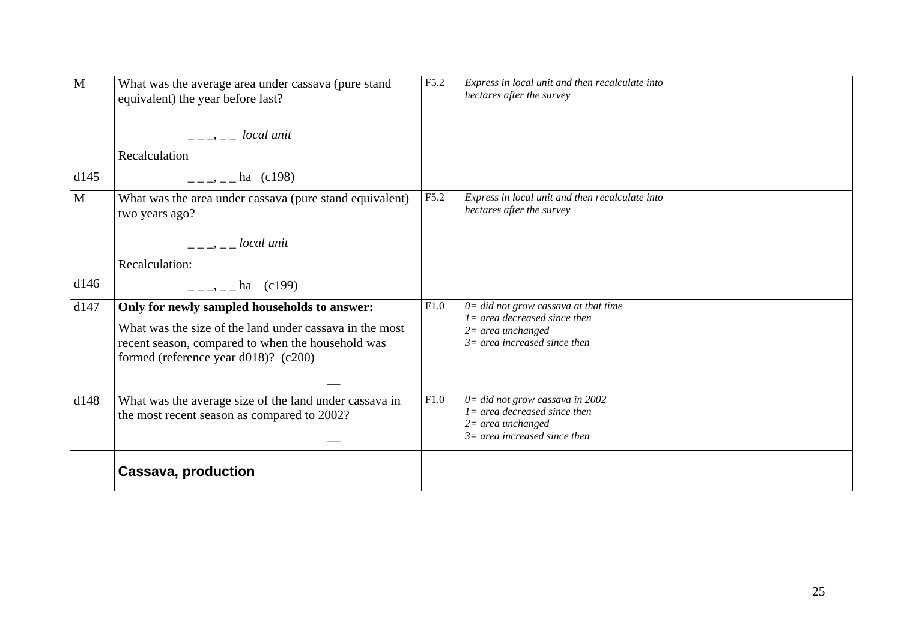| | | | | |
|---|---|---|---|---|
| M<br><br><br><br>d145 | What was the average area under cassava (pure stand equivalent) the year before last?<br><br>_ _ _, _ _ *local unit*<br><br>Recalculation<br><br>_ _ _, _ _ ha (c198) | F5.2 | *Express in local unit and then recalculate into hectares after the survey* | |
| M<br><br><br><br>d146 | What was the area under cassava (pure stand equivalent) two years ago?<br><br>_ _ _, _ _ *local unit*<br><br>Recalculation:<br><br>_ _ _, _ _ ha (c199) | F5.2 | *Express in local unit and then recalculate into hectares after the survey* | |
| d147 | **Only for newly sampled households to answer:**<br><br>What was the size of the land under cassava in the most recent season, compared to when the household was formed (reference year d018)? (c200)<br><br>__ | F1.0 | *0= did not grow cassava at that time*<br>*1= area decreased since then*<br>*2= area unchanged*<br>*3= area increased since then* | |
| d148 | What was the average size of the land under cassava in the most recent season as compared to 2002?<br><br>__ | F1.0 | *0= did not grow cassava in 2002*<br>*1= area decreased since then*<br>*2= area unchanged*<br>*3= area increased since then* | |
| | **Cassava, production** | | | |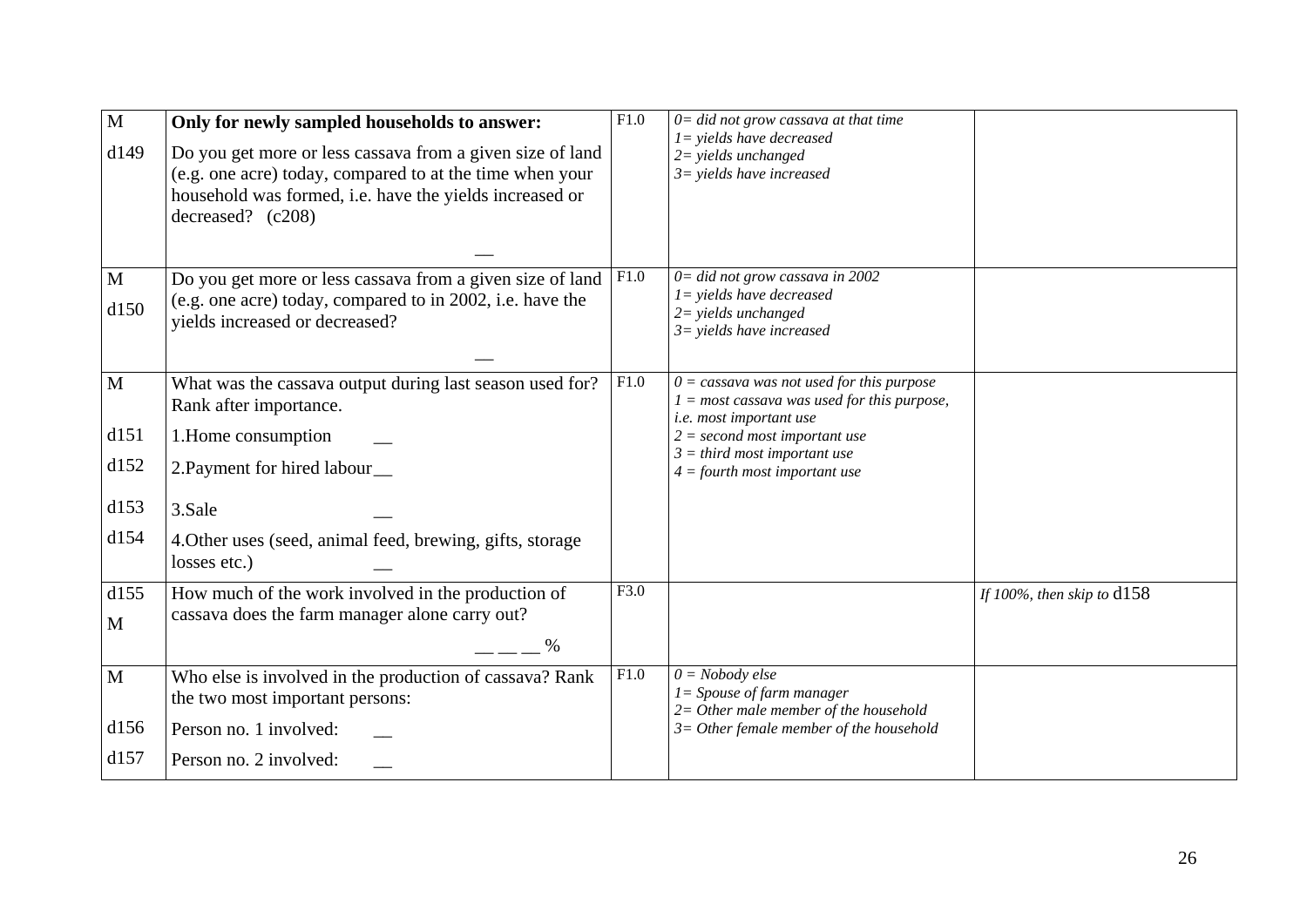| | | | | |
|---|---|---|---|---|
| M<br>d149 | **Only for newly sampled households to answer:**<br>Do you get more or less cassava from a given size of land (e.g. one acre) today, compared to at the time when your household was formed, i.e. have the yields increased or decreased? (c208)<br>__ | F1.0 | *0= did not grow cassava at that time*<br>*1= yields have decreased*<br>*2= yields unchanged*<br>*3= yields have increased* | |
| M<br>d150 | Do you get more or less cassava from a given size of land (e.g. one acre) today, compared to in 2002, i.e. have the yields increased or decreased?<br>__ | F1.0 | *0= did not grow cassava in 2002*<br>*1= yields have decreased*<br>*2= yields unchanged*<br>*3= yields have increased* | |
| M<br>d151<br>d152<br>d153<br>d154 | What was the cassava output during last season used for? Rank after importance.<br>1.Home consumption __<br>2.Payment for hired labour__<br>3.Sale __<br>4.Other uses (seed, animal feed, brewing, gifts, storage losses etc.) __ | F1.0 | *0 = cassava was not used for this purpose*<br>*1 = most cassava was used for this purpose, i.e. most important use*<br>*2 = second most important use*<br>*3 = third most important use*<br>*4 = fourth most important use* | |
| d155<br>M | How much of the work involved in the production of cassava does the farm manager alone carry out?<br>__ __ __ % | F3.0 | | *If 100%, then skip to* d158 |
| M<br>d156<br>d157 | Who else is involved in the production of cassava? Rank the two most important persons:<br>Person no. 1 involved: __<br>Person no. 2 involved: __ | F1.0 | *0 = Nobody else*<br>*1= Spouse of farm manager*<br>*2= Other male member of the household*<br>*3= Other female member of the household* | |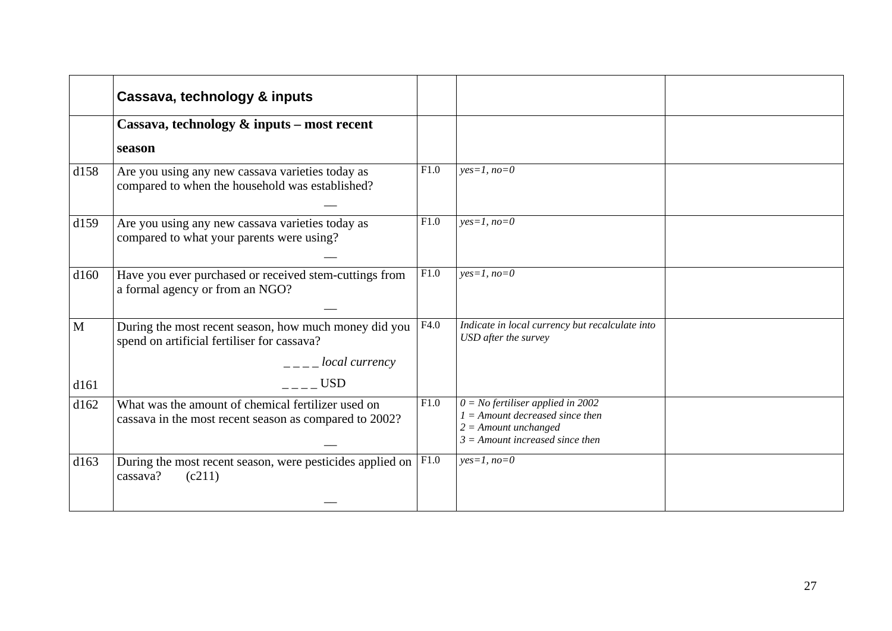|  | Cassava, technology & inputs |  |  |  |
|---|---|---|---|---|
|  | **Cassava, technology & inputs – most recent season** |  |  |  |
| d158 | Are you using any new cassava varieties today as compared to when the household was established? __ | F1.0 | *yes=1, no=0* |  |
| d159 | Are you using any new cassava varieties today as compared to what your parents were using? __ | F1.0 | *yes=1, no=0* |  |
| d160 | Have you ever purchased or received stem-cuttings from a formal agency or from an NGO? __ | F1.0 | *yes=1, no=0* |  |
| M<br><br>d161 | During the most recent season, how much money did you spend on artificial fertiliser for cassava?<br>_ _ _ _ *local currency*<br>_ _ _ _ USD | F4.0 | *Indicate in local currency but recalculate into USD after the survey* |  |
| d162 | What was the amount of chemical fertilizer used on cassava in the most recent season as compared to 2002? __ | F1.0 | *0 = No fertiliser applied in 2002*<br>*1 = Amount decreased since then*<br>*2 = Amount unchanged*<br>*3 = Amount increased since then* |  |
| d163 | During the most recent season, were pesticides applied on cassava? (c211) __ | F1.0 | *yes=1, no=0* |  |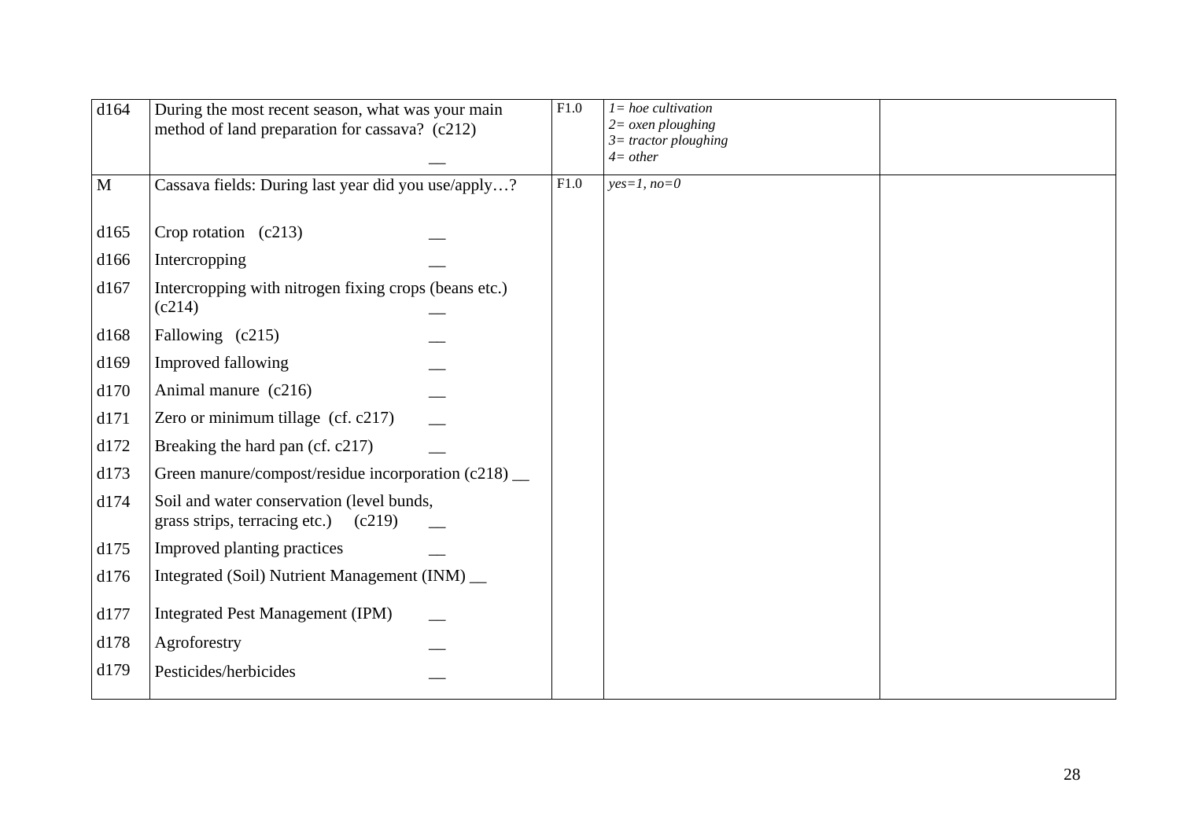| | | | | |
|---|---|---|---|---|
| d164 | During the most recent season, what was your main method of land preparation for cassava? (c212) __ | F1.0 | *1= hoe cultivation*<br>*2= oxen ploughing*<br>*3= tractor ploughing*<br>*4= other* | |
| M | Cassava fields: During last year did you use/apply…? | F1.0 | *yes=1, no=0* | |
| d165 | Crop rotation (c213) __ | | | |
| d166 | Intercropping __ | | | |
| d167 | Intercropping with nitrogen fixing crops (beans etc.) (c214) __ | | | |
| d168 | Fallowing (c215) __ | | | |
| d169 | Improved fallowing __ | | | |
| d170 | Animal manure (c216) __ | | | |
| d171 | Zero or minimum tillage (cf. c217) __ | | | |
| d172 | Breaking the hard pan (cf. c217) __ | | | |
| d173 | Green manure/compost/residue incorporation (c218) __ | | | |
| d174 | Soil and water conservation (level bunds, grass strips, terracing etc.) (c219) __ | | | |
| d175 | Improved planting practices __ | | | |
| d176 | Integrated (Soil) Nutrient Management (INM) __ | | | |
| d177 | Integrated Pest Management (IPM) __ | | | |
| d178 | Agroforestry __ | | | |
| d179 | Pesticides/herbicides __ | | | |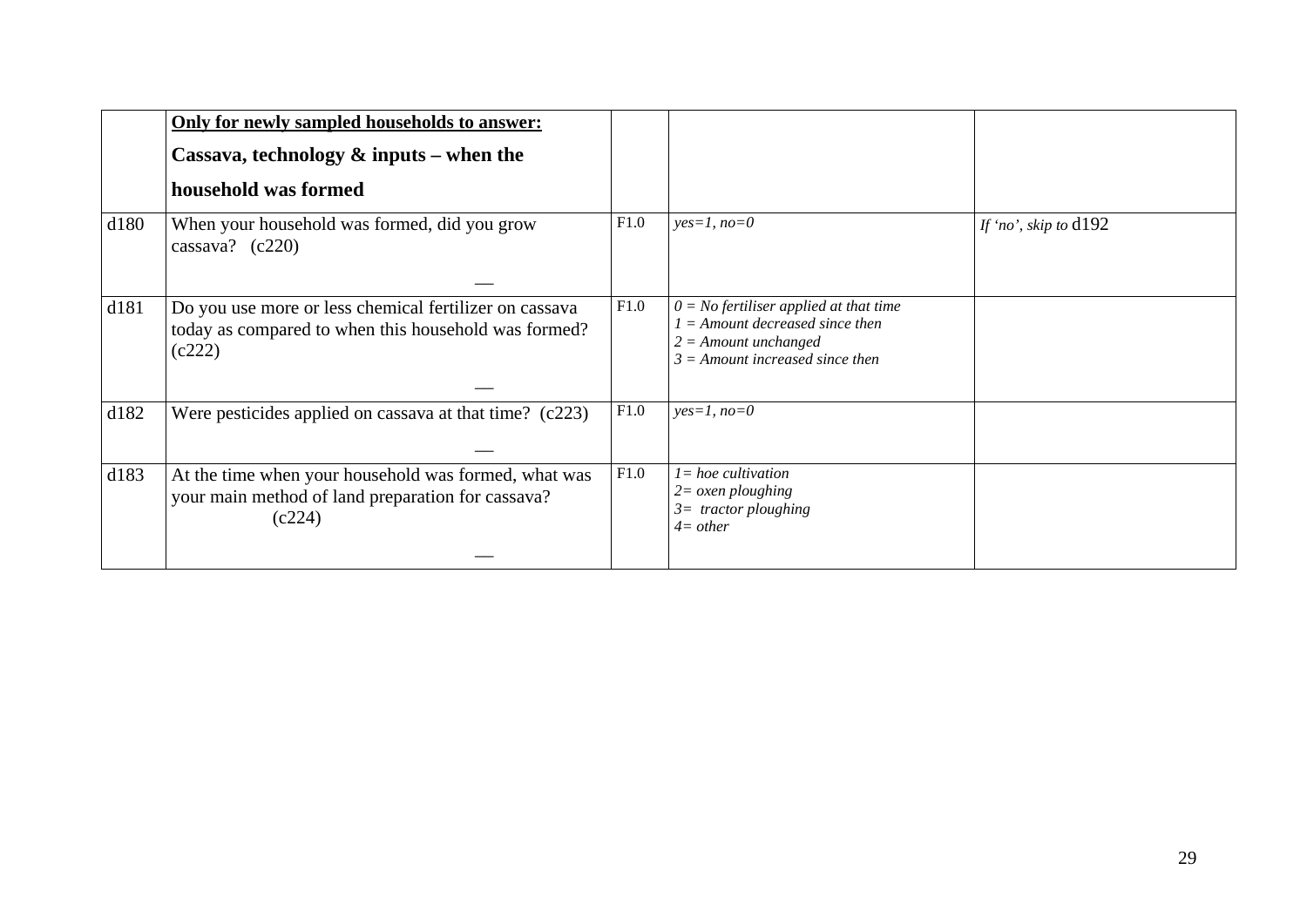|  | **<u>Only for newly sampled households to answer:</u>**<br>**Cassava, technology & inputs – when the household was formed** |  |  |  |
|---|---|---|---|---|
| d180 | When your household was formed, did you grow cassava? (c220)<br>__ | F1.0 | *yes=1, no=0* | *If 'no', skip to* d192 |
| d181 | Do you use more or less chemical fertilizer on cassava today as compared to when this household was formed? (c222)<br>__ | F1.0 | *0 = No fertiliser applied at that time*<br>*1 = Amount decreased since then*<br>*2 = Amount unchanged*<br>*3 = Amount increased since then* |  |
| d182 | Were pesticides applied on cassava at that time? (c223)<br>__ | F1.0 | *yes=1, no=0* |  |
| d183 | At the time when your household was formed, what was your main method of land preparation for cassava? (c224)<br>__ | F1.0 | *1= hoe cultivation*<br>*2= oxen ploughing*<br>*3= tractor ploughing*<br>*4= other* |  |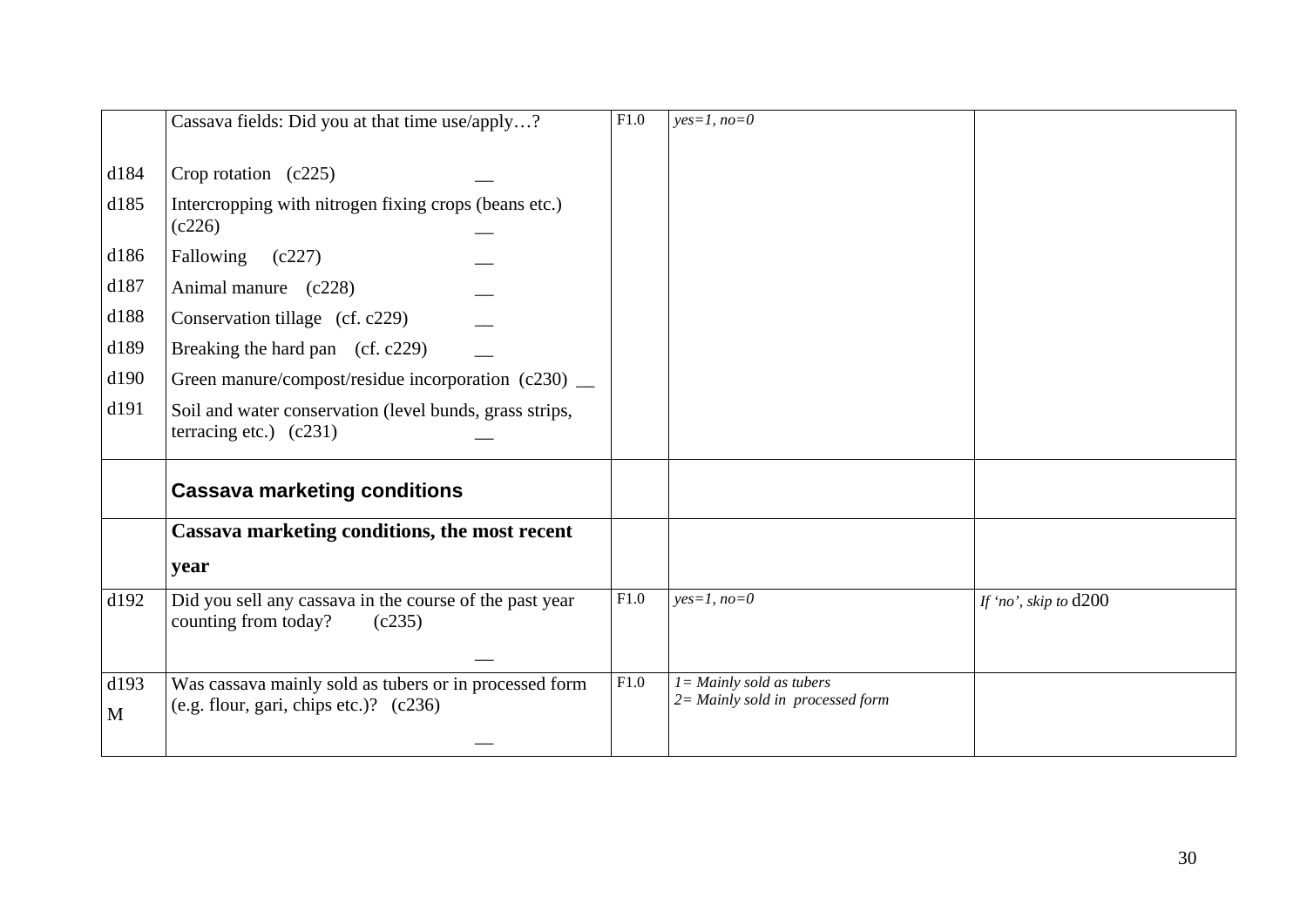| | | | | |
|---|---|---|---|---|
| | Cassava fields: Did you at that time use/apply…? | F1.0 | *yes=1, no=0* | |
| d184 | Crop rotation (c225) __ | | | |
| d185 | Intercropping with nitrogen fixing crops (beans etc.) (c226) __ | | | |
| d186 | Fallowing (c227) __ | | | |
| d187 | Animal manure (c228) __ | | | |
| d188 | Conservation tillage (cf. c229) __ | | | |
| d189 | Breaking the hard pan (cf. c229) __ | | | |
| d190 | Green manure/compost/residue incorporation (c230) __ | | | |
| d191 | Soil and water conservation (level bunds, grass strips, terracing etc.) (c231) __ | | | |
| | **Cassava marketing conditions** | | | |
| | **Cassava marketing conditions, the most recent year** | | | |
| d192 | Did you sell any cassava in the course of the past year counting from today? (c235) __ | F1.0 | *yes=1, no=0* | *If 'no', skip to* d200 |
| d193 M | Was cassava mainly sold as tubers or in processed form (e.g. flour, gari, chips etc.)? (c236) __ | F1.0 | *1= Mainly sold as tubers*<br>*2= Mainly sold in processed form* | |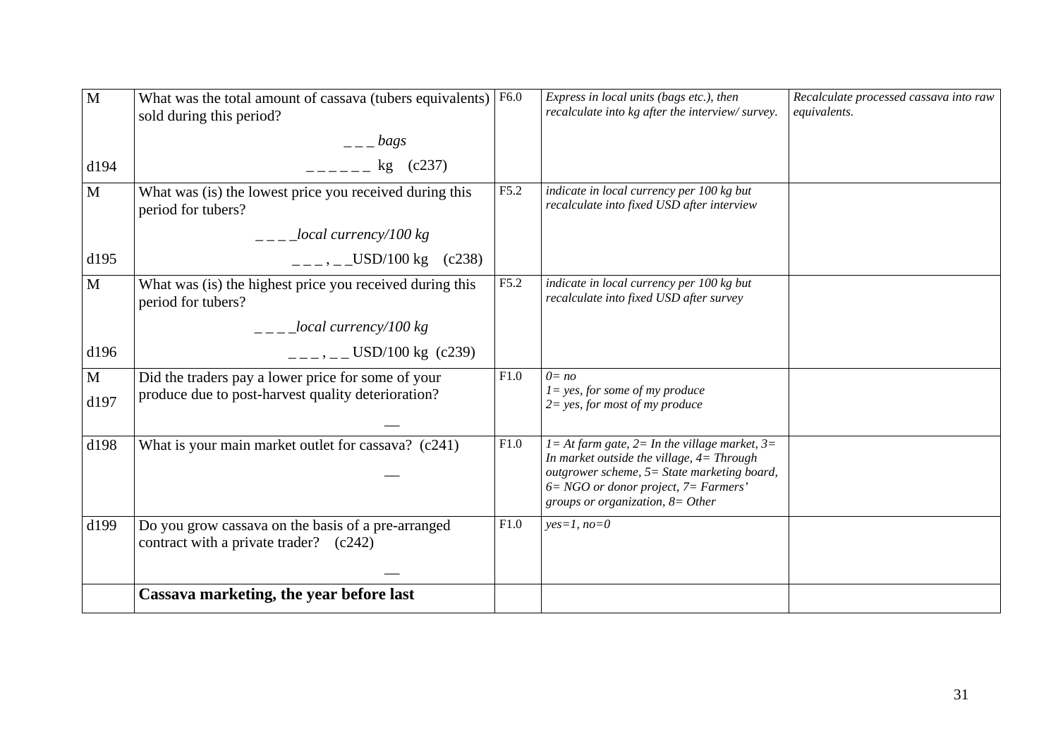| | | | | |
|---|---|---|---|---|
| M<br><br><br>d194 | What was the total amount of cassava (tubers equivalents) sold during this period?<br>_ _ _ *bags*<br>_ _ _ _ _ _ kg (c237) | F6.0 | *Express in local units (bags etc.), then recalculate into kg after the interview/ survey.* | *Recalculate processed cassava into raw equivalents.* |
| M<br><br><br>d195 | What was (is) the lowest price you received during this period for tubers?<br>_ _ _ _*local currency/100 kg*<br>_ _ _ , _ _USD/100 kg (c238) | F5.2 | *indicate in local currency per 100 kg but recalculate into fixed USD after interview* | |
| M<br><br><br>d196 | What was (is) the highest price you received during this period for tubers?<br>_ _ _ _*local currency/100 kg*<br>_ _ _ , _ _ USD/100 kg (c239) | F5.2 | *indicate in local currency per 100 kg but recalculate into fixed USD after survey* | |
| M<br>d197 | Did the traders pay a lower price for some of your produce due to post-harvest quality deterioration?<br>__ | F1.0 | *0= no*<br>*1= yes, for some of my produce*<br>*2= yes, for most of my produce* | |
| d198 | What is your main market outlet for cassava? (c241)<br>__ | F1.0 | *1= At farm gate, 2= In the village market, 3= In market outside the village, 4= Through outgrower scheme, 5= State marketing board, 6= NGO or donor project, 7= Farmers' groups or organization, 8= Other* | |
| d199 | Do you grow cassava on the basis of a pre-arranged contract with a private trader? (c242)<br>__ | F1.0 | *yes=1, no=0* | |
| | **Cassava marketing, the year before last** | | | |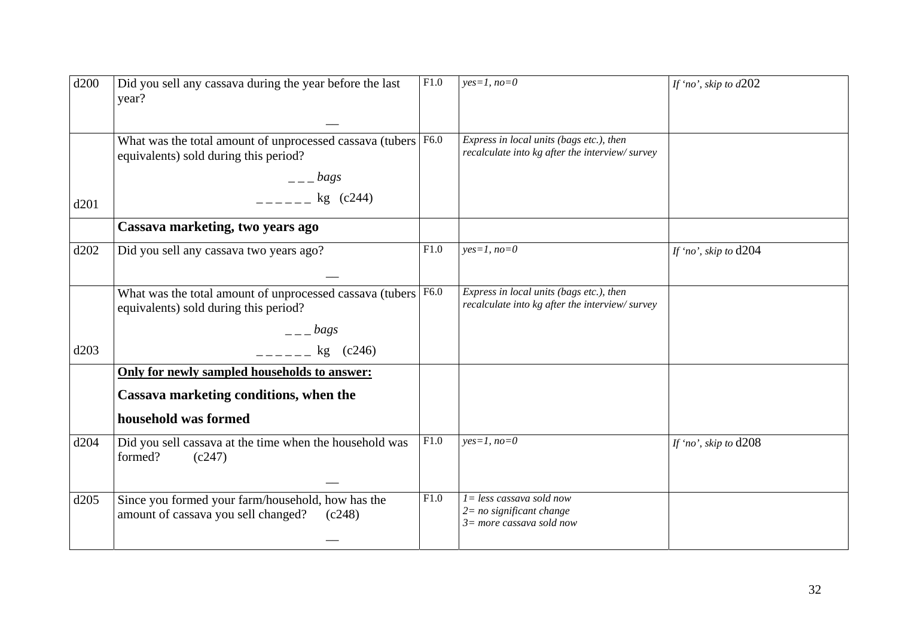| | | | | |
|---|---|---|---|---|
| d200 | Did you sell any cassava during the year before the last year? __ | F1.0 | *yes=1, no=0* | *If 'no', skip to d*202 |
| d201 | What was the total amount of unprocessed cassava (tubers equivalents) sold during this period? _ _ _ *bags* _ _ _ _ _ _ kg (c244) | F6.0 | *Express in local units (bags etc.), then recalculate into kg after the interview/ survey* | |
| | **Cassava marketing, two years ago** | | | |
| d202 | Did you sell any cassava two years ago? __ | F1.0 | *yes=1, no=0* | *If 'no', skip to* d204 |
| d203 | What was the total amount of unprocessed cassava (tubers equivalents) sold during this period? _ _ _ *bags* _ _ _ _ _ _ kg (c246) | F6.0 | *Express in local units (bags etc.), then recalculate into kg after the interview/ survey* | |
| | **Only for newly sampled households to answer:** **Cassava marketing conditions, when the household was formed** | | | |
| d204 | Did you sell cassava at the time when the household was formed? (c247) __ | F1.0 | *yes=1, no=0* | *If 'no', skip to* d208 |
| d205 | Since you formed your farm/household, how has the amount of cassava you sell changed? (c248) __ | F1.0 | *1= less cassava sold now* *2= no significant change* *3= more cassava sold now* | |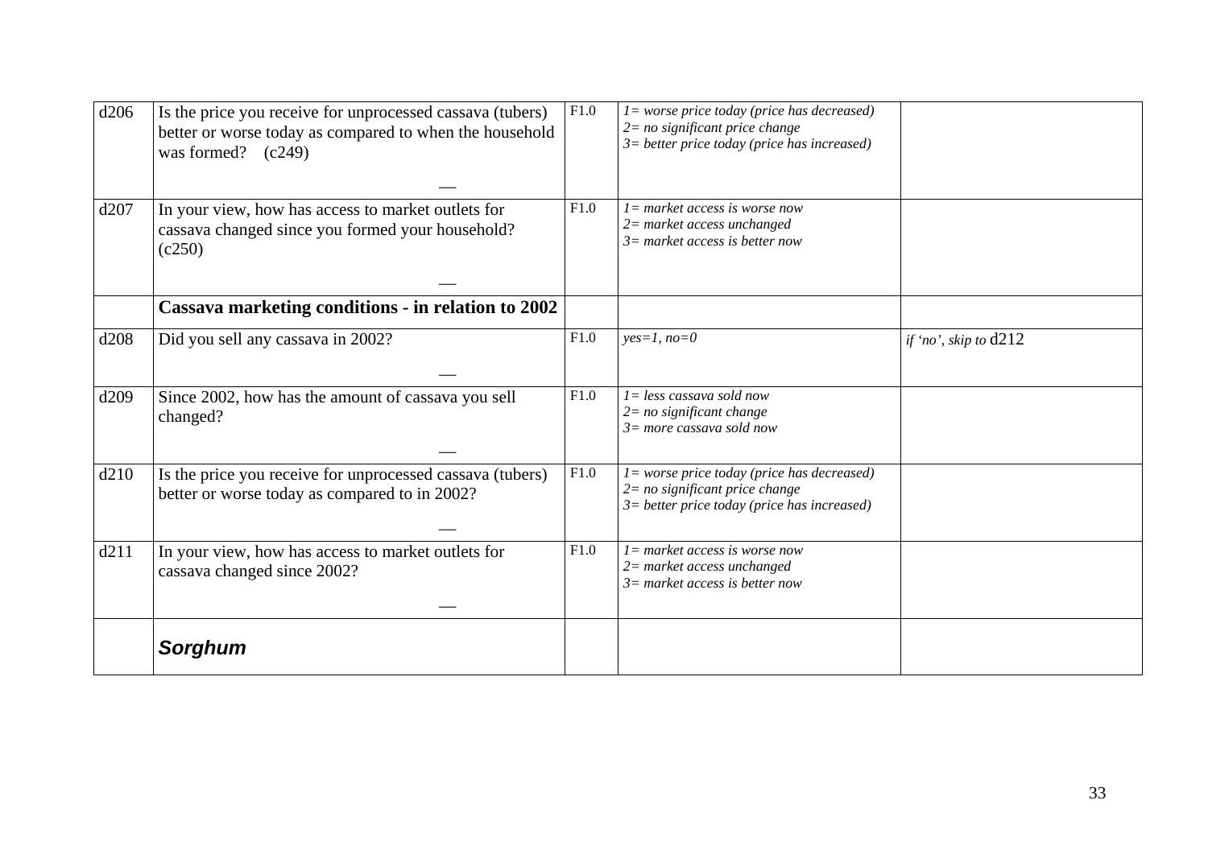| | | | | |
|---|---|---|---|---|
| d206 | Is the price you receive for unprocessed cassava (tubers) better or worse today as compared to when the household was formed? (c249) __ | F1.0 | *1= worse price today (price has decreased)*<br>*2= no significant price change*<br>*3= better price today (price has increased)* | |
| d207 | In your view, how has access to market outlets for cassava changed since you formed your household? (c250) __ | F1.0 | *1= market access is worse now*<br>*2= market access unchanged*<br>*3= market access is better now* | |
| | **Cassava marketing conditions - in relation to 2002** | | | |
| d208 | Did you sell any cassava in 2002? __ | F1.0 | *yes=1, no=0* | *if 'no', skip to* d212 |
| d209 | Since 2002, how has the amount of cassava you sell changed? __ | F1.0 | *1= less cassava sold now*<br>*2= no significant change*<br>*3= more cassava sold now* | |
| d210 | Is the price you receive for unprocessed cassava (tubers) better or worse today as compared to in 2002? __ | F1.0 | *1= worse price today (price has decreased)*<br>*2= no significant price change*<br>*3= better price today (price has increased)* | |
| d211 | In your view, how has access to market outlets for cassava changed since 2002? __ | F1.0 | *1= market access is worse now*<br>*2= market access unchanged*<br>*3= market access is better now* | |
| | ***Sorghum*** | | | |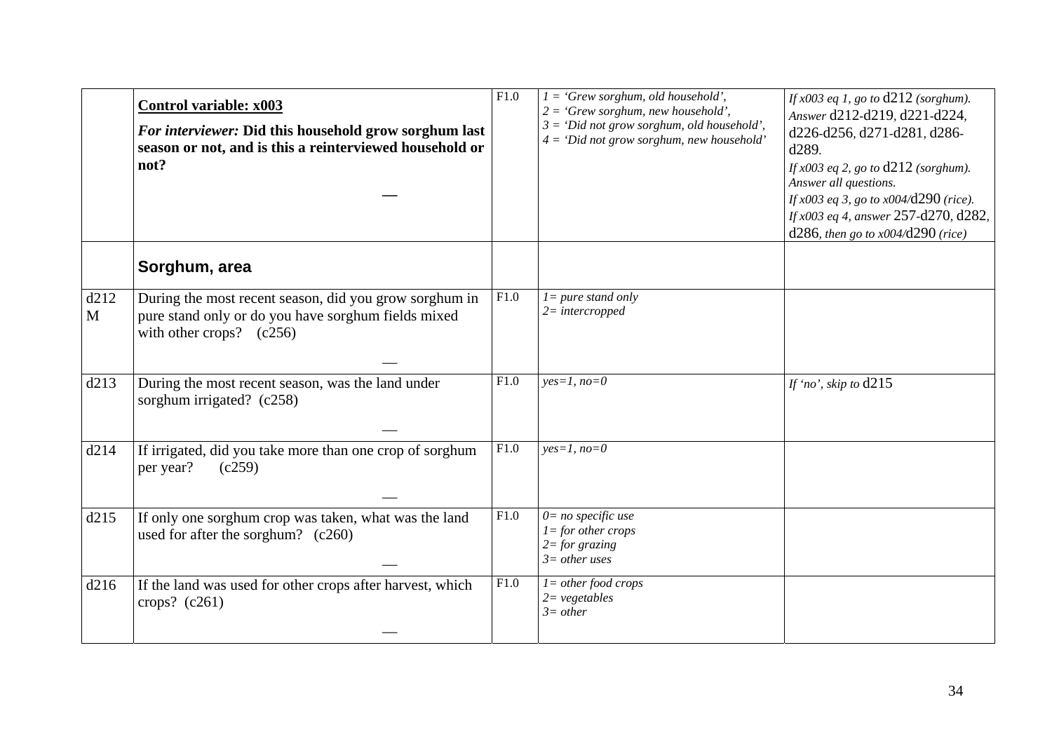|  |  |  |  |  |
|---|---|---|---|---|
|  | **Control variable: x003**<br>***For interviewer:*** **Did this household grow sorghum last season or not, and is this a reinterviewed household or not?**<br>— | F1.0 | *1 = 'Grew sorghum, old household',*<br>*2 = 'Grew sorghum, new household',*<br>*3 = 'Did not grow sorghum, old household',*<br>*4 = 'Did not grow sorghum, new household'* | *If x003 eq 1, go to* d212 *(sorghum). Answer* d212-d219, d221-d224, d226-d256, d271-d281, d286-d289.<br>*If x003 eq 2, go to* d212 *(sorghum). Answer all questions.*<br>*If x003 eq 3, go to x004/*d290 *(rice).*<br>*If x003 eq 4, answer* 257-d270, d282, d286, *then go to x004/*d290 *(rice)* |
|  | **Sorghum, area** |  |  |  |
| d212 M | During the most recent season, did you grow sorghum in pure stand only or do you have sorghum fields mixed with other crops? (c256)<br>— | F1.0 | *1= pure stand only*<br>*2= intercropped* |  |
| d213 | During the most recent season, was the land under sorghum irrigated? (c258)<br>— | F1.0 | *yes=1, no=0* | *If 'no', skip to* d215 |
| d214 | If irrigated, did you take more than one crop of sorghum per year? (c259)<br>— | F1.0 | *yes=1, no=0* |  |
| d215 | If only one sorghum crop was taken, what was the land used for after the sorghum? (c260)<br>— | F1.0 | *0= no specific use*<br>*1= for other crops*<br>*2= for grazing*<br>*3= other uses* |  |
| d216 | If the land was used for other crops after harvest, which crops? (c261)<br>— | F1.0 | *1= other food crops*<br>*2= vegetables*<br>*3= other* |  |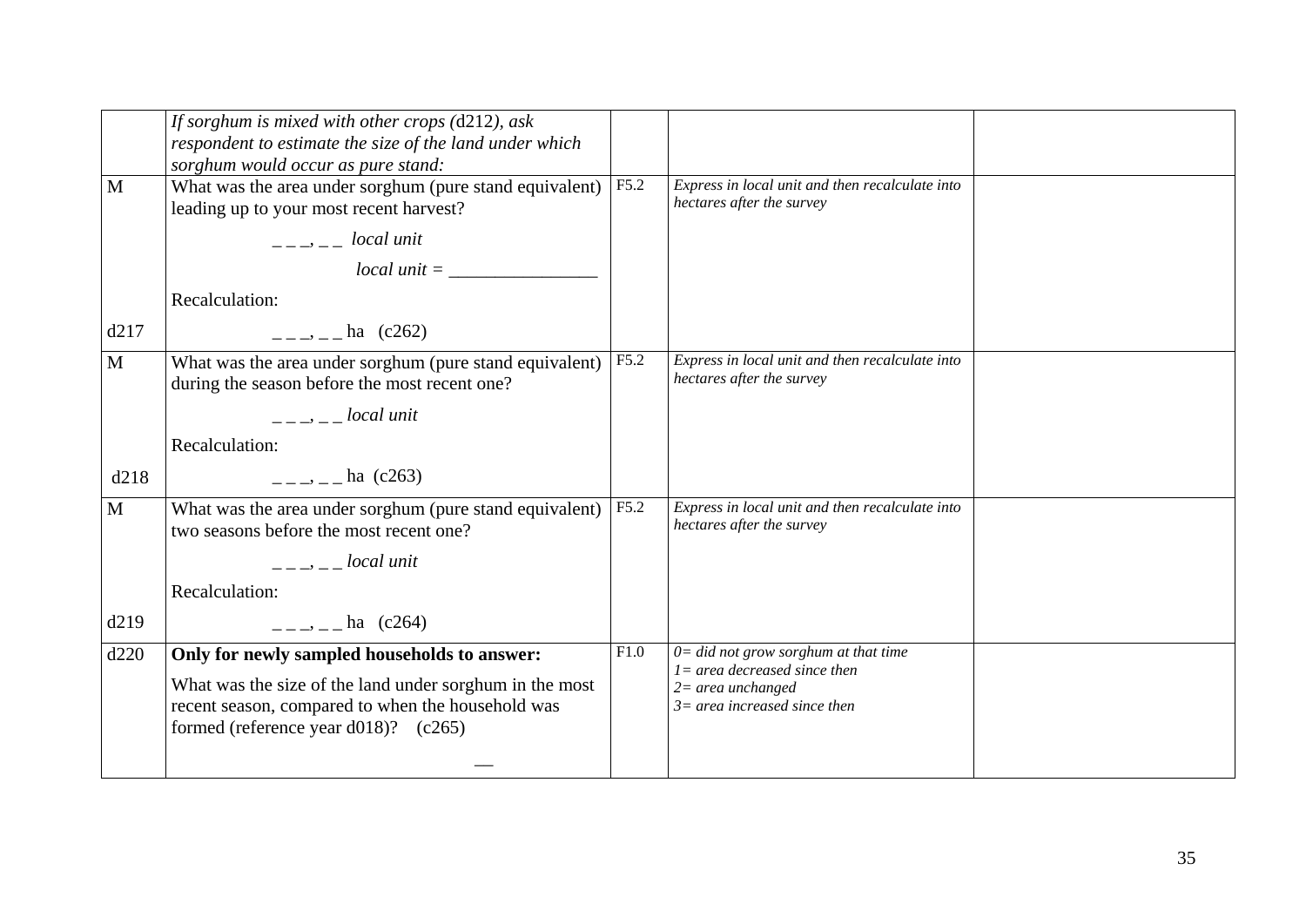| | | | | |
|---|---|---|---|---|
| | *If sorghum is mixed with other crops (*d212*), ask respondent to estimate the size of the land under which sorghum would occur as pure stand:* | | | |
| M<br><br><br><br><br>d217 | What was the area under sorghum (pure stand equivalent) leading up to your most recent harvest?<br>_ _ _, _ _ *local unit*<br>*local unit =* ________________<br>Recalculation:<br>_ _ _, _ _ ha (c262) | F5.2 | *Express in local unit and then recalculate into hectares after the survey* | |
| M<br><br><br><br>d218 | What was the area under sorghum (pure stand equivalent) during the season before the most recent one?<br>_ _ _, _ _ *local unit*<br>Recalculation:<br>_ _ _, _ _ ha (c263) | F5.2 | *Express in local unit and then recalculate into hectares after the survey* | |
| M<br><br><br><br>d219 | What was the area under sorghum (pure stand equivalent) two seasons before the most recent one?<br>_ _ _, _ _ *local unit*<br>Recalculation:<br>_ _ _, _ _ ha (c264) | F5.2 | *Express in local unit and then recalculate into hectares after the survey* | |
| d220 | **Only for newly sampled households to answer:**<br>What was the size of the land under sorghum in the most recent season, compared to when the household was formed (reference year d018)? (c265)<br>__ | F1.0 | *0= did not grow sorghum at that time*<br>*1= area decreased since then*<br>*2= area unchanged*<br>*3= area increased since then* | |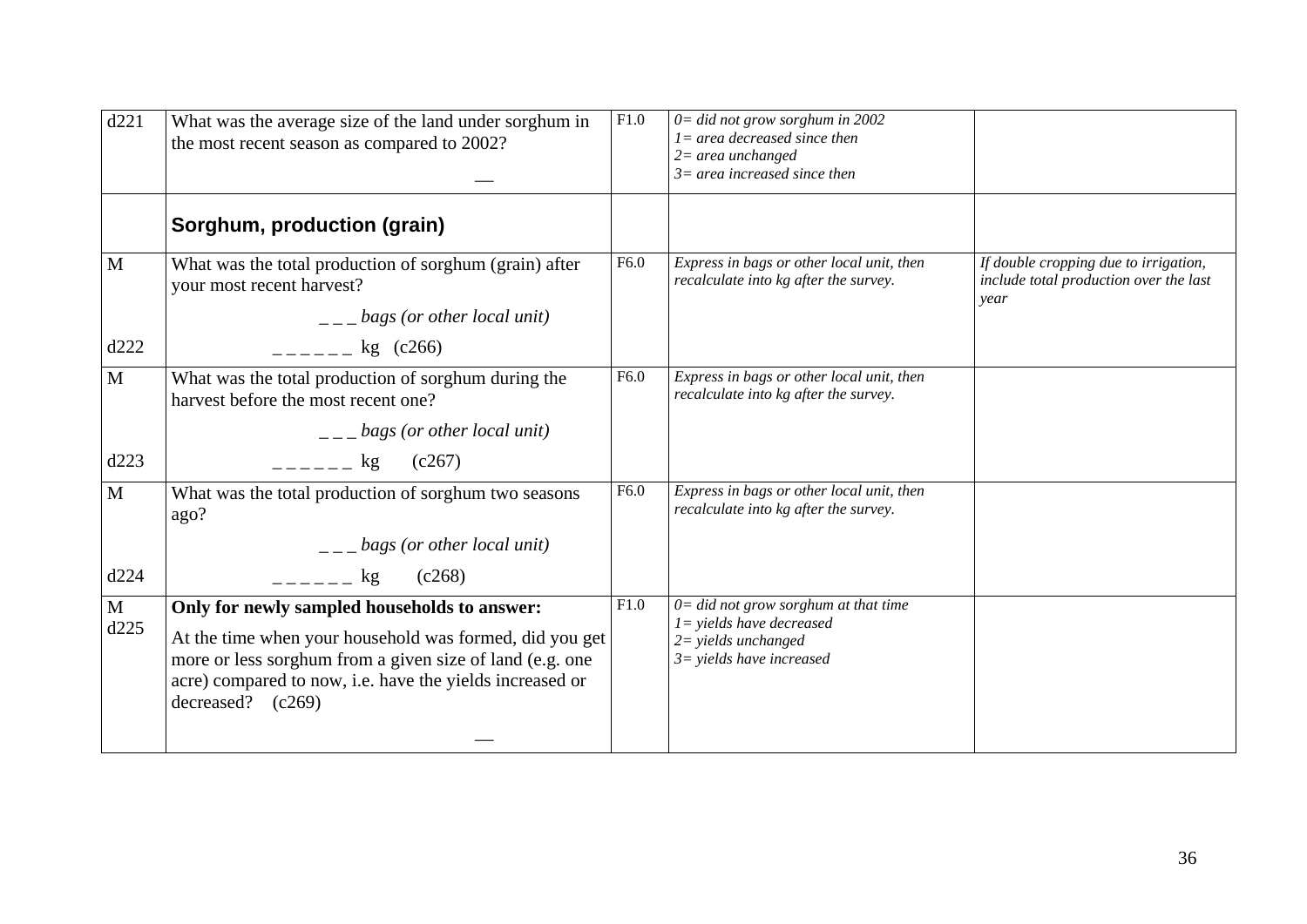| d221 | What was the average size of the land under sorghum in the most recent season as compared to 2002?<br><br>__ | F1.0 | *0= did not grow sorghum in 2002*<br>*1= area decreased since then*<br>*2= area unchanged*<br>*3= area increased since then* | |
|---|---|---|---|---|
| | **Sorghum, production (grain)** | | | |
| M<br><br><br>d222 | What was the total production of sorghum (grain) after your most recent harvest?<br><br>_ _ _ *bags (or other local unit)*<br><br>_ _ _ _ _ _ kg (c266) | F6.0 | *Express in bags or other local unit, then recalculate into kg after the survey.* | *If double cropping due to irrigation, include total production over the last year* |
| M<br><br><br>d223 | What was the total production of sorghum during the harvest before the most recent one?<br><br>_ _ _ *bags (or other local unit)*<br><br>_ _ _ _ _ _ kg (c267) | F6.0 | *Express in bags or other local unit, then recalculate into kg after the survey.* | |
| M<br><br><br>d224 | What was the total production of sorghum two seasons ago?<br><br>_ _ _ *bags (or other local unit)*<br><br>_ _ _ _ _ _ kg (c268) | F6.0 | *Express in bags or other local unit, then recalculate into kg after the survey.* | |
| M<br>d225 | **Only for newly sampled households to answer:**<br><br>At the time when your household was formed, did you get more or less sorghum from a given size of land (e.g. one acre) compared to now, i.e. have the yields increased or decreased? (c269)<br><br>__ | F1.0 | *0= did not grow sorghum at that time*<br>*1= yields have decreased*<br>*2= yields unchanged*<br>*3= yields have increased* | |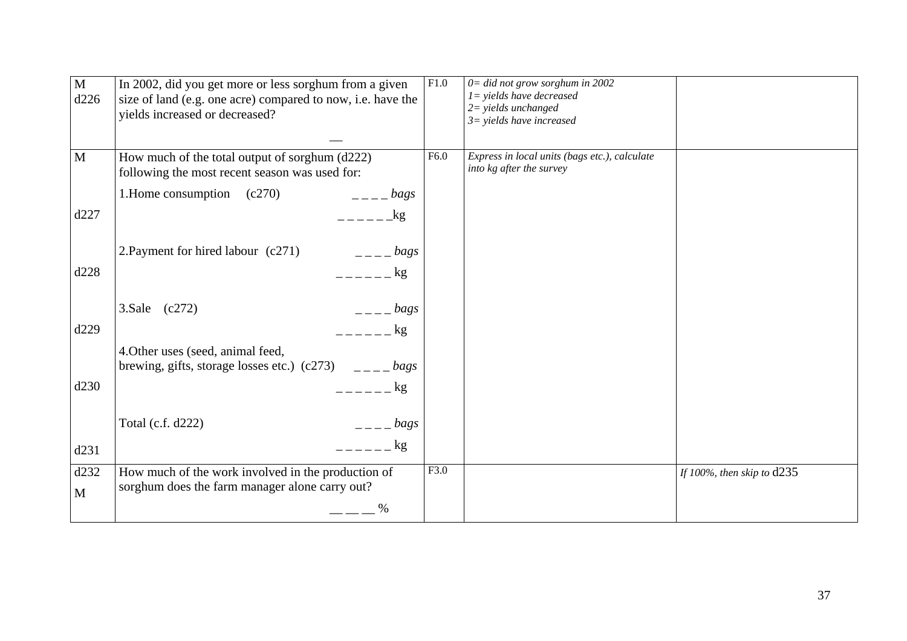| | | | | |
|---|---|---|---|---|
| M<br>d226 | In 2002, did you get more or less sorghum from a given size of land (e.g. one acre) compared to now, i.e. have the yields increased or decreased?<br>__ | F1.0 | *0= did not grow sorghum in 2002*<br>*1= yields have decreased*<br>*2= yields unchanged*<br>*3= yields have increased* | |
| M | How much of the total output of sorghum (d222) following the most recent season was used for: | F6.0 | *Express in local units (bags etc.), calculate into kg after the survey* | |
| d227 | 1.Home consumption (c270) _ _ _ _ *bags*<br>_ _ _ _ _ _kg | | | |
| d228 | 2.Payment for hired labour (c271) _ _ _ _ *bags*<br>_ _ _ _ _ _ kg | | | |
| d229 | 3.Sale (c272) _ _ _ _ *bags*<br>_ _ _ _ _ _ kg | | | |
| d230 | 4.Other uses (seed, animal feed, brewing, gifts, storage losses etc.) (c273) _ _ _ _ *bags*<br>_ _ _ _ _ _ kg | | | |
| d231 | Total (c.f. d222) _ _ _ _ *bags*<br>_ _ _ _ _ _ kg | | | |
| d232<br>M | How much of the work involved in the production of sorghum does the farm manager alone carry out?<br>__ __ __ % | F3.0 | | *If 100%, then skip to* d235 |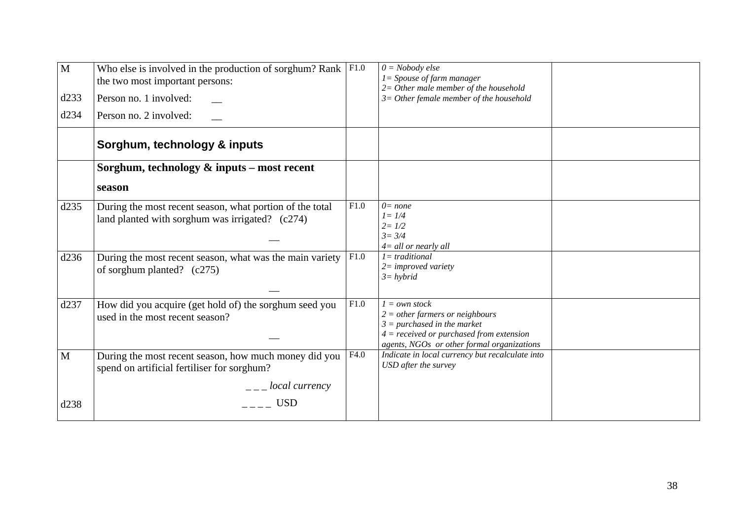| | | | | |
|---|---|---|---|---|
| M<br><br>d233<br>d234 | Who else is involved in the production of sorghum? Rank the two most important persons:<br>Person no. 1 involved: __<br>Person no. 2 involved: __ | F1.0 | *0 = Nobody else*<br>*1= Spouse of farm manager*<br>*2= Other male member of the household*<br>*3= Other female member of the household* | |
| | **Sorghum, technology & inputs** | | | |
| | **Sorghum, technology & inputs – most recent season** | | | |
| d235 | During the most recent season, what portion of the total land planted with sorghum was irrigated? (c274)<br>__ | F1.0 | *0= none*<br>*1= 1/4*<br>*2= 1/2*<br>*3= 3/4*<br>*4= all or nearly all* | |
| d236 | During the most recent season, what was the main variety of sorghum planted? (c275)<br>__ | F1.0 | *1= traditional*<br>*2= improved variety*<br>*3= hybrid* | |
| d237 | How did you acquire (get hold of) the sorghum seed you used in the most recent season?<br>__ | F1.0 | *1 = own stock*<br>*2 = other farmers or neighbours*<br>*3 = purchased in the market*<br>*4 = received or purchased from extension agents, NGOs or other formal organizations* | |
| M<br><br><br>d238 | During the most recent season, how much money did you spend on artificial fertiliser for sorghum?<br>_ _ _ *local currency*<br>_ _ _ _ USD | F4.0 | *Indicate in local currency but recalculate into USD after the survey* | |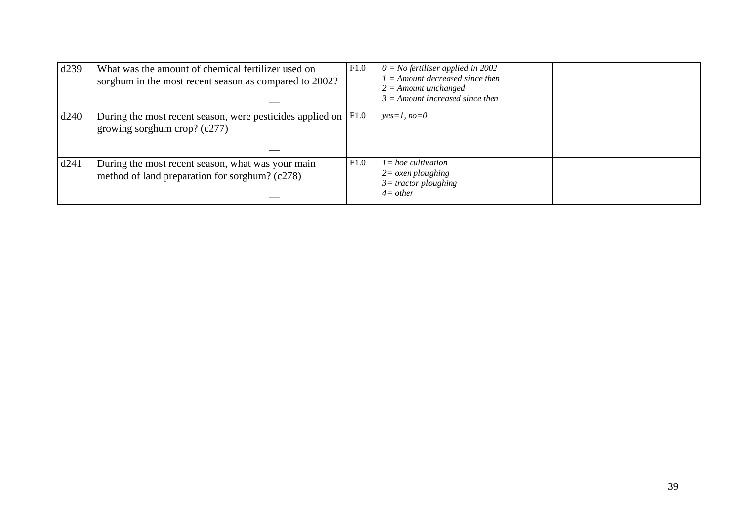| | | | | |
|---|---|---|---|---|
| d239 | What was the amount of chemical fertilizer used on sorghum in the most recent season as compared to 2002? __ | F1.0 | *0 = No fertiliser applied in 2002*<br>*1 = Amount decreased since then*<br>*2 = Amount unchanged*<br>*3 = Amount increased since then* | |
| d240 | During the most recent season, were pesticides applied on growing sorghum crop? (c277) __ | F1.0 | *yes=1, no=0* | |
| d241 | During the most recent season, what was your main method of land preparation for sorghum? (c278) __ | F1.0 | *1= hoe cultivation*<br>*2= oxen ploughing*<br>*3= tractor ploughing*<br>*4= other* | |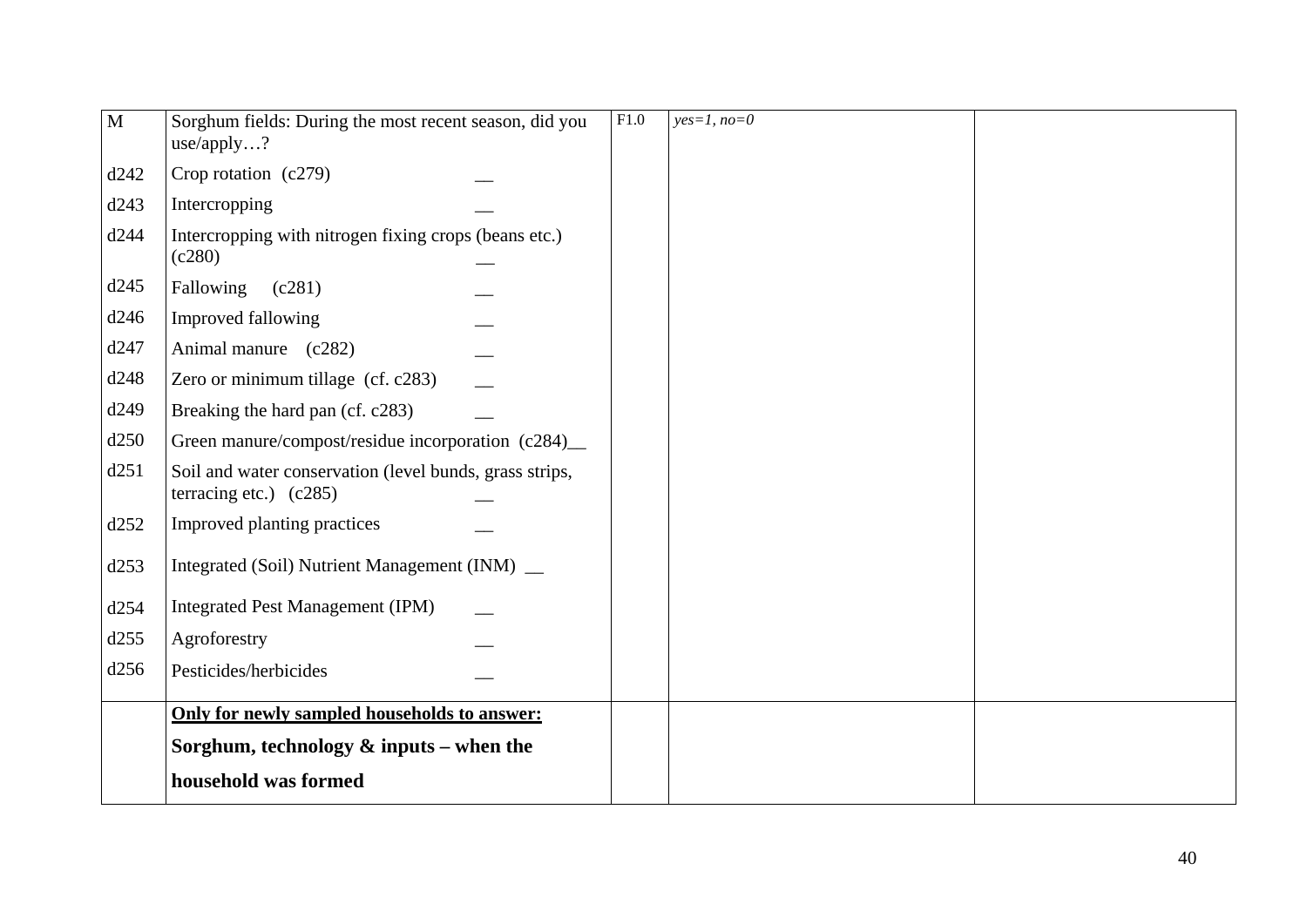| M | Sorghum fields: During the most recent season, did you use/apply…? | F1.0 | *yes=1, no=0* | |
|---|---|---|---|---|
| d242 | Crop rotation (c279) __ | | | |
| d243 | Intercropping __ | | | |
| d244 | Intercropping with nitrogen fixing crops (beans etc.) (c280) __ | | | |
| d245 | Fallowing (c281) __ | | | |
| d246 | Improved fallowing __ | | | |
| d247 | Animal manure (c282) __ | | | |
| d248 | Zero or minimum tillage (cf. c283) __ | | | |
| d249 | Breaking the hard pan (cf. c283) __ | | | |
| d250 | Green manure/compost/residue incorporation (c284)__ | | | |
| d251 | Soil and water conservation (level bunds, grass strips, terracing etc.) (c285) __ | | | |
| d252 | Improved planting practices __ | | | |
| d253 | Integrated (Soil) Nutrient Management (INM) __ | | | |
| d254 | Integrated Pest Management (IPM) __ | | | |
| d255 | Agroforestry __ | | | |
| d256 | Pesticides/herbicides __ | | | |
| | **Only for newly sampled households to answer:** **Sorghum, technology & inputs – when the household was formed** | | | |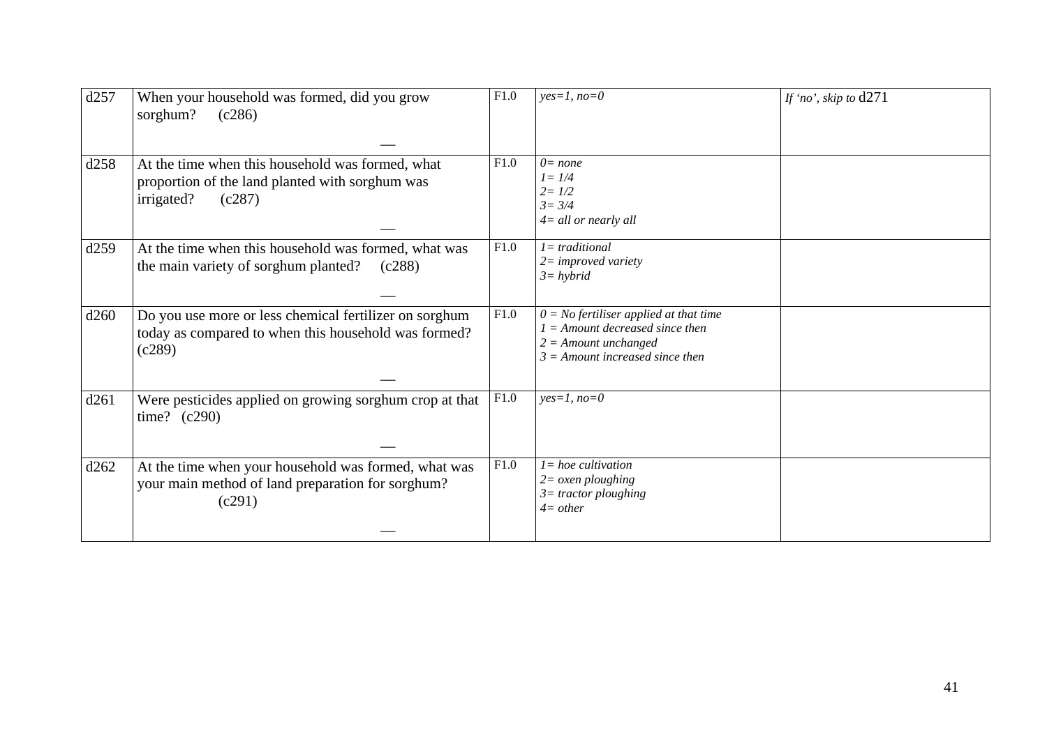| | | | | |
|---|---|---|---|---|
| d257 | When your household was formed, did you grow sorghum? (c286)<br><br>__ | F1.0 | *yes=1, no=0* | *If 'no', skip to* d271 |
| d258 | At the time when this household was formed, what proportion of the land planted with sorghum was irrigated? (c287)<br><br>__ | F1.0 | *0= none*<br>*1= 1/4*<br>*2= 1/2*<br>*3= 3/4*<br>*4= all or nearly all* | |
| d259 | At the time when this household was formed, what was the main variety of sorghum planted? (c288)<br><br>__ | F1.0 | *1= traditional*<br>*2= improved variety*<br>*3= hybrid* | |
| d260 | Do you use more or less chemical fertilizer on sorghum today as compared to when this household was formed? (c289)<br><br>__ | F1.0 | *0 = No fertiliser applied at that time*<br>*1 = Amount decreased since then*<br>*2 = Amount unchanged*<br>*3 = Amount increased since then* | |
| d261 | Were pesticides applied on growing sorghum crop at that time? (c290)<br><br>__ | F1.0 | *yes=1, no=0* | |
| d262 | At the time when your household was formed, what was your main method of land preparation for sorghum? (c291)<br><br>__ | F1.0 | *1= hoe cultivation*<br>*2= oxen ploughing*<br>*3= tractor ploughing*<br>*4= other* | |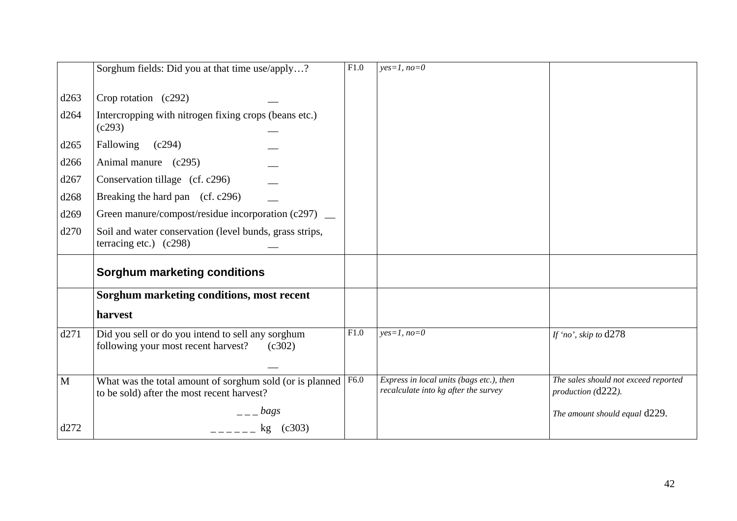| | | | | |
|---|---|---|---|---|
| | Sorghum fields: Did you at that time use/apply…? | F1.0 | *yes=1, no=0* | |
| d263 | Crop rotation (c292) __ | | | |
| d264 | Intercropping with nitrogen fixing crops (beans etc.) (c293) __ | | | |
| d265 | Fallowing (c294) __ | | | |
| d266 | Animal manure (c295) __ | | | |
| d267 | Conservation tillage (cf. c296) __ | | | |
| d268 | Breaking the hard pan (cf. c296) __ | | | |
| d269 | Green manure/compost/residue incorporation (c297) __ | | | |
| d270 | Soil and water conservation (level bunds, grass strips, terracing etc.) (c298) __ | | | |
| | **Sorghum marketing conditions** | | | |
| | **Sorghum marketing conditions, most recent harvest** | | | |
| d271 | Did you sell or do you intend to sell any sorghum following your most recent harvest? (c302) __ | F1.0 | *yes=1, no=0* | *If 'no', skip to* d278 |
| M | What was the total amount of sorghum sold (or is planned to be sold) after the most recent harvest? _ _ _ *bags* | F6.0 | *Express in local units (bags etc.), then recalculate into kg after the survey* | *The sales should not exceed reported production (*d222*).* *The amount should equal* d229. |
| d272 | _ _ _ _ _ _ kg (c303) | | | |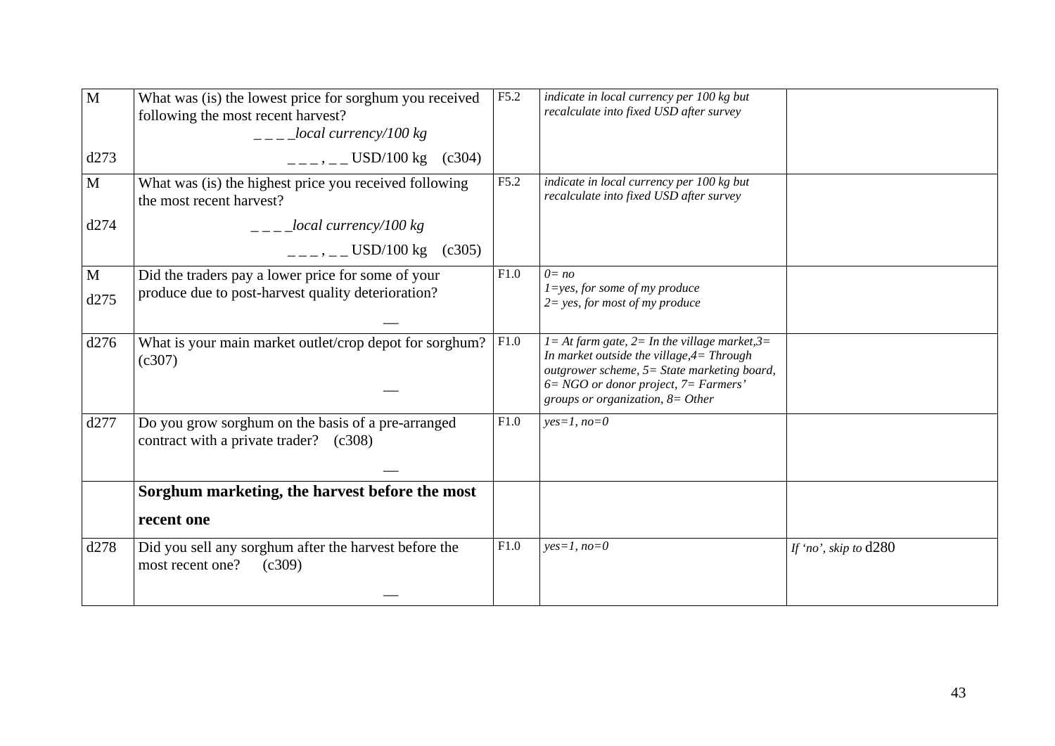| | | | | |
|---|---|---|---|---|
| M<br><br>d273 | What was (is) the lowest price for sorghum you received following the most recent harvest?<br>_ _ _ _local currency/100 kg<br>_ _ _ , _ _ USD/100 kg (c304) | F5.2 | *indicate in local currency per 100 kg but recalculate into fixed USD after survey* | |
| M<br><br>d274 | What was (is) the highest price you received following the most recent harvest?<br>_ _ _ _local currency/100 kg<br>_ _ _ , _ _ USD/100 kg (c305) | F5.2 | *indicate in local currency per 100 kg but recalculate into fixed USD after survey* | |
| M<br>d275 | Did the traders pay a lower price for some of your produce due to post-harvest quality deterioration?<br>__ | F1.0 | *0= no*<br>*1=yes, for some of my produce*<br>*2= yes, for most of my produce* | |
| d276 | What is your main market outlet/crop depot for sorghum? (c307)<br>__ | F1.0 | *1= At farm gate, 2= In the village market,3= In market outside the village,4= Through outgrower scheme, 5= State marketing board, 6= NGO or donor project, 7= Farmers' groups or organization, 8= Other* | |
| d277 | Do you grow sorghum on the basis of a pre-arranged contract with a private trader? (c308)<br>__ | F1.0 | *yes=1, no=0* | |
| | **Sorghum marketing, the harvest before the most recent one** | | | |
| d278 | Did you sell any sorghum after the harvest before the most recent one? (c309)<br>__ | F1.0 | *yes=1, no=0* | *If 'no', skip to* d280 |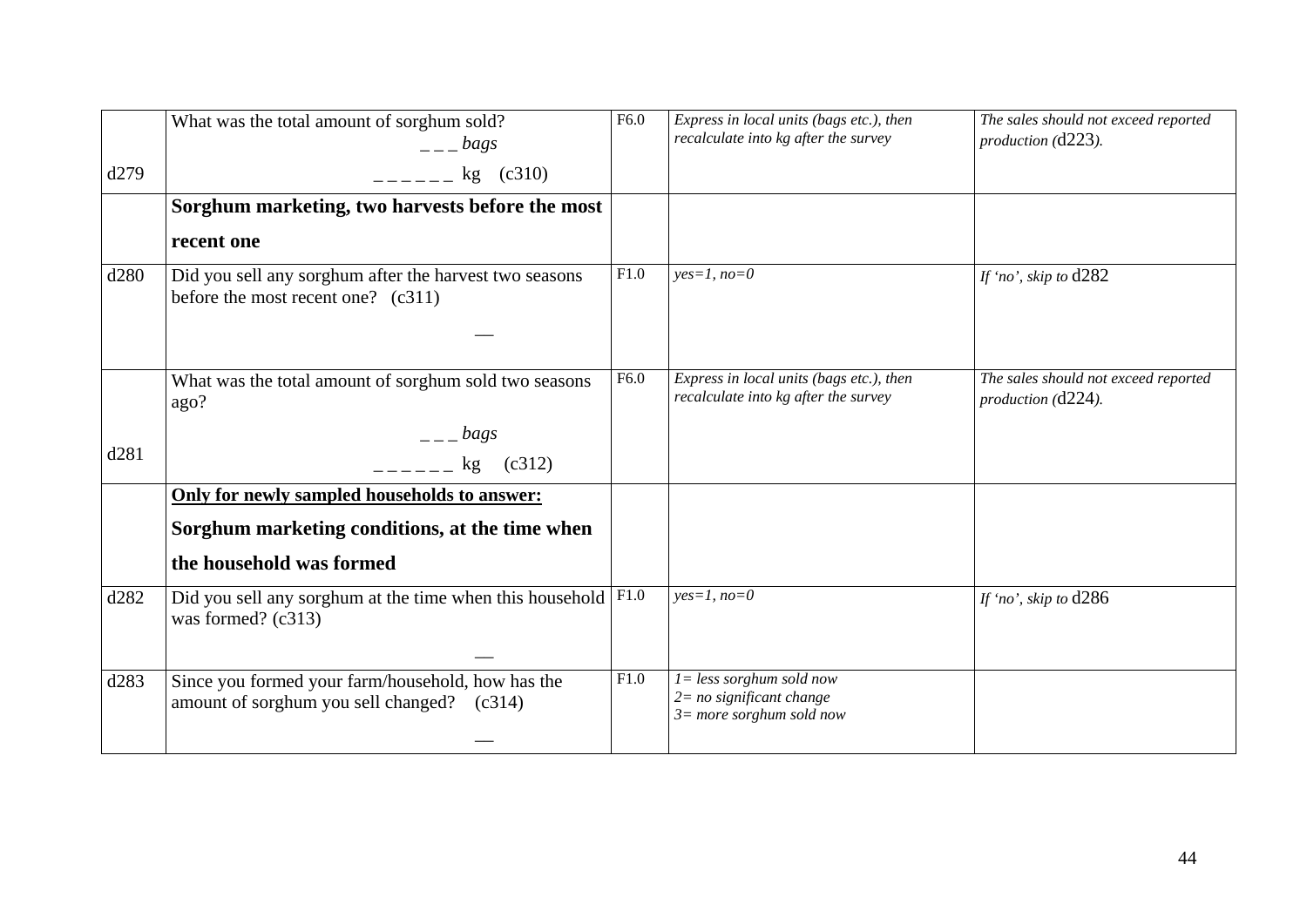| | | | | |
|---|---|---|---|---|
| d279 | What was the total amount of sorghum sold?<br>_ _ _ *bags*<br>_ _ _ _ _ _ kg (c310) | F6.0 | *Express in local units (bags etc.), then recalculate into kg after the survey* | *The sales should not exceed reported production (*d223*).* |
| | **Sorghum marketing, two harvests before the most recent one** | | | |
| d280 | Did you sell any sorghum after the harvest two seasons before the most recent one? (c311)<br>__ | F1.0 | *yes=1, no=0* | *If 'no', skip to* d282 |
| d281 | What was the total amount of sorghum sold two seasons ago?<br>_ _ _ *bags*<br>_ _ _ _ _ _ kg (c312) | F6.0 | *Express in local units (bags etc.), then recalculate into kg after the survey* | *The sales should not exceed reported production (*d224*).* |
| | **<u>Only for newly sampled households to answer:</u>**<br>**Sorghum marketing conditions, at the time when the household was formed** | | | |
| d282 | Did you sell any sorghum at the time when this household was formed? (c313)<br>__ | F1.0 | *yes=1, no=0* | *If 'no', skip to* d286 |
| d283 | Since you formed your farm/household, how has the amount of sorghum you sell changed? (c314)<br>__ | F1.0 | *1= less sorghum sold now*<br>*2= no significant change*<br>*3= more sorghum sold now* | |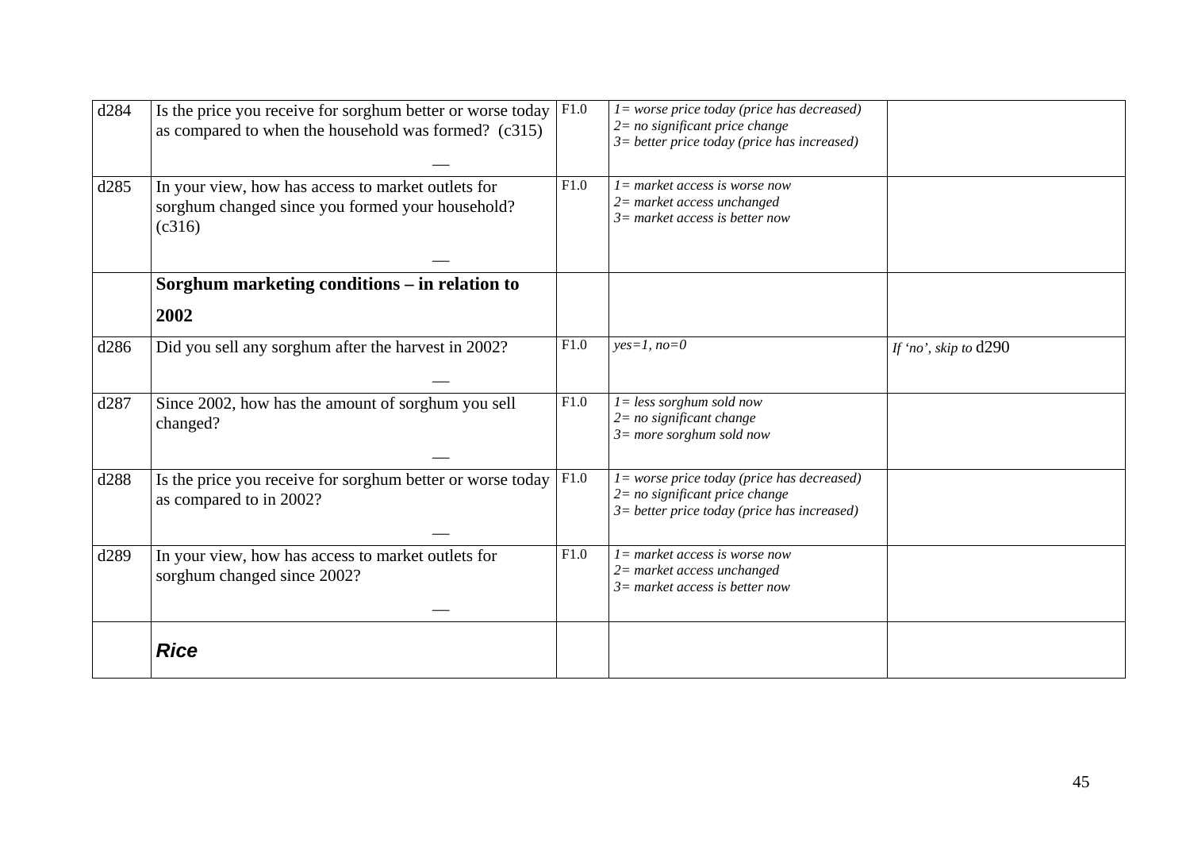| | | | | |
|---|---|---|---|---|
| d284 | Is the price you receive for sorghum better or worse today as compared to when the household was formed? (c315) __ | F1.0 | *1= worse price today (price has decreased)*<br>*2= no significant price change*<br>*3= better price today (price has increased)* | |
| d285 | In your view, how has access to market outlets for sorghum changed since you formed your household? (c316) __ | F1.0 | *1= market access is worse now*<br>*2= market access unchanged*<br>*3= market access is better now* | |
| | **Sorghum marketing conditions – in relation to 2002** | | | |
| d286 | Did you sell any sorghum after the harvest in 2002? __ | F1.0 | *yes=1, no=0* | *If 'no', skip to* d290 |
| d287 | Since 2002, how has the amount of sorghum you sell changed? __ | F1.0 | *1= less sorghum sold now*<br>*2= no significant change*<br>*3= more sorghum sold now* | |
| d288 | Is the price you receive for sorghum better or worse today as compared to in 2002? __ | F1.0 | *1= worse price today (price has decreased)*<br>*2= no significant price change*<br>*3= better price today (price has increased)* | |
| d289 | In your view, how has access to market outlets for sorghum changed since 2002? __ | F1.0 | *1= market access is worse now*<br>*2= market access unchanged*<br>*3= market access is better now* | |
| | ***Rice*** | | | |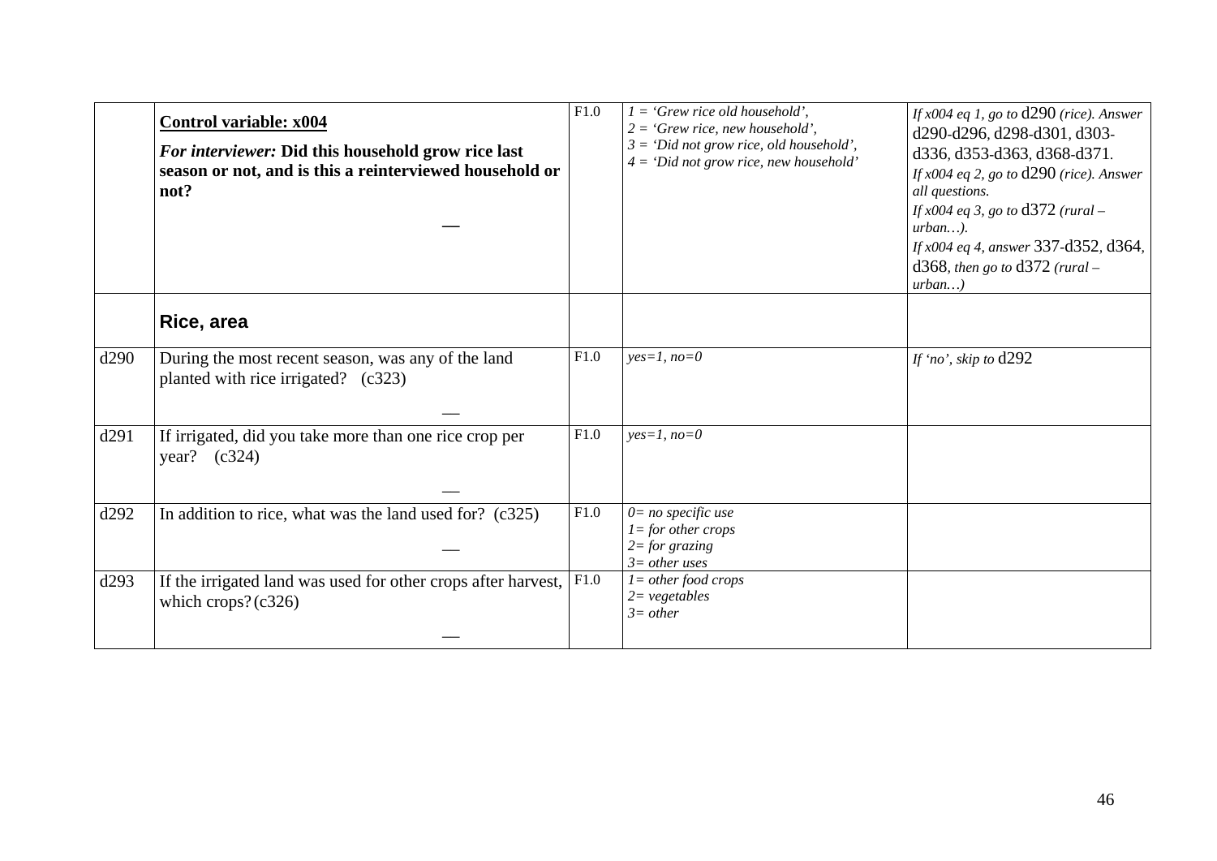| | | | | |
|---|---|---|---|---|
| | **Control variable: x004**<br><br>***For interviewer:*** **Did this household grow rice last season or not, and is this a reinterviewed household or not?**<br><br>— | F1.0 | *1 = 'Grew rice old household',*<br>*2 = 'Grew rice, new household',*<br>*3 = 'Did not grow rice, old household',*<br>*4 = 'Did not grow rice, new household'* | *If x004 eq 1, go to* d290 *(rice). Answer* d290-d296, d298-d301, d303-d336, d353-d363, d368-d371.<br>*If x004 eq 2, go to* d290 *(rice). Answer all questions.*<br>*If x004 eq 3, go to* d372 *(rural – urban…).*<br>*If x004 eq 4, answer* 337-d352, d364, d368*, then go to* d372 *(rural – urban…)* |
| | **Rice, area** | | | |
| d290 | During the most recent season, was any of the land planted with rice irrigated? (c323)<br><br>— | F1.0 | *yes=1, no=0* | *If 'no', skip to* d292 |
| d291 | If irrigated, did you take more than one rice crop per year? (c324)<br><br>— | F1.0 | *yes=1, no=0* | |
| d292 | In addition to rice, what was the land used for? (c325)<br><br>— | F1.0 | *0= no specific use*<br>*1= for other crops*<br>*2= for grazing*<br>*3= other uses* | |
| d293 | If the irrigated land was used for other crops after harvest, which crops? (c326)<br><br>— | F1.0 | *1= other food crops*<br>*2= vegetables*<br>*3= other* | |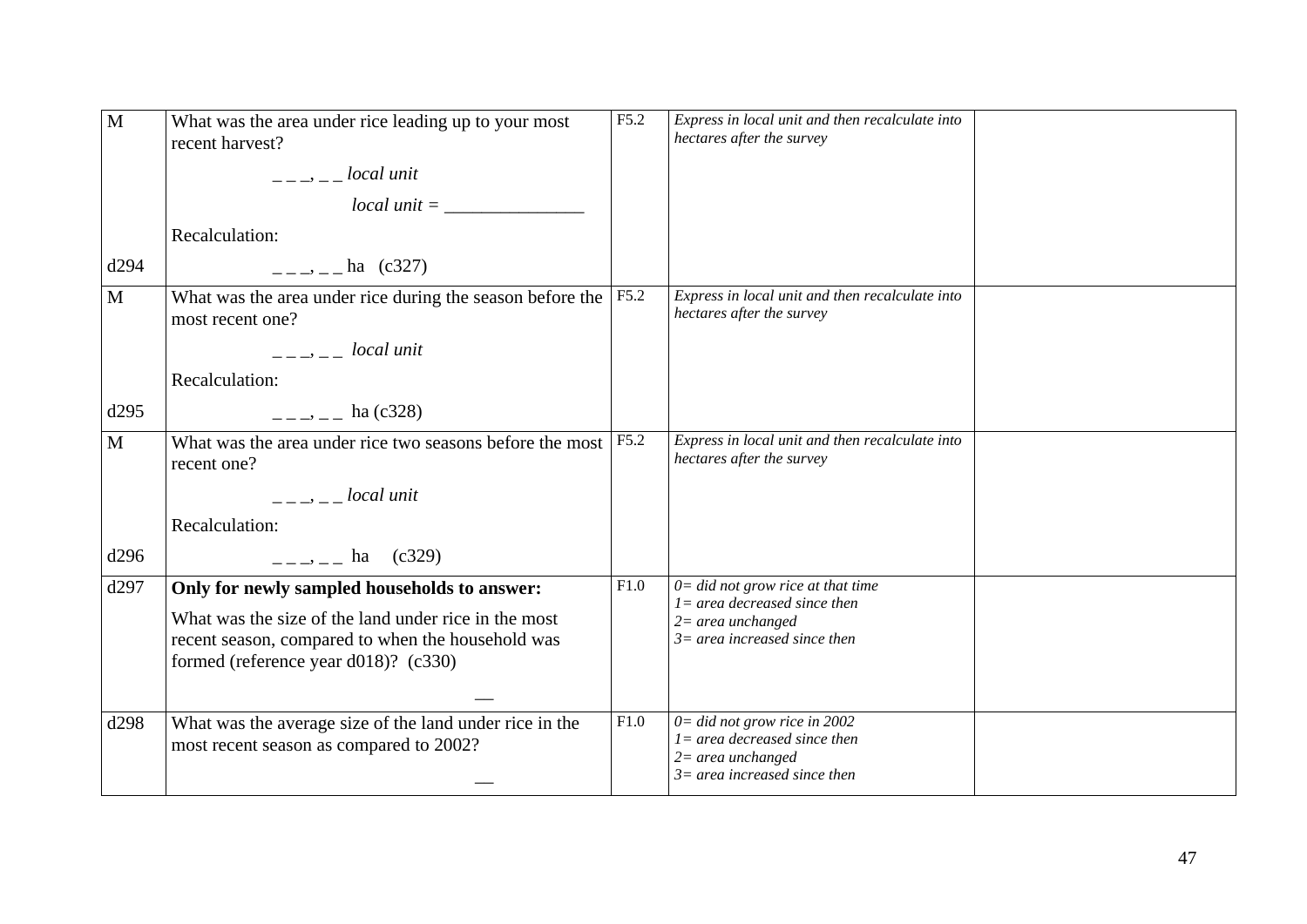| | | | | |
|---|---|---|---|---|
| M<br><br><br><br>d294 | What was the area under rice leading up to your most recent harvest?<br>_ _ _, _ _ *local unit*<br>*local unit =* _______________<br>Recalculation:<br>_ _ _, _ _ ha (c327) | F5.2 | *Express in local unit and then recalculate into hectares after the survey* | |
| M<br><br><br>d295 | What was the area under rice during the season before the most recent one?<br>_ _ _, _ _ *local unit*<br>Recalculation:<br>_ _ _, _ _ ha (c328) | F5.2 | *Express in local unit and then recalculate into hectares after the survey* | |
| M<br><br><br>d296 | What was the area under rice two seasons before the most recent one?<br>_ _ _, _ _ *local unit*<br>Recalculation:<br>_ _ _, _ _ ha (c329) | F5.2 | *Express in local unit and then recalculate into hectares after the survey* | |
| d297 | **Only for newly sampled households to answer:**<br>What was the size of the land under rice in the most recent season, compared to when the household was formed (reference year d018)? (c330)<br>__ | F1.0 | *0= did not grow rice at that time*<br>*1= area decreased since then*<br>*2= area unchanged*<br>*3= area increased since then* | |
| d298 | What was the average size of the land under rice in the most recent season as compared to 2002?<br>__ | F1.0 | *0= did not grow rice in 2002*<br>*1= area decreased since then*<br>*2= area unchanged*<br>*3= area increased since then* | |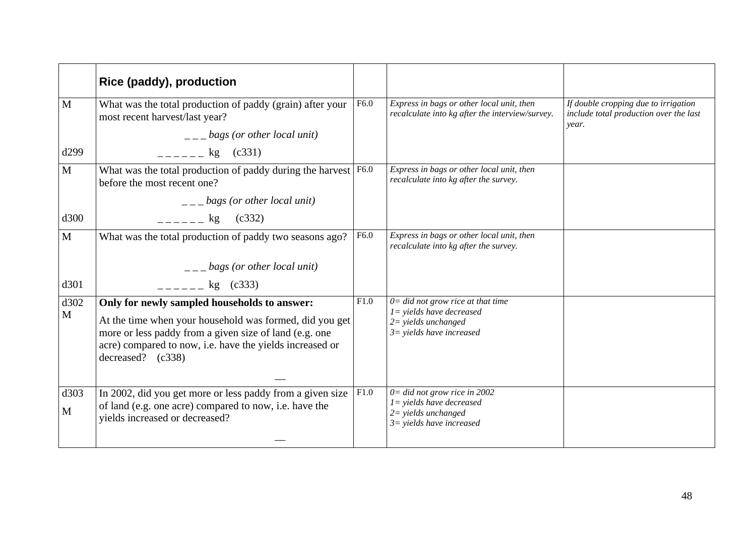| | **Rice (paddy), production** | | | |
|---|---|---|---|---|
| M<br><br>d299 | What was the total production of paddy (grain) after your most recent harvest/last year?<br>_ _ _ *bags (or other local unit)*<br>_ _ _ _ _ _ kg (c331) | F6.0 | *Express in bags or other local unit, then recalculate into kg after the interview/survey.* | *If double cropping due to irrigation include total production over the last year.* |
| M<br><br>d300 | What was the total production of paddy during the harvest before the most recent one?<br>_ _ _ *bags (or other local unit)*<br>_ _ _ _ _ _ kg (c332) | F6.0 | *Express in bags or other local unit, then recalculate into kg after the survey.* | |
| M<br><br>d301 | What was the total production of paddy two seasons ago?<br>_ _ _ *bags (or other local unit)*<br>_ _ _ _ _ _ kg (c333) | F6.0 | *Express in bags or other local unit, then recalculate into kg after the survey.* | |
| d302<br>M | **Only for newly sampled households to answer:**<br>At the time when your household was formed, did you get more or less paddy from a given size of land (e.g. one acre) compared to now, i.e. have the yields increased or decreased? (c338)<br>__ | F1.0 | *0= did not grow rice at that time*<br>*1= yields have decreased*<br>*2= yields unchanged*<br>*3= yields have increased* | |
| d303<br>M | In 2002, did you get more or less paddy from a given size of land (e.g. one acre) compared to now, i.e. have the yields increased or decreased?<br>__ | F1.0 | *0= did not grow rice in 2002*<br>*1= yields have decreased*<br>*2= yields unchanged*<br>*3= yields have increased* | |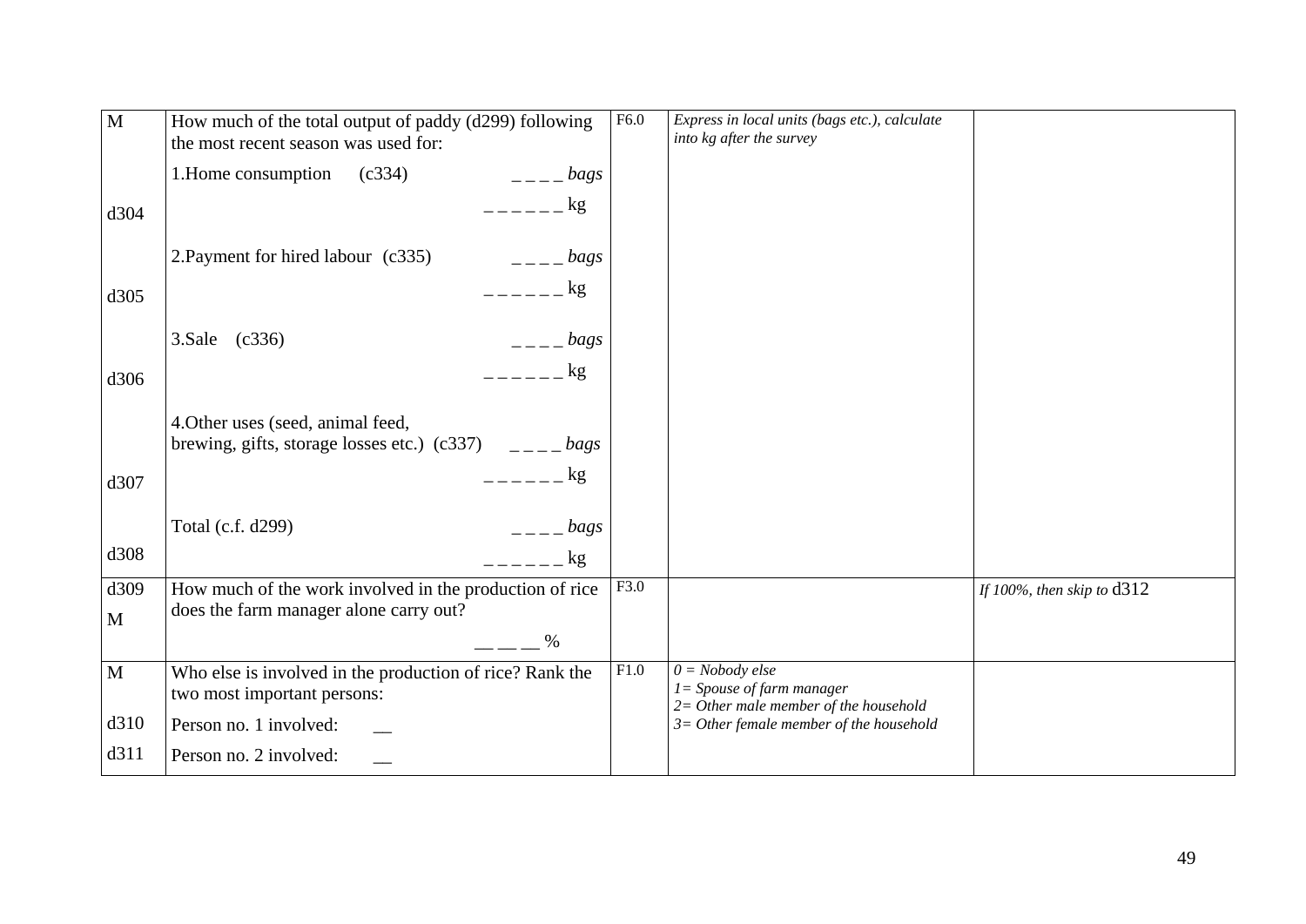| | | | | |
|---|---|---|---|---|
| M | How much of the total output of paddy (d299) following the most recent season was used for: | F6.0 | *Express in local units (bags etc.), calculate into kg after the survey* | |
| | 1.Home consumption (c334) _ _ _ _ *bags* | | | |
| d304 | _ _ _ _ _ _ kg | | | |
| | 2.Payment for hired labour (c335) _ _ _ _ *bags* | | | |
| d305 | _ _ _ _ _ _ kg | | | |
| | 3.Sale (c336) _ _ _ _ *bags* | | | |
| d306 | _ _ _ _ _ _ kg | | | |
| | 4.Other uses (seed, animal feed, brewing, gifts, storage losses etc.) (c337) _ _ _ _ *bags* | | | |
| d307 | _ _ _ _ _ _ kg | | | |
| | Total (c.f. d299) _ _ _ _ *bags* | | | |
| d308 | _ _ _ _ _ _ kg | | | |
| d309<br>M | How much of the work involved in the production of rice does the farm manager alone carry out?<br>__ __ __ % | F3.0 | | *If 100%, then skip to* d312 |
| M | Who else is involved in the production of rice? Rank the two most important persons: | F1.0 | *0 = Nobody else*<br>*1= Spouse of farm manager*<br>*2= Other male member of the household*<br>*3= Other female member of the household* | |
| d310 | Person no. 1 involved: __ | | | |
| d311 | Person no. 2 involved: __ | | | |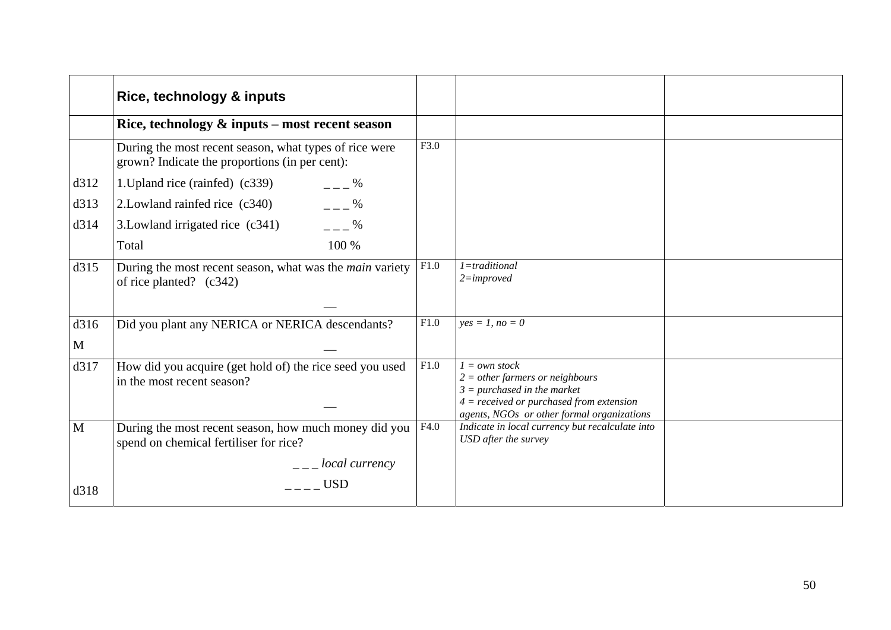| | **Rice, technology & inputs** | | | |
|---|---|---|---|---|
| | **Rice, technology & inputs – most recent season** | | | |
| | During the most recent season, what types of rice were grown? Indicate the proportions (in per cent): | F3.0 | | |
| d312 | 1.Upland rice (rainfed) (c339) _ _ _ % | | | |
| d313 | 2.Lowland rainfed rice (c340) _ _ _ % | | | |
| d314 | 3.Lowland irrigated rice (c341) _ _ _ % | | | |
| | Total 100 % | | | |
| d315 | During the most recent season, what was the *main* variety of rice planted? (c342) __ | F1.0 | *1=traditional*<br>*2=improved* | |
| d316<br>M | Did you plant any NERICA or NERICA descendants? __ | F1.0 | *yes = 1, no = 0* | |
| d317 | How did you acquire (get hold of) the rice seed you used in the most recent season? __ | F1.0 | *1 = own stock*<br>*2 = other farmers or neighbours*<br>*3 = purchased in the market*<br>*4 = received or purchased from extension agents, NGOs or other formal organizations* | |
| M<br><br>d318 | During the most recent season, how much money did you spend on chemical fertiliser for rice?<br>_ _ _ *local currency*<br>_ _ _ _ USD | F4.0 | *Indicate in local currency but recalculate into USD after the survey* | |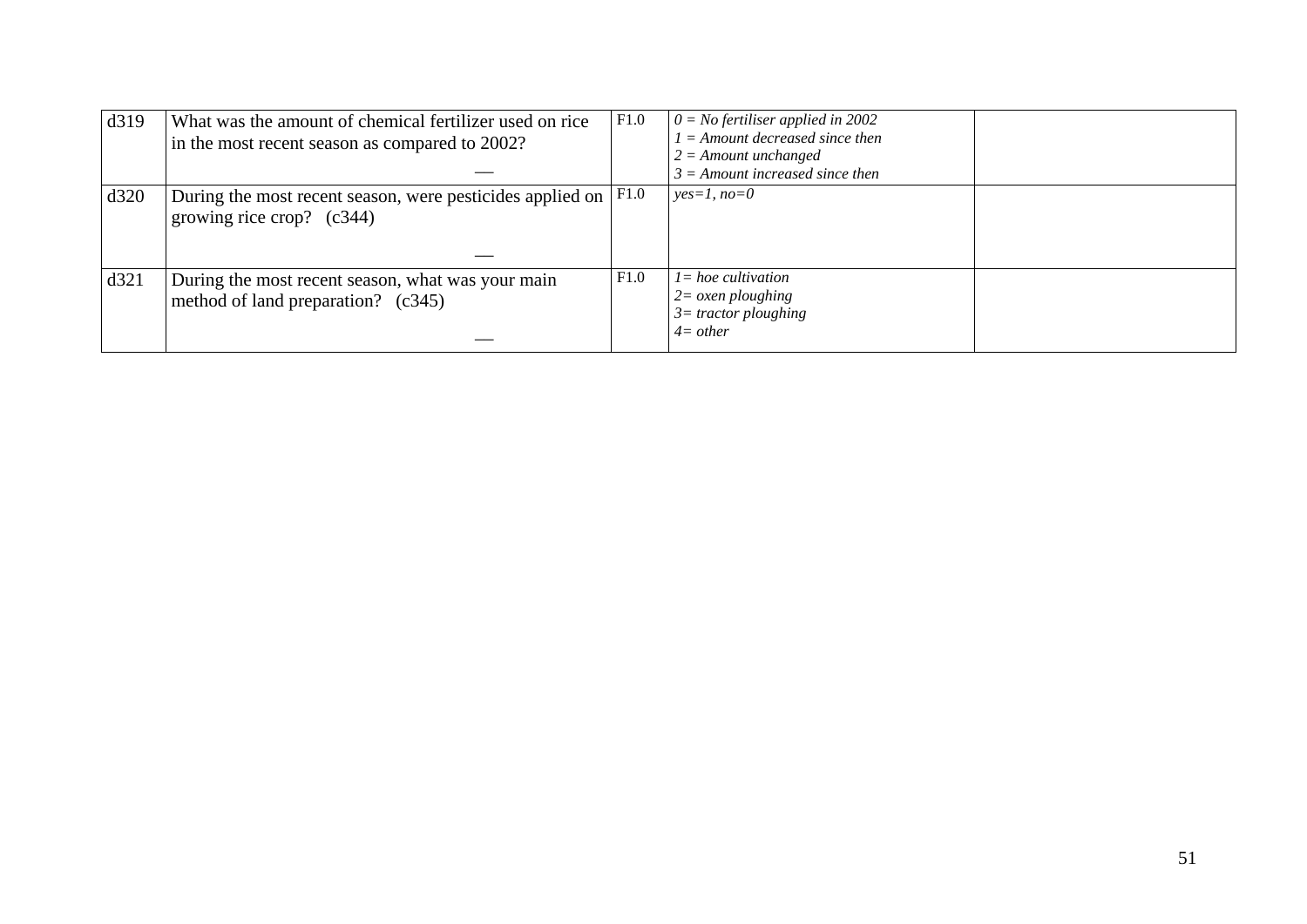| | | | | |
|---|---|---|---|---|
| d319 | What was the amount of chemical fertilizer used on rice in the most recent season as compared to 2002?<br><br>__ | F1.0 | *0 = No fertiliser applied in 2002*<br>*1 = Amount decreased since then*<br>*2 = Amount unchanged*<br>*3 = Amount increased since then* | |
| d320 | During the most recent season, were pesticides applied on growing rice crop? (c344)<br><br>__ | F1.0 | *yes=1, no=0* | |
| d321 | During the most recent season, what was your main method of land preparation? (c345)<br><br>__ | F1.0 | *1= hoe cultivation*<br>*2= oxen ploughing*<br>*3= tractor ploughing*<br>*4= other* | |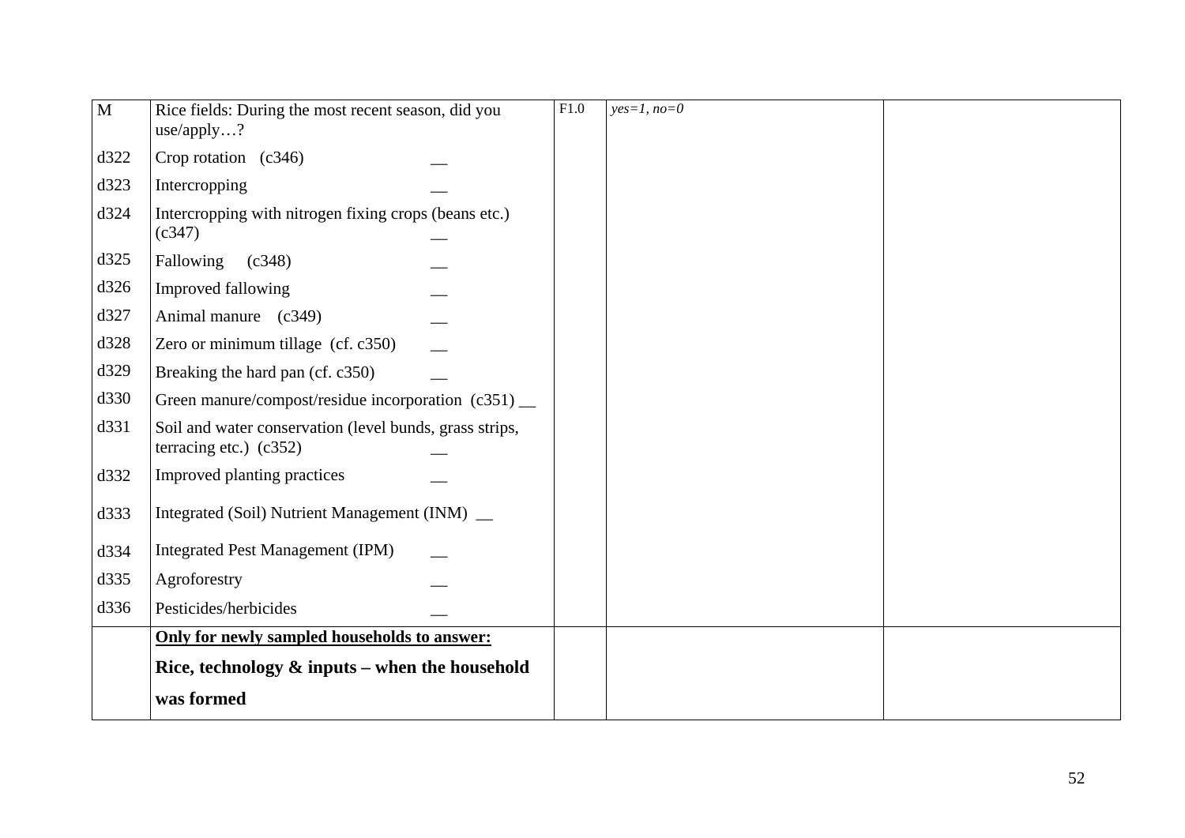| M | Rice fields: During the most recent season, did you use/apply…? | F1.0 | *yes=1, no=0* | |
|---|---|---|---|---|
| d322 | Crop rotation (c346) __ | | | |
| d323 | Intercropping __ | | | |
| d324 | Intercropping with nitrogen fixing crops (beans etc.) (c347) __ | | | |
| d325 | Fallowing (c348) __ | | | |
| d326 | Improved fallowing __ | | | |
| d327 | Animal manure (c349) __ | | | |
| d328 | Zero or minimum tillage (cf. c350) __ | | | |
| d329 | Breaking the hard pan (cf. c350) __ | | | |
| d330 | Green manure/compost/residue incorporation (c351) __ | | | |
| d331 | Soil and water conservation (level bunds, grass strips, terracing etc.) (c352) __ | | | |
| d332 | Improved planting practices __ | | | |
| d333 | Integrated (Soil) Nutrient Management (INM) __ | | | |
| d334 | Integrated Pest Management (IPM) __ | | | |
| d335 | Agroforestry __ | | | |
| d336 | Pesticides/herbicides __ | | | |
| | **Only for newly sampled households to answer:** **Rice, technology & inputs – when the household was formed** | | | |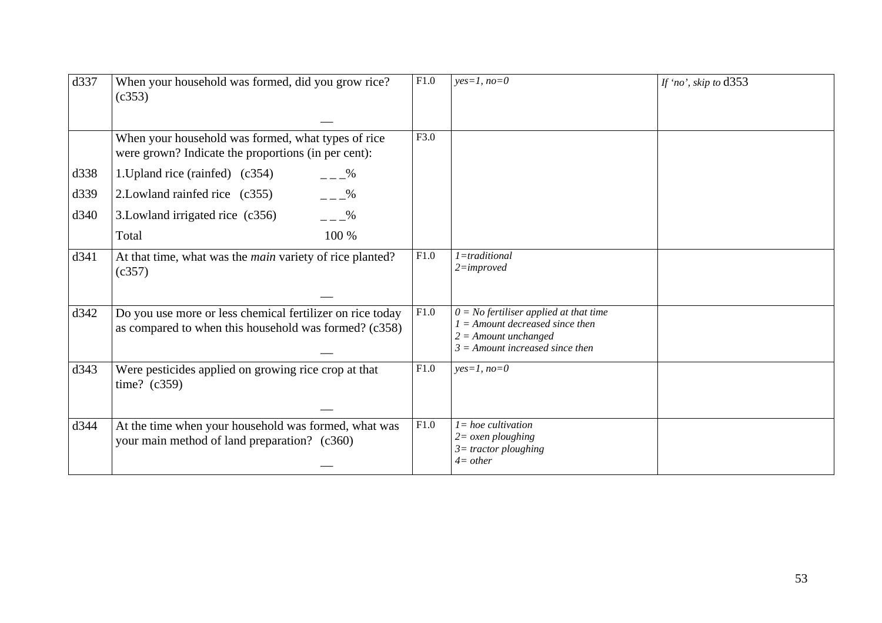| d337 | When your household was formed, did you grow rice? (c353)<br><br>__ | F1.0 | *yes=1, no=0* | *If 'no', skip to* d353 |
|---|---|---|---|---|
| | When your household was formed, what types of rice were grown? Indicate the proportions (in per cent): | F3.0 | | |
| d338 | 1.Upland rice (rainfed) (c354) _ _ _% | | | |
| d339 | 2.Lowland rainfed rice (c355) _ _ _% | | | |
| d340 | 3.Lowland irrigated rice (c356) _ _ _% | | | |
| | Total 100 % | | | |
| d341 | At that time, what was the *main* variety of rice planted? (c357)<br><br>__ | F1.0 | *1=traditional*<br>*2=improved* | |
| d342 | Do you use more or less chemical fertilizer on rice today as compared to when this household was formed? (c358)<br><br>__ | F1.0 | *0 = No fertiliser applied at that time*<br>*1 = Amount decreased since then*<br>*2 = Amount unchanged*<br>*3 = Amount increased since then* | |
| d343 | Were pesticides applied on growing rice crop at that time? (c359)<br><br>__ | F1.0 | *yes=1, no=0* | |
| d344 | At the time when your household was formed, what was your main method of land preparation? (c360)<br><br>__ | F1.0 | *1= hoe cultivation*<br>*2= oxen ploughing*<br>*3= tractor ploughing*<br>*4= other* | |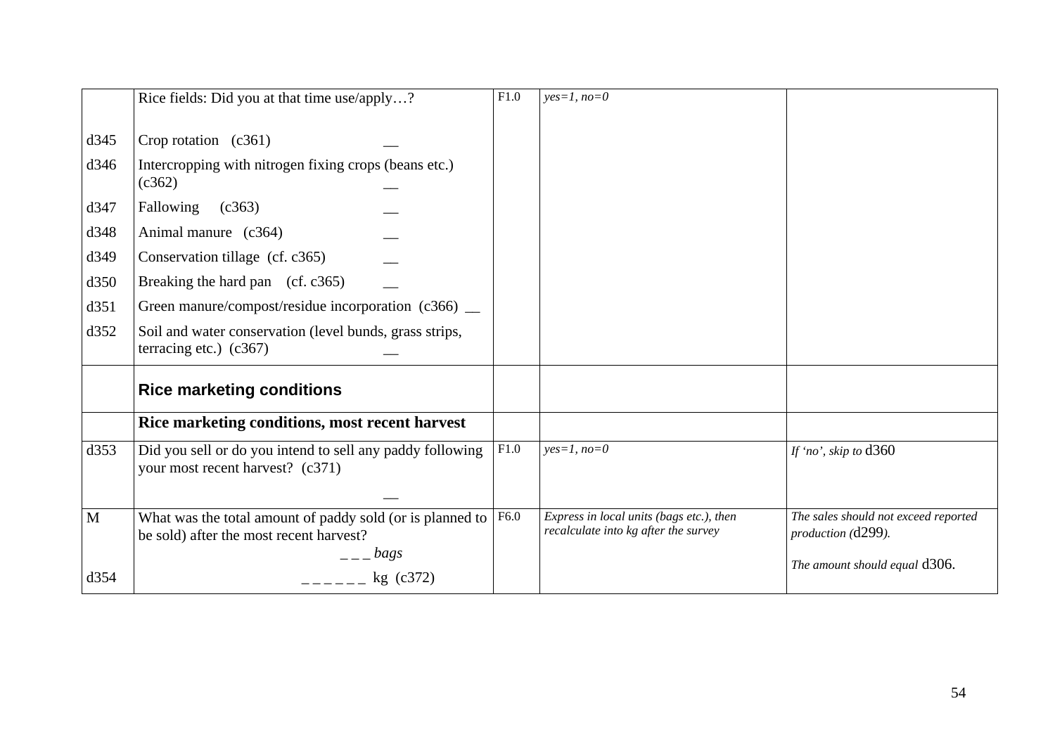| | | | | |
|---|---|---|---|---|
| | Rice fields: Did you at that time use/apply…? | F1.0 | *yes=1, no=0* | |
| d345 | Crop rotation (c361) __ | | | |
| d346 | Intercropping with nitrogen fixing crops (beans etc.) (c362) __ | | | |
| d347 | Fallowing (c363) __ | | | |
| d348 | Animal manure (c364) __ | | | |
| d349 | Conservation tillage (cf. c365) __ | | | |
| d350 | Breaking the hard pan (cf. c365) __ | | | |
| d351 | Green manure/compost/residue incorporation (c366) __ | | | |
| d352 | Soil and water conservation (level bunds, grass strips, terracing etc.) (c367) __ | | | |
| | **Rice marketing conditions** | | | |
| | **Rice marketing conditions, most recent harvest** | | | |
| d353 | Did you sell or do you intend to sell any paddy following your most recent harvest? (c371) __ | F1.0 | *yes=1, no=0* | *If 'no', skip to* d360 |
| M<br><br>d354 | What was the total amount of paddy sold (or is planned to be sold) after the most recent harvest?<br>_ _ _ *bags*<br>_ _ _ _ _ _ kg (c372) | F6.0 | *Express in local units (bags etc.), then recalculate into kg after the survey* | *The sales should not exceed reported production (*d299*).*<br><br>*The amount should equal* d306. |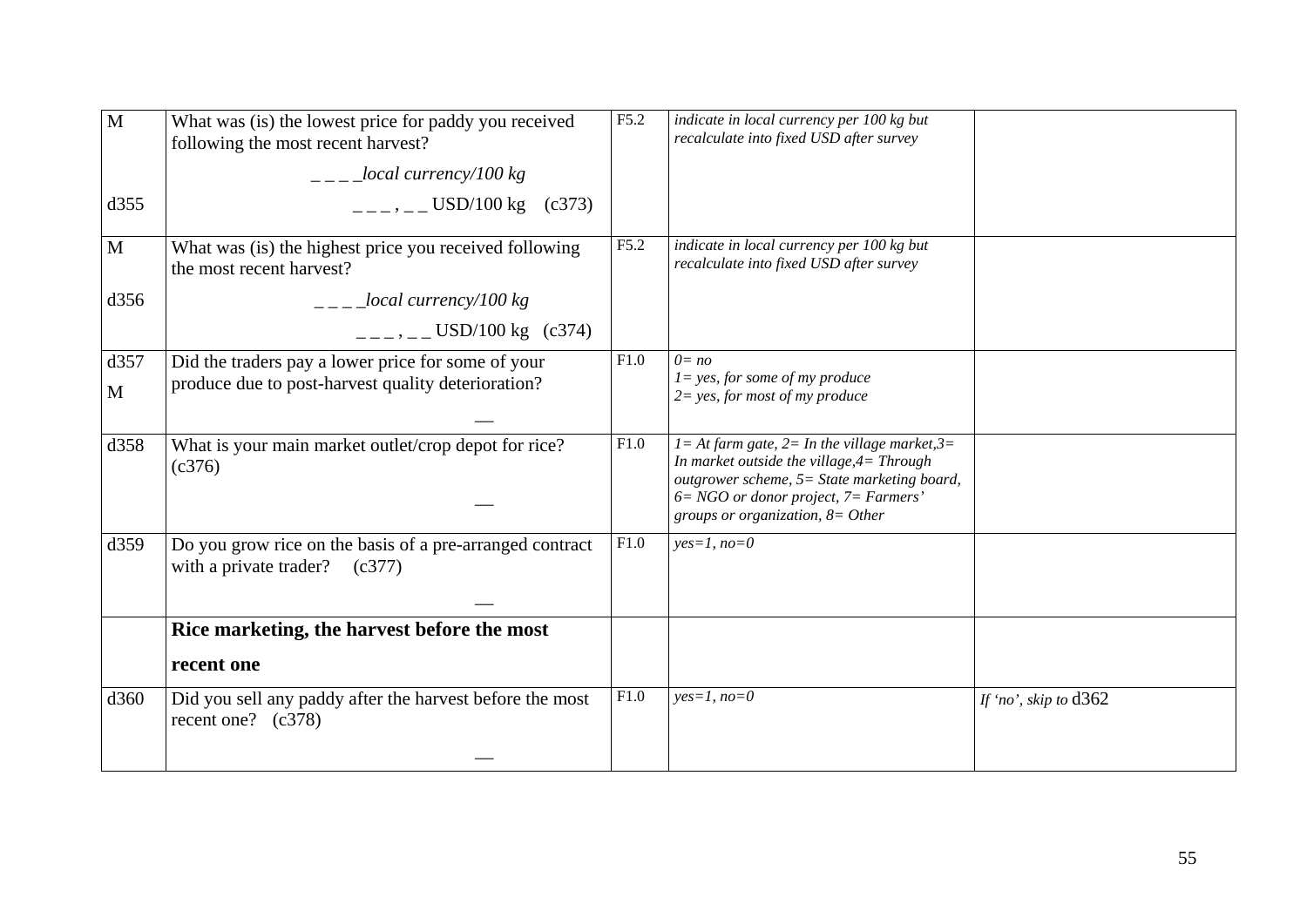| | | | | |
|---|---|---|---|---|
| M<br><br>d355 | What was (is) the lowest price for paddy you received following the most recent harvest?<br><br>_ _ _ _*local currency/100 kg*<br><br>_ _ _ , _ _ USD/100 kg (c373) | F5.2 | *indicate in local currency per 100 kg but recalculate into fixed USD after survey* | |
| M<br><br>d356 | What was (is) the highest price you received following the most recent harvest?<br><br>_ _ _ _*local currency/100 kg*<br><br>_ _ _ , _ _ USD/100 kg (c374) | F5.2 | *indicate in local currency per 100 kg but recalculate into fixed USD after survey* | |
| d357<br><br>M | Did the traders pay a lower price for some of your produce due to post-harvest quality deterioration?<br><br>__ | F1.0 | *0= no*<br>*1= yes, for some of my produce*<br>*2= yes, for most of my produce* | |
| d358 | What is your main market outlet/crop depot for rice? (c376)<br><br>__ | F1.0 | *1= At farm gate, 2= In the village market,3= In market outside the village,4= Through outgrower scheme, 5= State marketing board, 6= NGO or donor project, 7= Farmers' groups or organization, 8= Other* | |
| d359 | Do you grow rice on the basis of a pre-arranged contract with a private trader? (c377)<br><br>__ | F1.0 | *yes=1, no=0* | |
| | **Rice marketing, the harvest before the most recent one** | | | |
| d360 | Did you sell any paddy after the harvest before the most recent one? (c378)<br><br>__ | F1.0 | *yes=1, no=0* | *If 'no', skip to* d362 |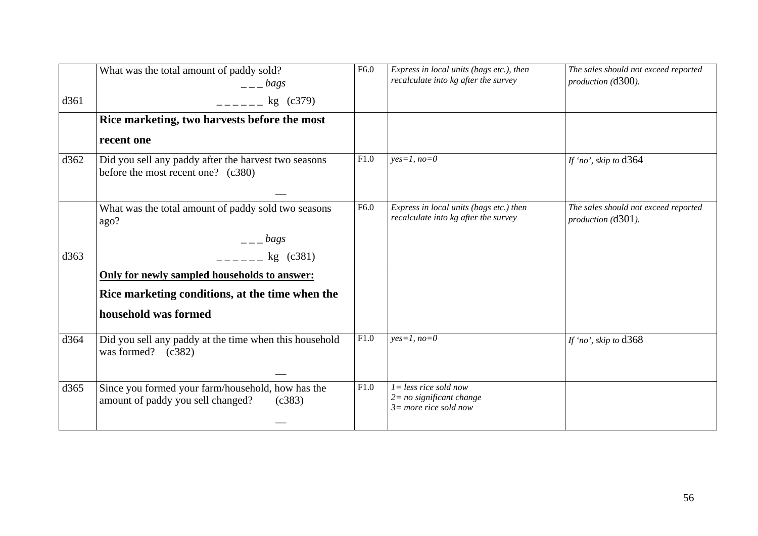| | | | | |
|---|---|---|---|---|
| d361 | What was the total amount of paddy sold? _ _ _ *bags* _ _ _ _ _ _ kg (c379) | F6.0 | *Express in local units (bags etc.), then recalculate into kg after the survey* | *The sales should not exceed reported production (*d300*).* |
| | **Rice marketing, two harvests before the most recent one** | | | |
| d362 | Did you sell any paddy after the harvest two seasons before the most recent one? (c380) __ | F1.0 | *yes=1, no=0* | *If 'no', skip to* d364 |
| d363 | What was the total amount of paddy sold two seasons ago? _ _ _ *bags* _ _ _ _ _ _ kg (c381) | F6.0 | *Express in local units (bags etc.) then recalculate into kg after the survey* | *The sales should not exceed reported production (*d301*).* |
| | <u>**Only for newly sampled households to answer:**</u> **Rice marketing conditions, at the time when the household was formed** | | | |
| d364 | Did you sell any paddy at the time when this household was formed? (c382) __ | F1.0 | *yes=1, no=0* | *If 'no', skip to* d368 |
| d365 | Since you formed your farm/household, how has the amount of paddy you sell changed? (c383) __ | F1.0 | *1= less rice sold now* *2= no significant change* *3= more rice sold now* | |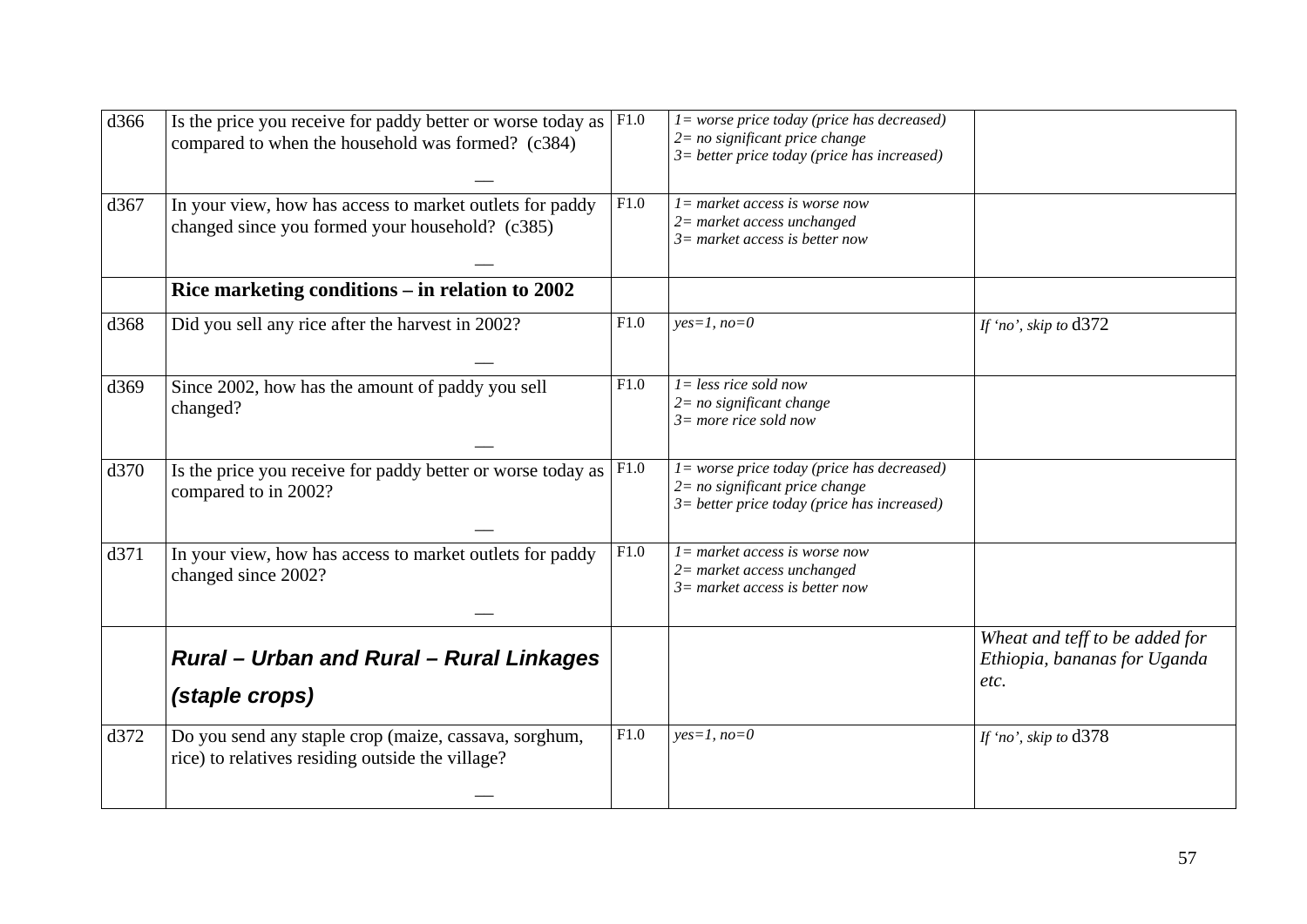| | | | | |
|---|---|---|---|---|
| d366 | Is the price you receive for paddy better or worse today as compared to when the household was formed? (c384)<br>__ | F1.0 | *1= worse price today (price has decreased)*<br>*2= no significant price change*<br>*3= better price today (price has increased)* | |
| d367 | In your view, how has access to market outlets for paddy changed since you formed your household? (c385)<br>__ | F1.0 | *1= market access is worse now*<br>*2= market access unchanged*<br>*3= market access is better now* | |
| | **Rice marketing conditions – in relation to 2002** | | | |
| d368 | Did you sell any rice after the harvest in 2002?<br>__ | F1.0 | *yes=1, no=0* | *If 'no', skip to* d372 |
| d369 | Since 2002, how has the amount of paddy you sell changed?<br>__ | F1.0 | *1= less rice sold now*<br>*2= no significant change*<br>*3= more rice sold now* | |
| d370 | Is the price you receive for paddy better or worse today as compared to in 2002?<br>__ | F1.0 | *1= worse price today (price has decreased)*<br>*2= no significant price change*<br>*3= better price today (price has increased)* | |
| d371 | In your view, how has access to market outlets for paddy changed since 2002?<br>__ | F1.0 | *1= market access is worse now*<br>*2= market access unchanged*<br>*3= market access is better now* | |
| | ***Rural – Urban and Rural – Rural Linkages (staple crops)*** | | | *Wheat and teff to be added for Ethiopia, bananas for Uganda etc.* |
| d372 | Do you send any staple crop (maize, cassava, sorghum, rice) to relatives residing outside the village?<br>__ | F1.0 | *yes=1, no=0* | *If 'no', skip to* d378 |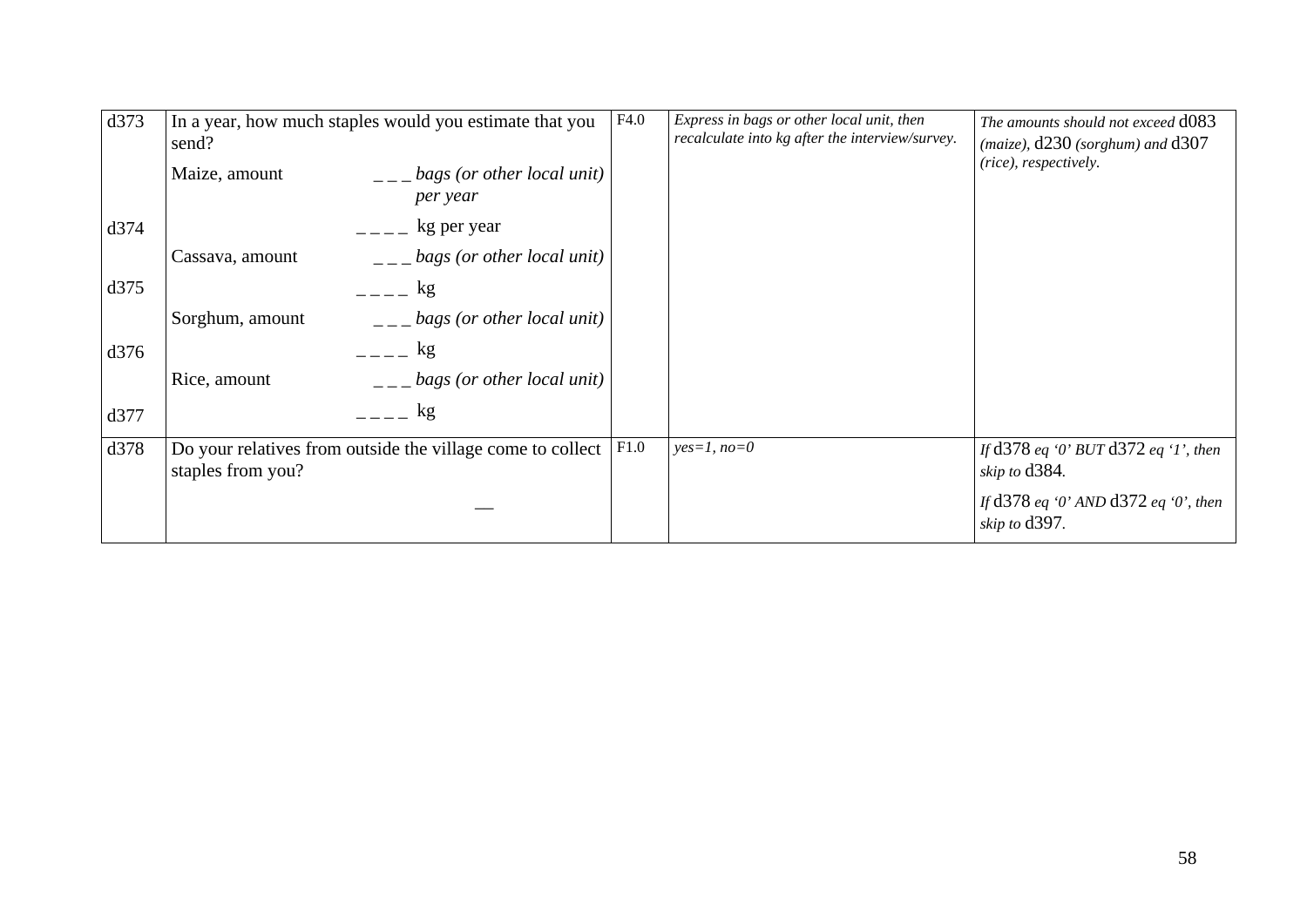| | | | | |
|---|---|---|---|---|
| d373 | In a year, how much staples would you estimate that you send?<br>Maize, amount _ _ _ *bags (or other local unit) per year* | F4.0 | *Express in bags or other local unit, then recalculate into kg after the interview/survey.* | *The amounts should not exceed* d083 *(maize),* d230 *(sorghum) and* d307 *(rice), respectively.* |
| d374 | _ _ _ _ kg per year | | | |
| | Cassava, amount _ _ _ *bags (or other local unit)* | | | |
| d375 | _ _ _ _ kg | | | |
| | Sorghum, amount _ _ _ *bags (or other local unit)* | | | |
| d376 | _ _ _ _ kg | | | |
| | Rice, amount _ _ _ *bags (or other local unit)* | | | |
| d377 | _ _ _ _ kg | | | |
| d378 | Do your relatives from outside the village come to collect staples from you?<br>__ | F1.0 | *yes=1, no=0* | *If* d378 *eq '0' BUT* d372 *eq '1', then skip to* d384.<br>*If* d378 *eq '0' AND* d372 *eq '0', then skip to* d397. |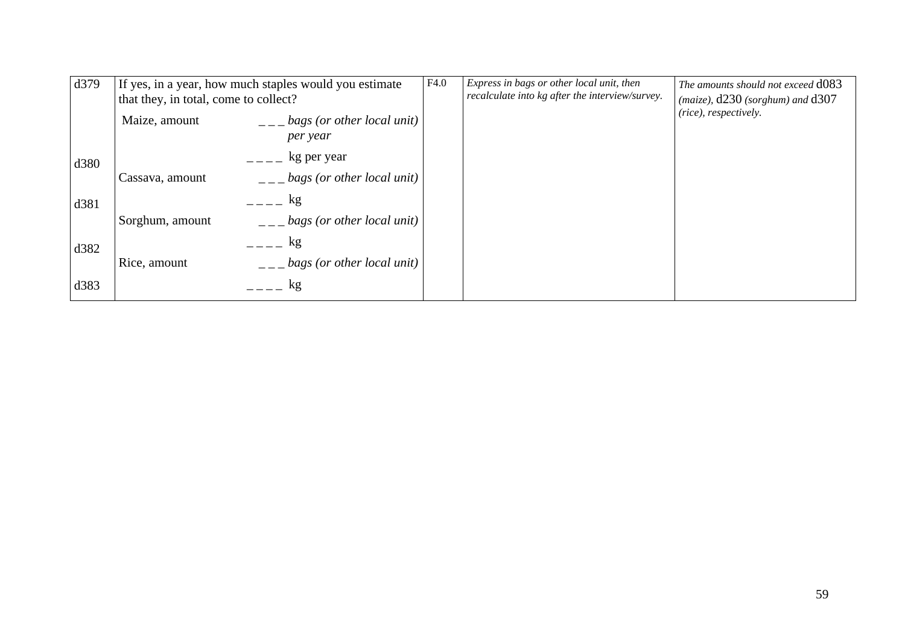| | | | | | |
|---|---|---|---|---|---|
| d379 | If yes, in a year, how much staples would you estimate that they, in total, come to collect? | | F4.0 | *Express in bags or other local unit, then recalculate into kg after the interview/survey.* | *The amounts should not exceed* d083 *(maize),* d230 *(sorghum) and* d307 *(rice), respectively.* |
| | Maize, amount | _ _ _ *bags (or other local unit) per year* | | | |
| d380 | | _ _ _ _ kg per year | | | |
| | Cassava, amount | _ _ _ *bags (or other local unit)* | | | |
| d381 | | _ _ _ _ kg | | | |
| | Sorghum, amount | _ _ _ *bags (or other local unit)* | | | |
| d382 | | _ _ _ _ kg | | | |
| | Rice, amount | _ _ _ *bags (or other local unit)* | | | |
| d383 | | _ _ _ _ kg | | | |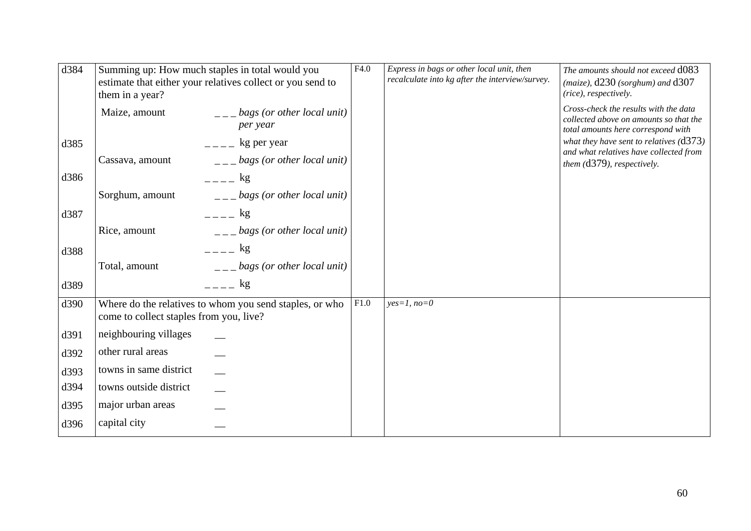| | | | | |
|---|---|---|---|---|
| d384 | Summing up: How much staples in total would you estimate that either your relatives collect or you send to them in a year? | F4.0 | *Express in bags or other local unit, then recalculate into kg after the interview/survey.* | *The amounts should not exceed* d083 *(maize),* d230 *(sorghum) and* d307 *(rice), respectively.* |
| | Maize, amount _ _ _ *bags (or other local unit) per year* | | | *Cross-check the results with the data collected above on amounts so that the total amounts here correspond with what they have sent to relatives (*d373*) and what relatives have collected from them (*d379*), respectively.* |
| d385 | _ _ _ _ kg per year | | | |
| | Cassava, amount _ _ _ *bags (or other local unit)* | | | |
| d386 | _ _ _ _ kg | | | |
| | Sorghum, amount _ _ _ *bags (or other local unit)* | | | |
| d387 | _ _ _ _ kg | | | |
| | Rice, amount _ _ _ *bags (or other local unit)* | | | |
| d388 | _ _ _ _ kg | | | |
| | Total, amount _ _ _ *bags (or other local unit)* | | | |
| d389 | _ _ _ _ kg | | | |
| d390 | Where do the relatives to whom you send staples, or who come to collect staples from you, live? | F1.0 | *yes=1, no=0* | |
| d391 | neighbouring villages __ | | | |
| d392 | other rural areas __ | | | |
| d393 | towns in same district __ | | | |
| d394 | towns outside district __ | | | |
| d395 | major urban areas __ | | | |
| d396 | capital city __ | | | |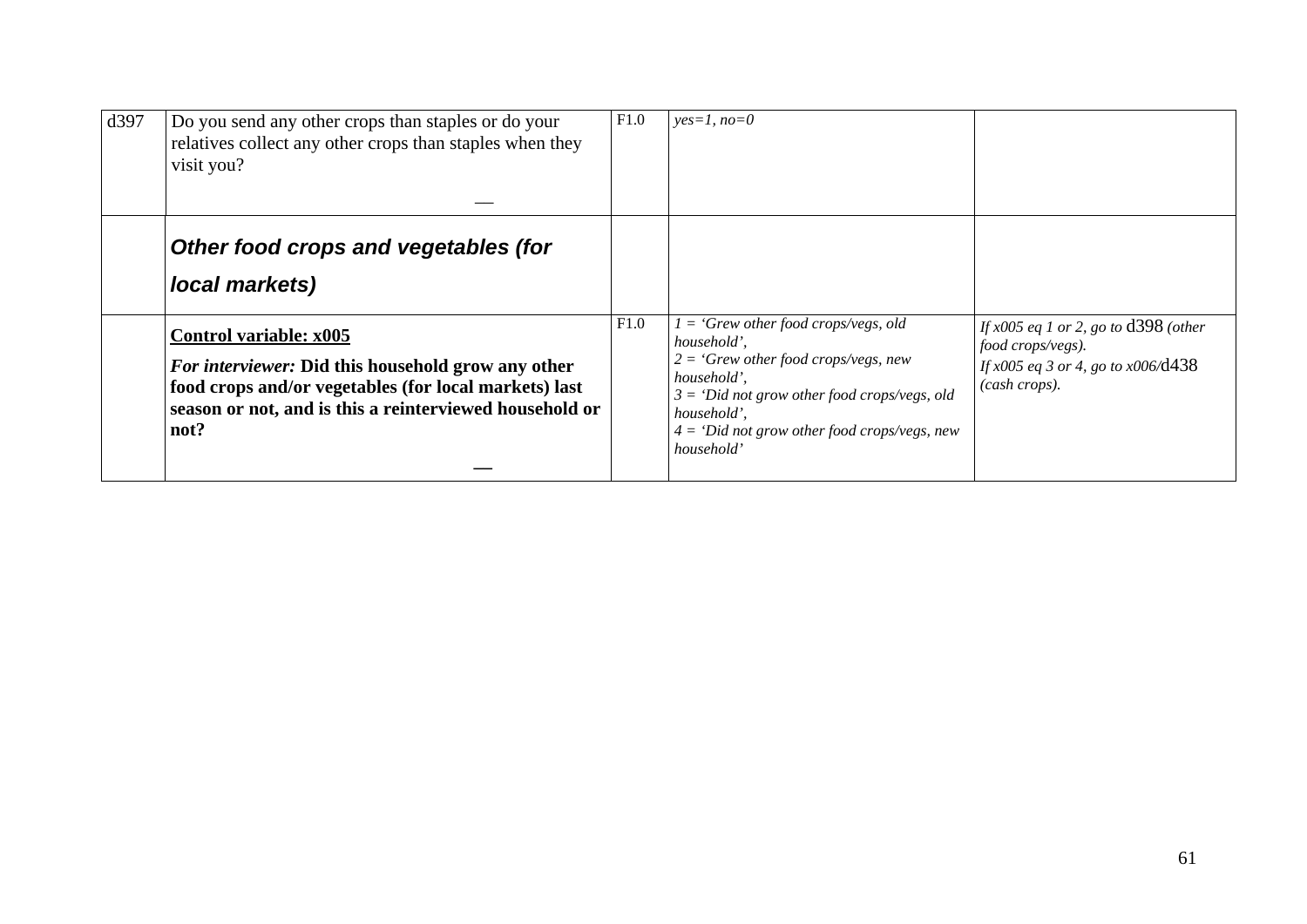| d397 | Do you send any other crops than staples or do your relatives collect any other crops than staples when they visit you?<br><br>__ | F1.0 | *yes=1, no=0* | |
|---|---|---|---|---|
| | ***Other food crops and vegetables (for local markets)*** | | | |
| | **Control variable: x005**<br><br>***For interviewer:*** **Did this household grow any other food crops and/or vegetables (for local markets) last season or not, and is this a reinterviewed household or not?**<br><br>__ | F1.0 | *1 = 'Grew other food crops/vegs, old household',*<br>*2 = 'Grew other food crops/vegs, new household',*<br>*3 = 'Did not grow other food crops/vegs, old household',*<br>*4 = 'Did not grow other food crops/vegs, new household'* | *If x005 eq 1 or 2, go to* d398 *(other food crops/vegs).*<br>*If x005 eq 3 or 4, go to x006/*d438 *(cash crops).* |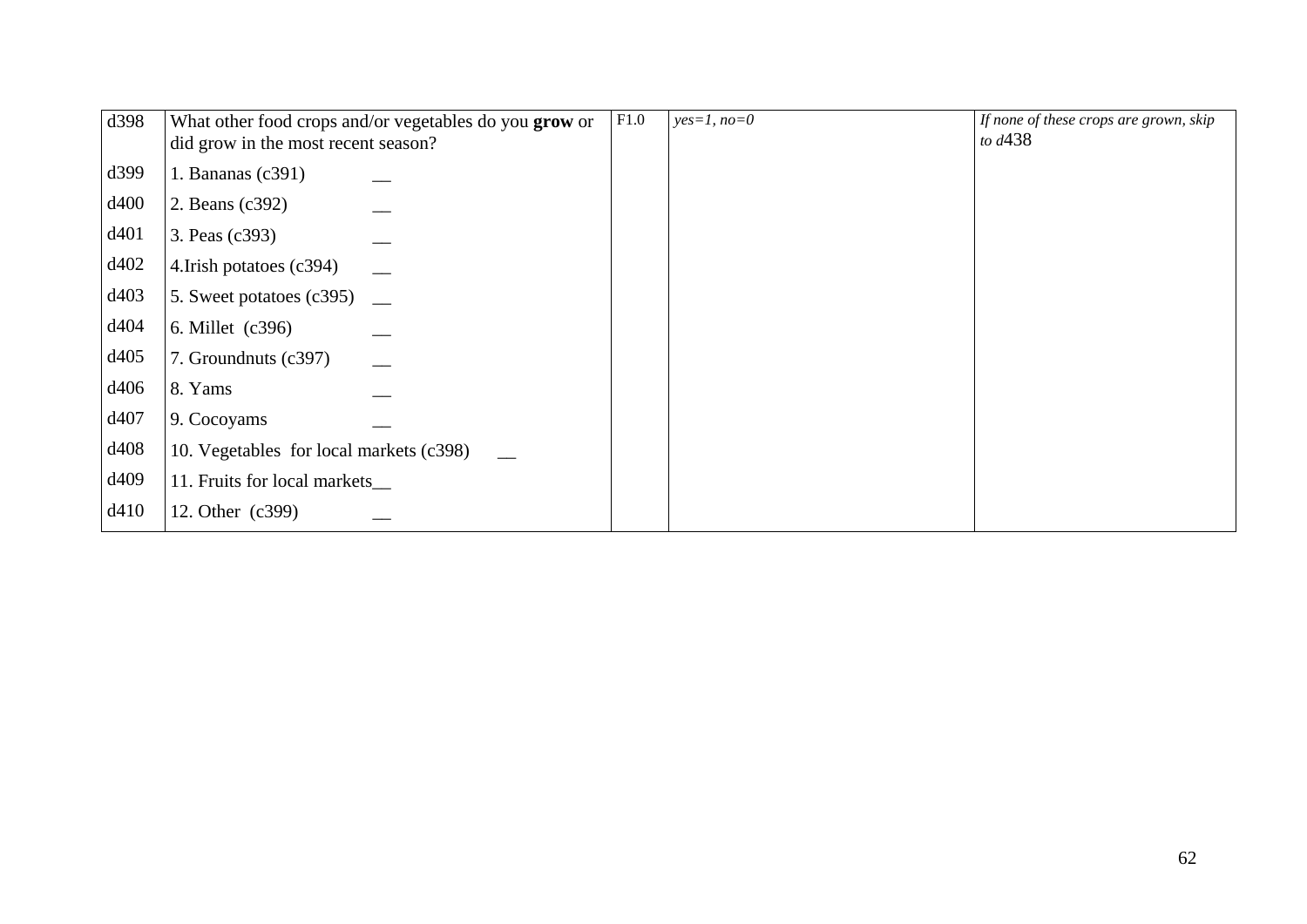| | | | | |
|---|---|---|---|---|
| d398 | What other food crops and/or vegetables do you **grow** or did grow in the most recent season? | F1.0 | *yes=1, no=0* | *If none of these crops are grown, skip to d*438 |
| d399 | 1. Bananas (c391) __ | | | |
| d400 | 2. Beans (c392) __ | | | |
| d401 | 3. Peas (c393) __ | | | |
| d402 | 4.Irish potatoes (c394) __ | | | |
| d403 | 5. Sweet potatoes (c395) __ | | | |
| d404 | 6. Millet (c396) __ | | | |
| d405 | 7. Groundnuts (c397) __ | | | |
| d406 | 8. Yams __ | | | |
| d407 | 9. Cocoyams __ | | | |
| d408 | 10. Vegetables for local markets (c398) __ | | | |
| d409 | 11. Fruits for local markets__ | | | |
| d410 | 12. Other (c399) __ | | | |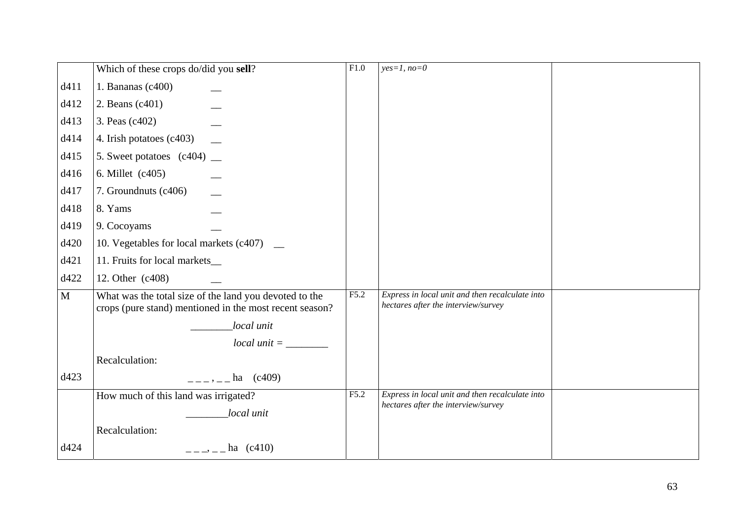| | | | | |
|---|---|---|---|---|
| | Which of these crops do/did you **sell**? | F1.0 | *yes=1, no=0* | |
| d411 | 1. Bananas (c400) __ | | | |
| d412 | 2. Beans (c401) __ | | | |
| d413 | 3. Peas (c402) __ | | | |
| d414 | 4. Irish potatoes (c403) __ | | | |
| d415 | 5. Sweet potatoes (c404) __ | | | |
| d416 | 6. Millet (c405) __ | | | |
| d417 | 7. Groundnuts (c406) __ | | | |
| d418 | 8. Yams __ | | | |
| d419 | 9. Cocoyams __ | | | |
| d420 | 10. Vegetables for local markets (c407) __ | | | |
| d421 | 11. Fruits for local markets__ | | | |
| d422 | 12. Other (c408) __ | | | |
| M | What was the total size of the land you devoted to the crops (pure stand) mentioned in the most recent season? | F5.2 | *Express in local unit and then recalculate into hectares after the interview/survey* | |
| | ________*local unit* | | | |
| | *local unit =* ________ | | | |
| | Recalculation: | | | |
| d423 | _ _ _ , _ _ ha (c409) | | | |
| | How much of this land was irrigated? | F5.2 | *Express in local unit and then recalculate into hectares after the interview/survey* | |
| | ________*local unit* | | | |
| | Recalculation: | | | |
| d424 | _ _ _, _ _ ha (c410) | | | |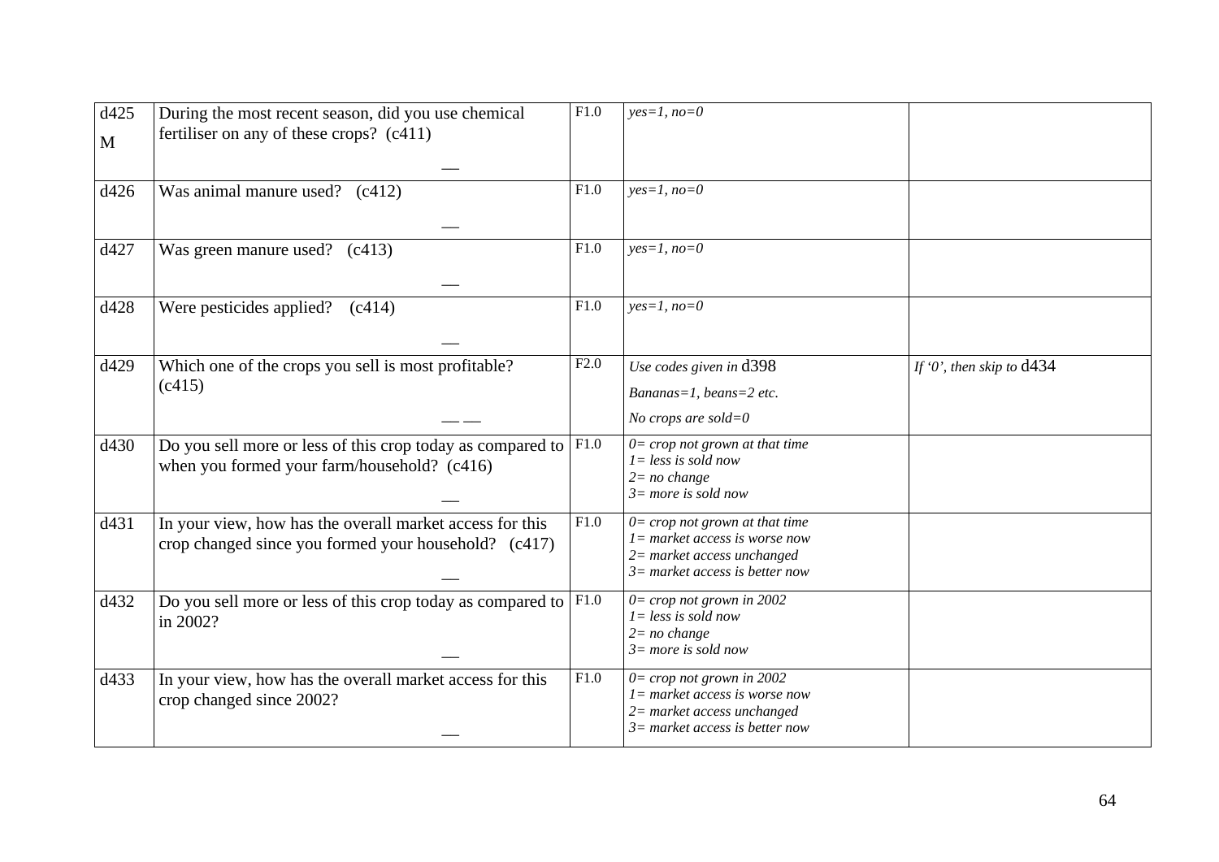| | | | | |
|---|---|---|---|---|
| d425<br>M | During the most recent season, did you use chemical fertiliser on any of these crops? (c411)<br>__ | F1.0 | *yes=1, no=0* | |
| d426 | Was animal manure used? (c412)<br>__ | F1.0 | *yes=1, no=0* | |
| d427 | Was green manure used? (c413)<br>__ | F1.0 | *yes=1, no=0* | |
| d428 | Were pesticides applied? (c414)<br>__ | F1.0 | *yes=1, no=0* | |
| d429 | Which one of the crops you sell is most profitable? (c415)<br>__ __ | F2.0 | *Use codes given in* d398<br>*Bananas=1, beans=2 etc.*<br>*No crops are sold=0* | *If '0', then skip to* d434 |
| d430 | Do you sell more or less of this crop today as compared to when you formed your farm/household? (c416)<br>__ | F1.0 | *0= crop not grown at that time*<br>*1= less is sold now*<br>*2= no change*<br>*3= more is sold now* | |
| d431 | In your view, how has the overall market access for this crop changed since you formed your household? (c417)<br>__ | F1.0 | *0= crop not grown at that time*<br>*1= market access is worse now*<br>*2= market access unchanged*<br>*3= market access is better now* | |
| d432 | Do you sell more or less of this crop today as compared to in 2002?<br>__ | F1.0 | *0= crop not grown in 2002*<br>*1= less is sold now*<br>*2= no change*<br>*3= more is sold now* | |
| d433 | In your view, how has the overall market access for this crop changed since 2002?<br>__ | F1.0 | *0= crop not grown in 2002*<br>*1= market access is worse now*<br>*2= market access unchanged*<br>*3= market access is better now* | |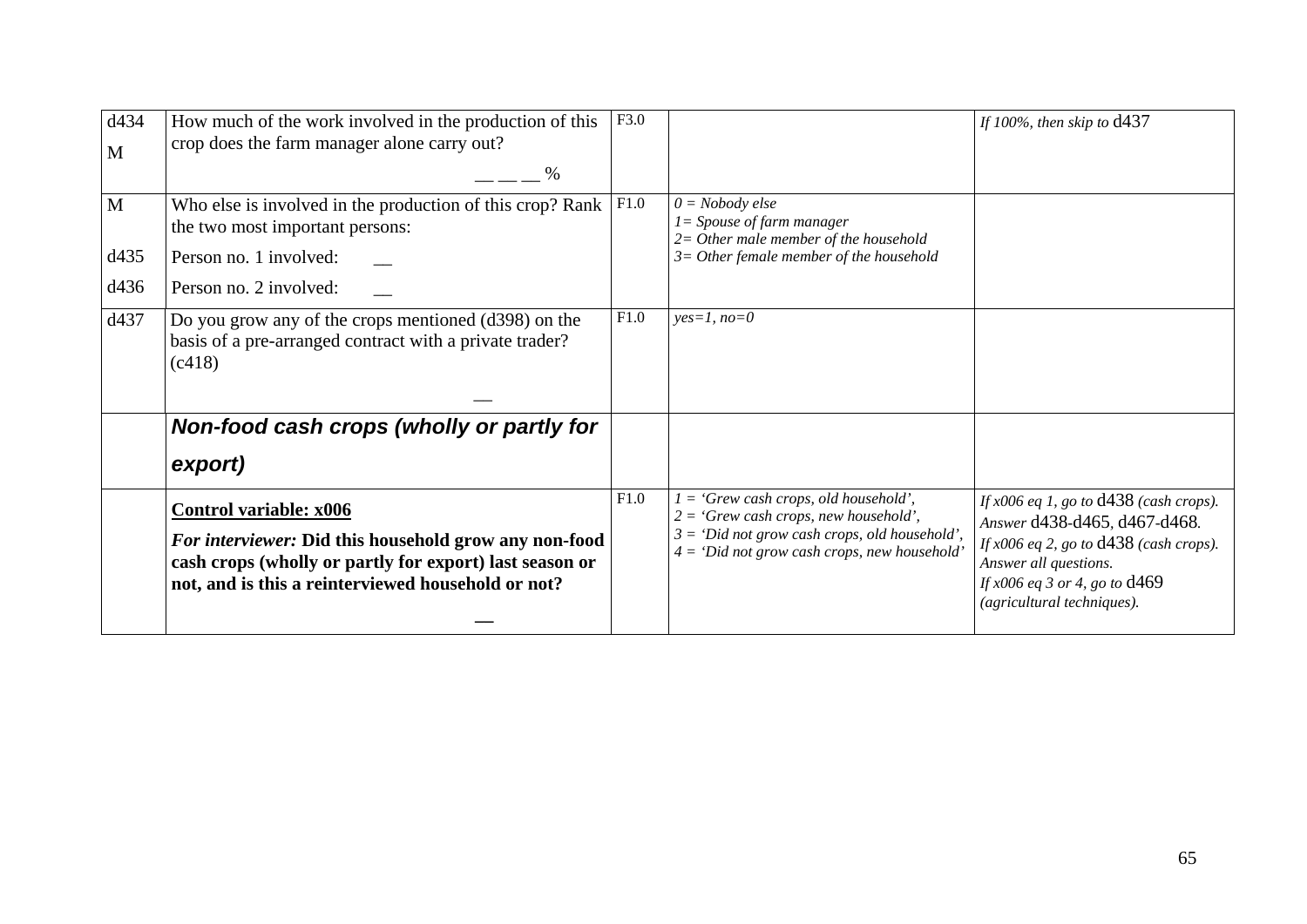| | | | | |
|---|---|---|---|---|
| d434<br>M | How much of the work involved in the production of this crop does the farm manager alone carry out?<br>__ __ __ % | F3.0 | | *If 100%, then skip to* d437 |
| M<br><br>d435<br>d436 | Who else is involved in the production of this crop? Rank the two most important persons:<br>Person no. 1 involved: __<br>Person no. 2 involved: __ | F1.0 | *0 = Nobody else*<br>*1= Spouse of farm manager*<br>*2= Other male member of the household*<br>*3= Other female member of the household* | |
| d437 | Do you grow any of the crops mentioned (d398) on the basis of a pre-arranged contract with a private trader? (c418)<br>__ | F1.0 | *yes=1, no=0* | |
| | ***Non-food cash crops (wholly or partly for export)*** | | | |
| | **Control variable: x006**<br>***For interviewer:* Did this household grow any non-food cash crops (wholly or partly for export) last season or not, and is this a reinterviewed household or not?**<br>__ | F1.0 | *1 = 'Grew cash crops, old household',*<br>*2 = 'Grew cash crops, new household',*<br>*3 = 'Did not grow cash crops, old household',*<br>*4 = 'Did not grow cash crops, new household'* | *If x006 eq 1, go to* d438 *(cash crops). Answer* d438-d465, d467-d468.<br>*If x006 eq 2, go to* d438 *(cash crops). Answer all questions.*<br>*If x006 eq 3 or 4, go to* d469 *(agricultural techniques).* |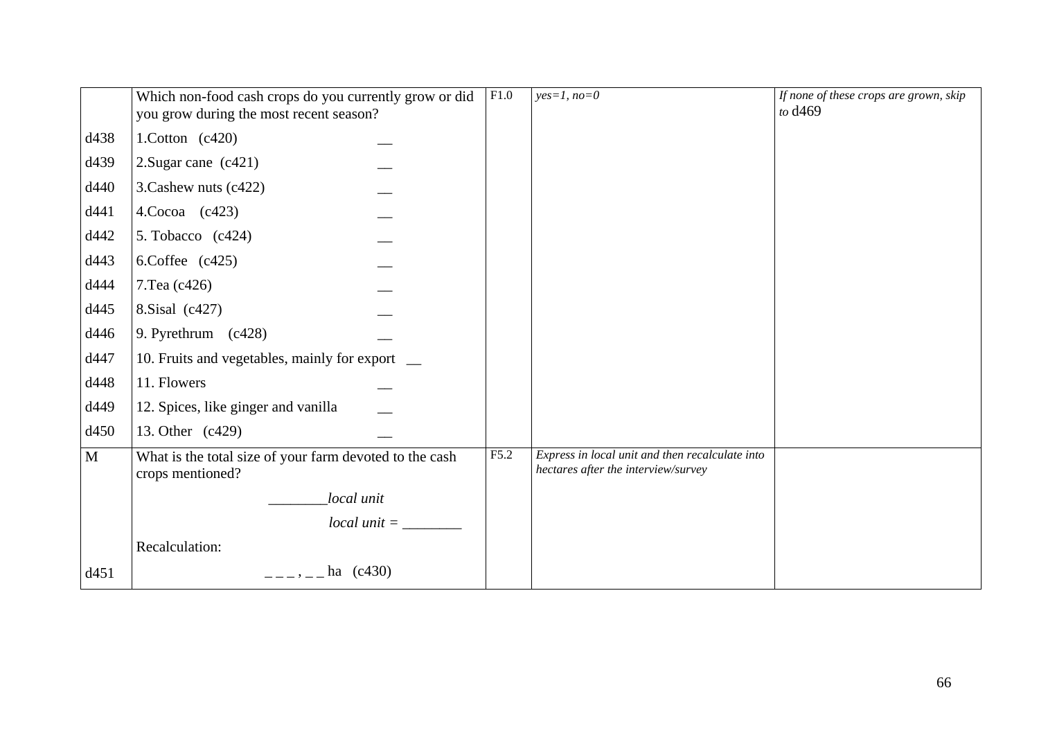| | | | | |
|---|---|---|---|---|
| | Which non-food cash crops do you currently grow or did you grow during the most recent season? | F1.0 | *yes=1, no=0* | *If none of these crops are grown, skip to* d469 |
| d438 | 1.Cotton (c420) __ | | | |
| d439 | 2.Sugar cane (c421) __ | | | |
| d440 | 3.Cashew nuts (c422) __ | | | |
| d441 | 4.Cocoa (c423) __ | | | |
| d442 | 5. Tobacco (c424) __ | | | |
| d443 | 6.Coffee (c425) __ | | | |
| d444 | 7.Tea (c426) __ | | | |
| d445 | 8.Sisal (c427) __ | | | |
| d446 | 9. Pyrethrum (c428) __ | | | |
| d447 | 10. Fruits and vegetables, mainly for export __ | | | |
| d448 | 11. Flowers __ | | | |
| d449 | 12. Spices, like ginger and vanilla __ | | | |
| d450 | 13. Other (c429) __ | | | |
| M | What is the total size of your farm devoted to the cash crops mentioned? | F5.2 | *Express in local unit and then recalculate into hectares after the interview/survey* | |
| | ________*local unit* | | | |
| | *local unit =* ________ | | | |
| | Recalculation: | | | |
| d451 | _ _ _ , _ _ ha (c430) | | | |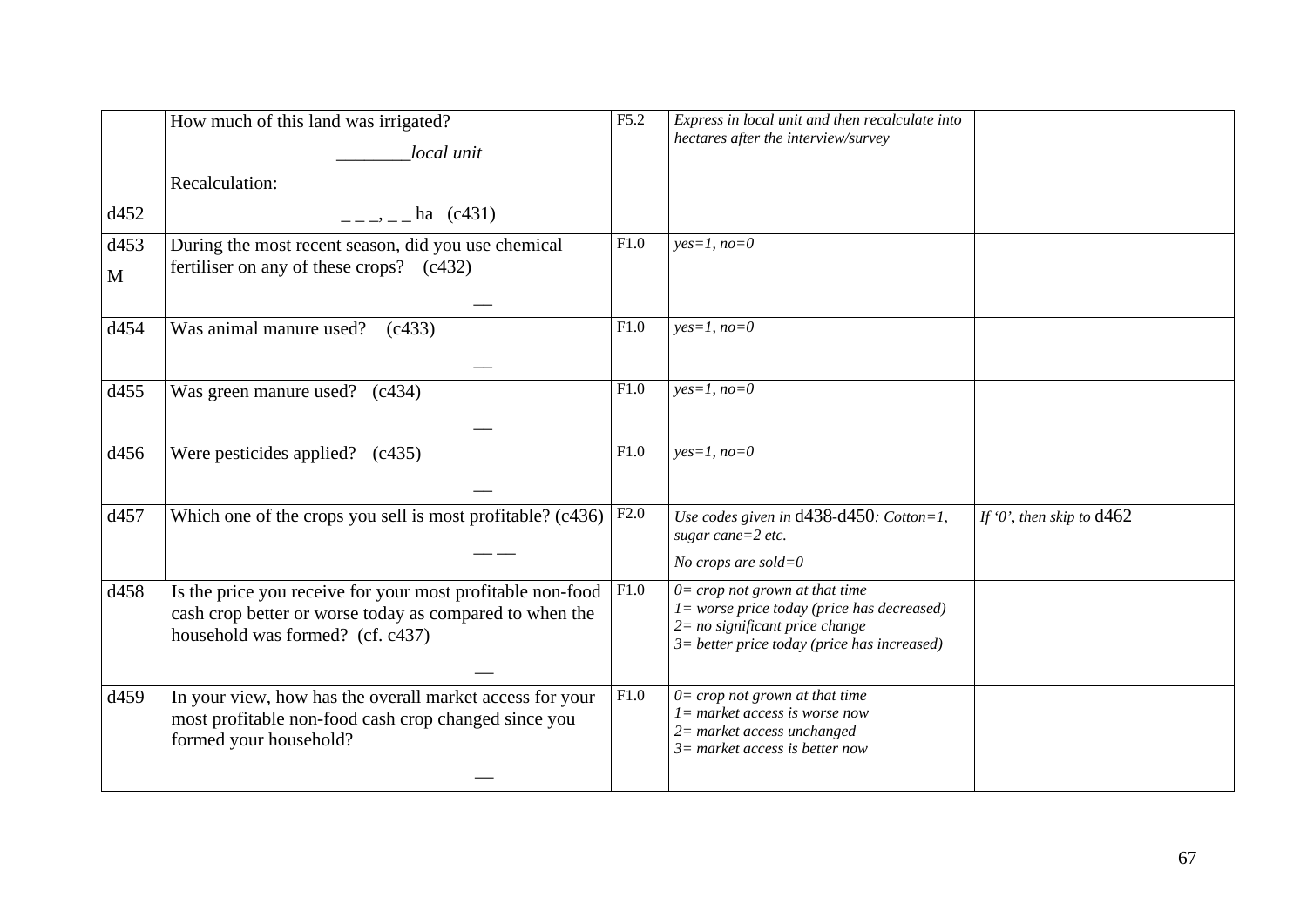| | | | | |
|---|---|---|---|---|
| d452 | How much of this land was irrigated?<br>________*local unit*<br>Recalculation:<br>_ _ _, _ _ ha (c431) | F5.2 | *Express in local unit and then recalculate into hectares after the interview/survey* | |
| d453<br>M | During the most recent season, did you use chemical fertiliser on any of these crops? (c432)<br>__ | F1.0 | *yes=1, no=0* | |
| d454 | Was animal manure used? (c433)<br>__ | F1.0 | *yes=1, no=0* | |
| d455 | Was green manure used? (c434)<br>__ | F1.0 | *yes=1, no=0* | |
| d456 | Were pesticides applied? (c435)<br>__ | F1.0 | *yes=1, no=0* | |
| d457 | Which one of the crops you sell is most profitable? (c436)<br>__ __ | F2.0 | *Use codes given in* d438-d450*: Cotton=1, sugar cane=2 etc.*<br>*No crops are sold=0* | *If '0', then skip to* d462 |
| d458 | Is the price you receive for your most profitable non-food cash crop better or worse today as compared to when the household was formed? (cf. c437)<br>__ | F1.0 | *0= crop not grown at that time*<br>*1= worse price today (price has decreased)*<br>*2= no significant price change*<br>*3= better price today (price has increased)* | |
| d459 | In your view, how has the overall market access for your most profitable non-food cash crop changed since you formed your household?<br>__ | F1.0 | *0= crop not grown at that time*<br>*1= market access is worse now*<br>*2= market access unchanged*<br>*3= market access is better now* | |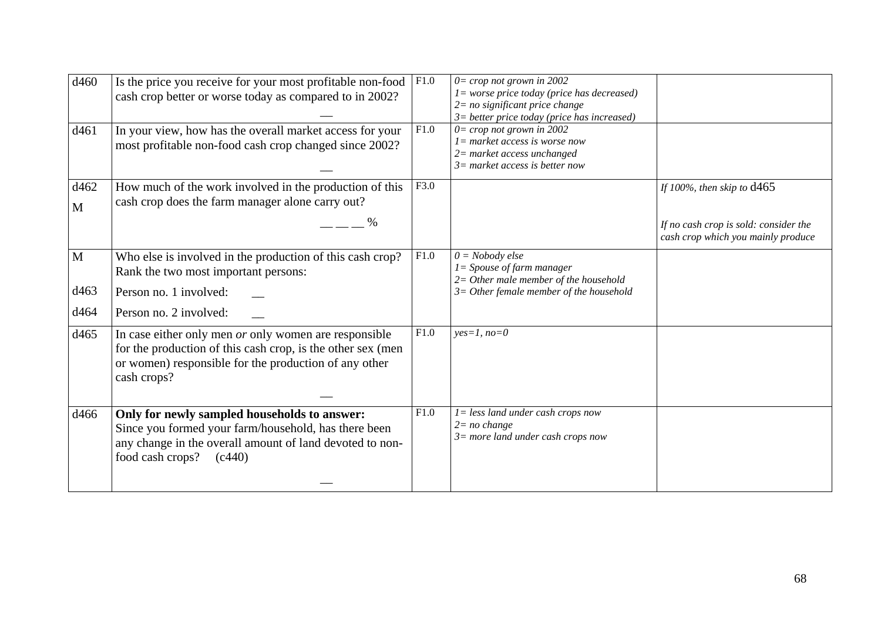| | | | | |
|---|---|---|---|---|
| d460 | Is the price you receive for your most profitable non-food cash crop better or worse today as compared to in 2002? __ | F1.0 | *0= crop not grown in 2002*<br>*1= worse price today (price has decreased)*<br>*2= no significant price change*<br>*3= better price today (price has increased)* | |
| d461 | In your view, how has the overall market access for your most profitable non-food cash crop changed since 2002? __ | F1.0 | *0= crop not grown in 2002*<br>*1= market access is worse now*<br>*2= market access unchanged*<br>*3= market access is better now* | |
| d462<br>M | How much of the work involved in the production of this cash crop does the farm manager alone carry out?<br>__ __ __ % | F3.0 | | *If 100%, then skip to* d465<br><br>*If no cash crop is sold: consider the cash crop which you mainly produce* |
| M<br><br>d463<br>d464 | Who else is involved in the production of this cash crop? Rank the two most important persons:<br>Person no. 1 involved: __<br>Person no. 2 involved: __ | F1.0 | *0 = Nobody else*<br>*1= Spouse of farm manager*<br>*2= Other male member of the household*<br>*3= Other female member of the household* | |
| d465 | In case either only men *or* only women are responsible for the production of this cash crop, is the other sex (men or women) responsible for the production of any other cash crops?<br>__ | F1.0 | *yes=1, no=0* | |
| d466 | **Only for newly sampled households to answer:**<br>Since you formed your farm/household, has there been any change in the overall amount of land devoted to non-food cash crops? (c440)<br>__ | F1.0 | *1= less land under cash crops now*<br>*2= no change*<br>*3= more land under cash crops now* | |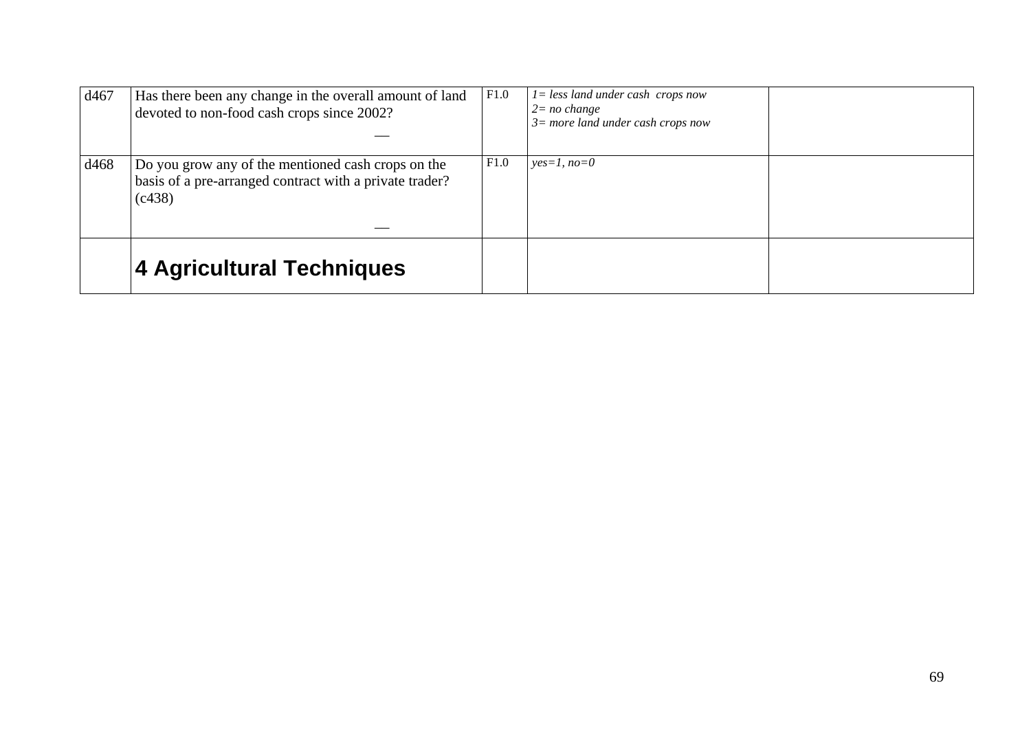| | | | | |
|---|---|---|---|---|
| d467 | Has there been any change in the overall amount of land devoted to non-food cash crops since 2002?<br>__ | F1.0 | *1= less land under cash crops now*<br>*2= no change*<br>*3= more land under cash crops now* | |
| d468 | Do you grow any of the mentioned cash crops on the basis of a pre-arranged contract with a private trader? (c438)<br>__ | F1.0 | *yes=1, no=0* | |
| | **4 Agricultural Techniques** | | | |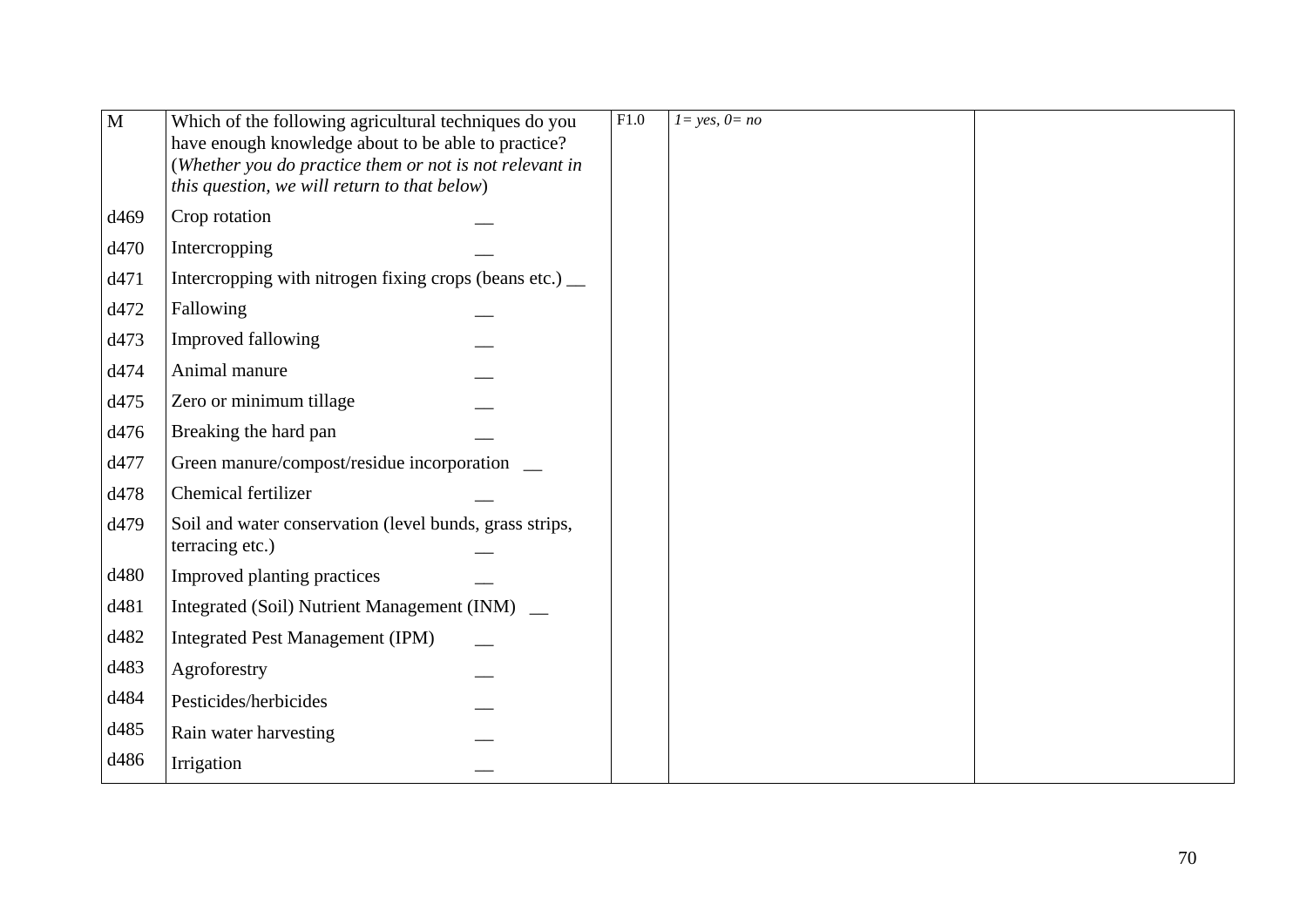| M | Which of the following agricultural techniques do you have enough knowledge about to be able to practice? (*Whether you do practice them or not is not relevant in this question, we will return to that below*) | F1.0 | *1= yes, 0= no* | |
|---|---|---|---|---|
| d469 | Crop rotation __ | | | |
| d470 | Intercropping __ | | | |
| d471 | Intercropping with nitrogen fixing crops (beans etc.) __ | | | |
| d472 | Fallowing __ | | | |
| d473 | Improved fallowing __ | | | |
| d474 | Animal manure __ | | | |
| d475 | Zero or minimum tillage __ | | | |
| d476 | Breaking the hard pan __ | | | |
| d477 | Green manure/compost/residue incorporation __ | | | |
| d478 | Chemical fertilizer __ | | | |
| d479 | Soil and water conservation (level bunds, grass strips, terracing etc.) __ | | | |
| d480 | Improved planting practices __ | | | |
| d481 | Integrated (Soil) Nutrient Management (INM) __ | | | |
| d482 | Integrated Pest Management (IPM) __ | | | |
| d483 | Agroforestry __ | | | |
| d484 | Pesticides/herbicides __ | | | |
| d485 | Rain water harvesting __ | | | |
| d486 | Irrigation __ | | | |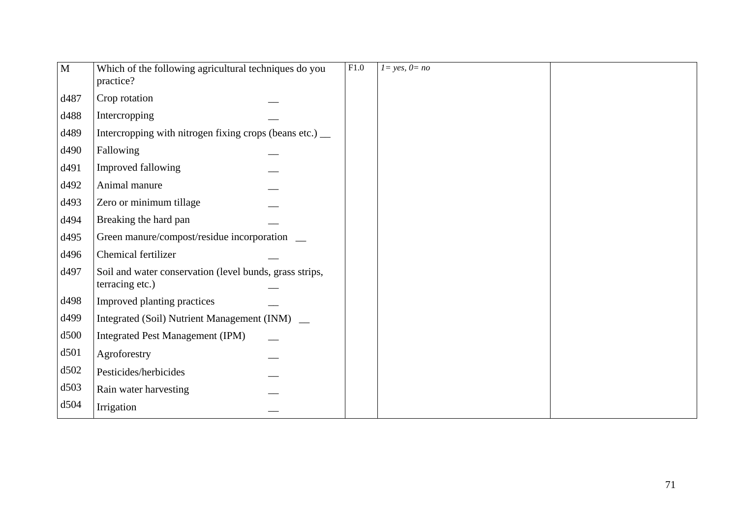| | | | | |
|---|---|---|---|---|
| M | Which of the following agricultural techniques do you practice? | F1.0 | *1= yes, 0= no* | |
| d487 | Crop rotation __ | | | |
| d488 | Intercropping __ | | | |
| d489 | Intercropping with nitrogen fixing crops (beans etc.) __ | | | |
| d490 | Fallowing __ | | | |
| d491 | Improved fallowing __ | | | |
| d492 | Animal manure __ | | | |
| d493 | Zero or minimum tillage __ | | | |
| d494 | Breaking the hard pan __ | | | |
| d495 | Green manure/compost/residue incorporation __ | | | |
| d496 | Chemical fertilizer __ | | | |
| d497 | Soil and water conservation (level bunds, grass strips, terracing etc.) __ | | | |
| d498 | Improved planting practices __ | | | |
| d499 | Integrated (Soil) Nutrient Management (INM) __ | | | |
| d500 | Integrated Pest Management (IPM) __ | | | |
| d501 | Agroforestry __ | | | |
| d502 | Pesticides/herbicides __ | | | |
| d503 | Rain water harvesting __ | | | |
| d504 | Irrigation __ | | | |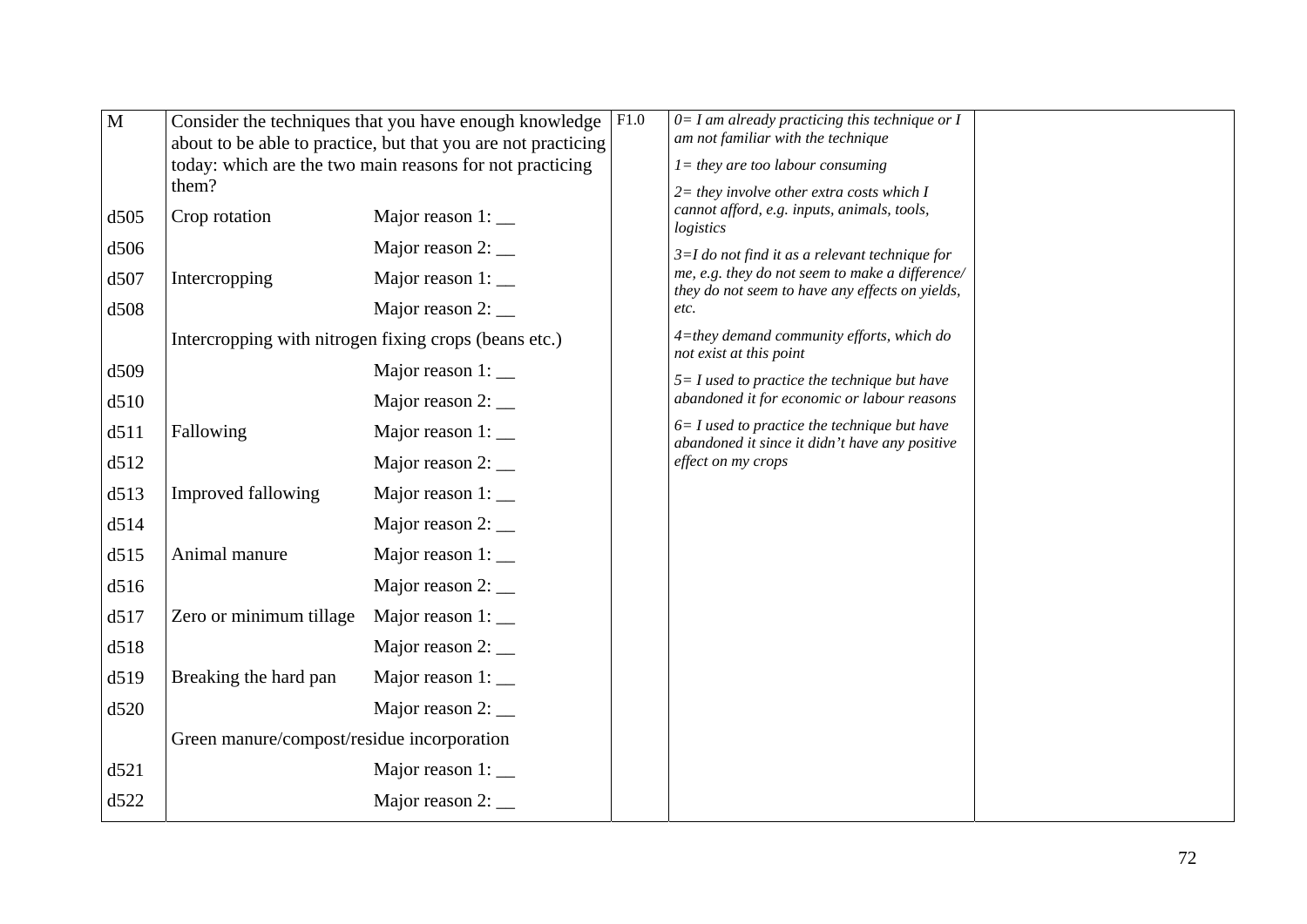| M | Consider the techniques that you have enough knowledge about to be able to practice, but that you are not practicing today: which are the two main reasons for not practicing them? | | F1.0 | *0= I am already practicing this technique or I am not familiar with the technique*<br>*1= they are too labour consuming*<br>*2= they involve other extra costs which I cannot afford, e.g. inputs, animals, tools, logistics*<br>*3=I do not find it as a relevant technique for me, e.g. they do not seem to make a difference/ they do not seem to have any effects on yields, etc.*<br>*4=they demand community efforts, which do not exist at this point*<br>*5= I used to practice the technique but have abandoned it for economic or labour reasons*<br>*6= I used to practice the technique but have abandoned it since it didn't have any positive effect on my crops* | |
|---|---|---|---|---|---|
| d505 | Crop rotation | Major reason 1: __ | | | |
| d506 | | Major reason 2: __ | | | |
| d507 | Intercropping | Major reason 1: __ | | | |
| d508 | | Major reason 2: __ | | | |
| | Intercropping with nitrogen fixing crops (beans etc.) | | | | |
| d509 | | Major reason 1: __ | | | |
| d510 | | Major reason 2: __ | | | |
| d511 | Fallowing | Major reason 1: __ | | | |
| d512 | | Major reason 2: __ | | | |
| d513 | Improved fallowing | Major reason 1: __ | | | |
| d514 | | Major reason 2: __ | | | |
| d515 | Animal manure | Major reason 1: __ | | | |
| d516 | | Major reason 2: __ | | | |
| d517 | Zero or minimum tillage | Major reason 1: __ | | | |
| d518 | | Major reason 2: __ | | | |
| d519 | Breaking the hard pan | Major reason 1: __ | | | |
| d520 | | Major reason 2: __ | | | |
| | Green manure/compost/residue incorporation | | | | |
| d521 | | Major reason 1: __ | | | |
| d522 | | Major reason 2: __ | | | |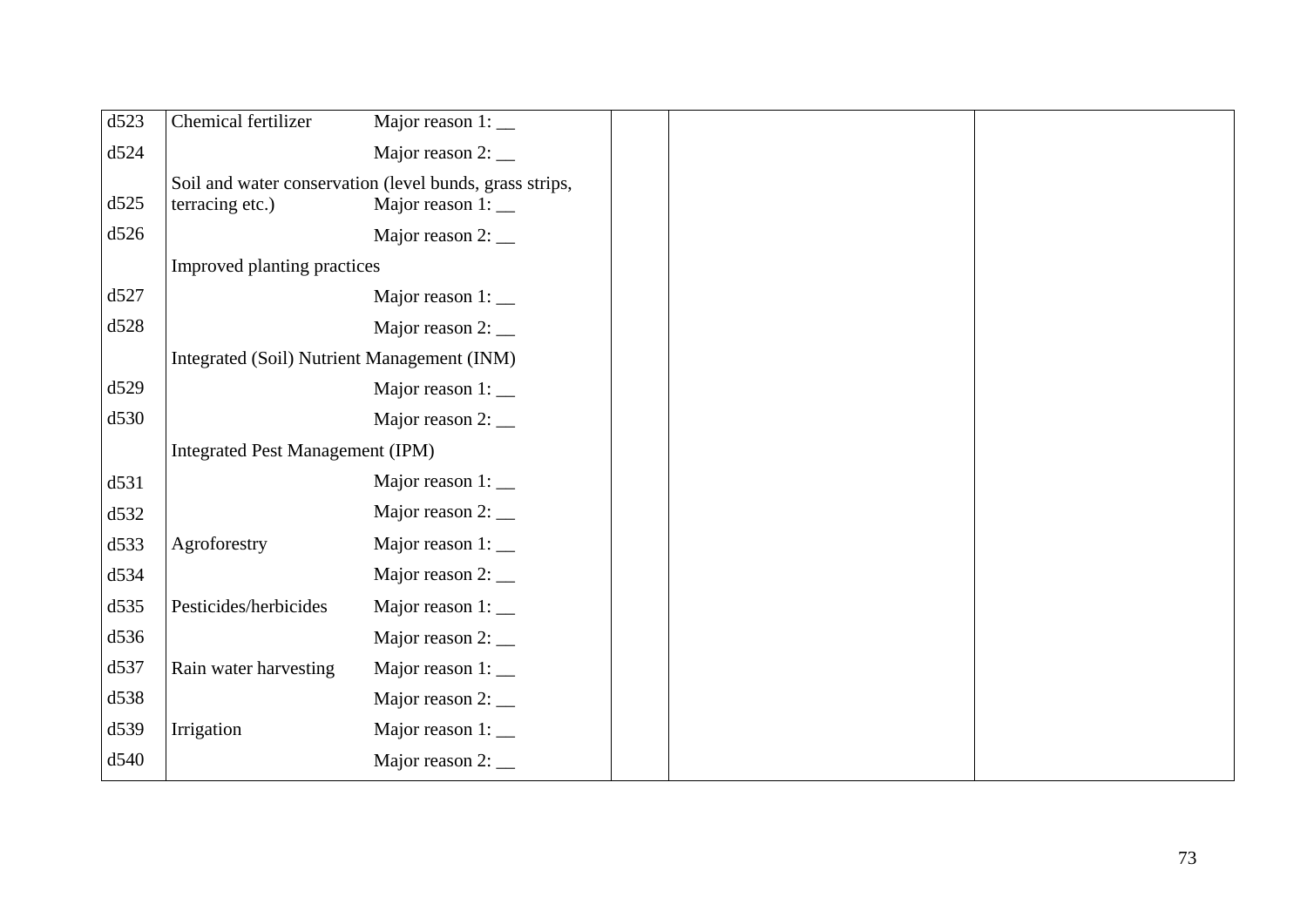| | | | | |
|---|---|---|---|---|
| d523 | Chemical fertilizer Major reason 1: __ | | | |
| d524 | Major reason 2: __ | | | |
| d525 | Soil and water conservation (level bunds, grass strips, terracing etc.) Major reason 1: __ | | | |
| d526 | Major reason 2: __ | | | |
| | Improved planting practices | | | |
| d527 | Major reason 1: __ | | | |
| d528 | Major reason 2: __ | | | |
| | Integrated (Soil) Nutrient Management (INM) | | | |
| d529 | Major reason 1: __ | | | |
| d530 | Major reason 2: __ | | | |
| | Integrated Pest Management (IPM) | | | |
| d531 | Major reason 1: __ | | | |
| d532 | Major reason 2: __ | | | |
| d533 | Agroforestry Major reason 1: __ | | | |
| d534 | Major reason 2: __ | | | |
| d535 | Pesticides/herbicides Major reason 1: __ | | | |
| d536 | Major reason 2: __ | | | |
| d537 | Rain water harvesting Major reason 1: __ | | | |
| d538 | Major reason 2: __ | | | |
| d539 | Irrigation Major reason 1: __ | | | |
| d540 | Major reason 2: __ | | | |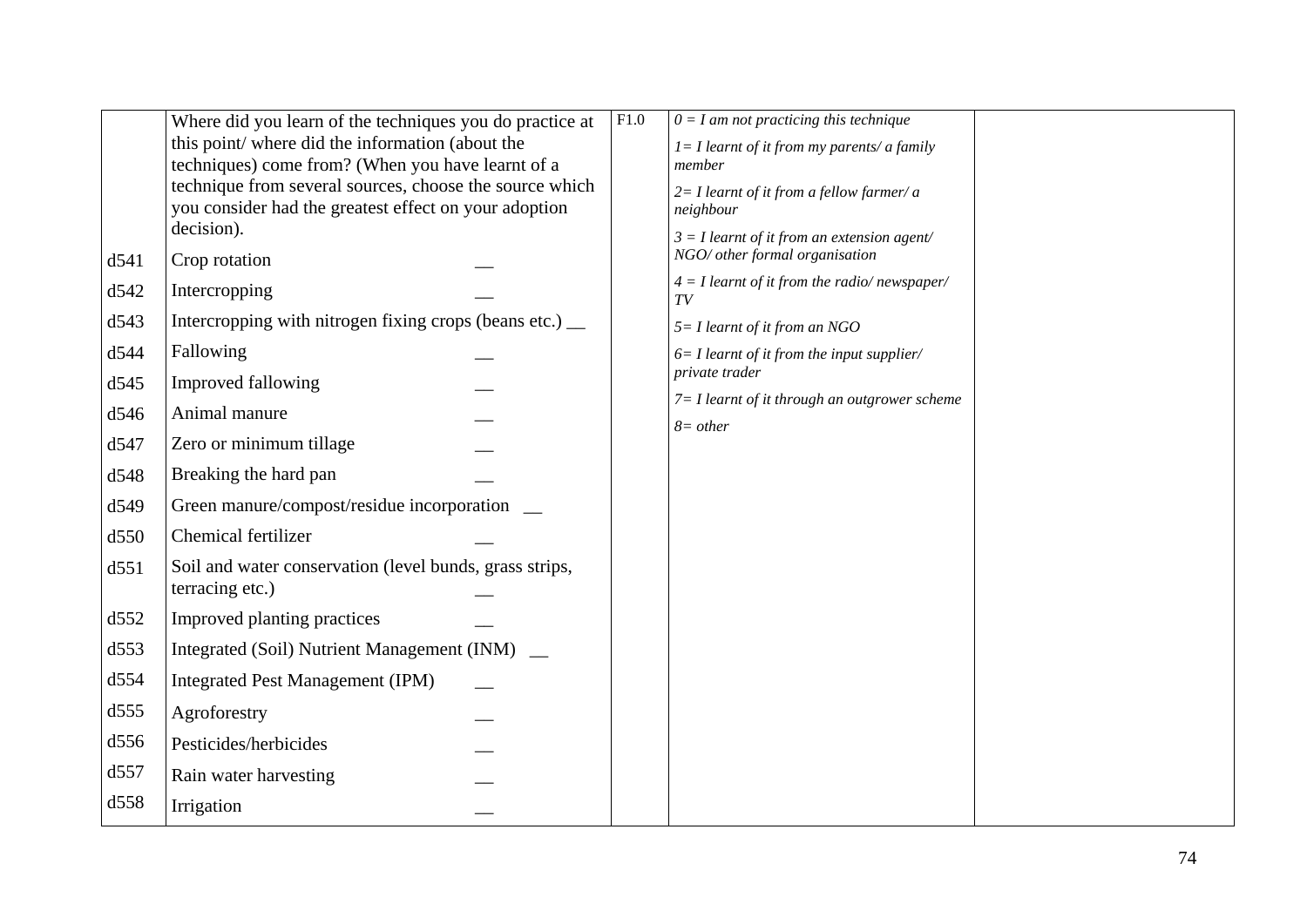| | | | | |
|---|---|---|---|---|
| | Where did you learn of the techniques you do practice at this point/ where did the information (about the techniques) come from? (When you have learnt of a technique from several sources, choose the source which you consider had the greatest effect on your adoption decision). | F1.0 | *0 = I am not practicing this technique*<br>*1= I learnt of it from my parents/ a family member*<br>*2= I learnt of it from a fellow farmer/ a neighbour*<br>*3 = I learnt of it from an extension agent/ NGO/ other formal organisation*<br>*4 = I learnt of it from the radio/ newspaper/ TV*<br>*5= I learnt of it from an NGO*<br>*6= I learnt of it from the input supplier/ private trader*<br>*7= I learnt of it through an outgrower scheme*<br>*8= other* | |
| d541 | Crop rotation __ | | | |
| d542 | Intercropping __ | | | |
| d543 | Intercropping with nitrogen fixing crops (beans etc.) __ | | | |
| d544 | Fallowing __ | | | |
| d545 | Improved fallowing __ | | | |
| d546 | Animal manure __ | | | |
| d547 | Zero or minimum tillage __ | | | |
| d548 | Breaking the hard pan __ | | | |
| d549 | Green manure/compost/residue incorporation __ | | | |
| d550 | Chemical fertilizer __ | | | |
| d551 | Soil and water conservation (level bunds, grass strips, terracing etc.) __ | | | |
| d552 | Improved planting practices __ | | | |
| d553 | Integrated (Soil) Nutrient Management (INM) __ | | | |
| d554 | Integrated Pest Management (IPM) __ | | | |
| d555 | Agroforestry __ | | | |
| d556 | Pesticides/herbicides __ | | | |
| d557 | Rain water harvesting __ | | | |
| d558 | Irrigation __ | | | |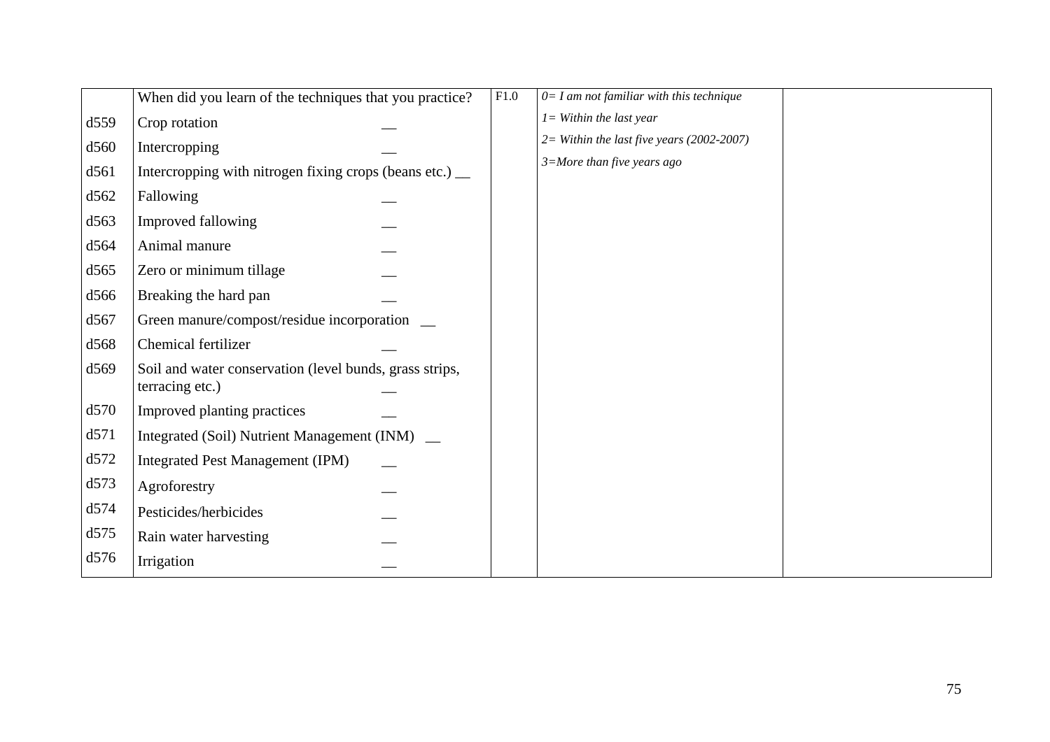| | | | | |
|---|---|---|---|---|
| | When did you learn of the techniques that you practice? | F1.0 | *0= I am not familiar with this technique*<br>*1= Within the last year*<br>*2= Within the last five years (2002-2007)*<br>*3=More than five years ago* | |
| d559 | Crop rotation __ | | | |
| d560 | Intercropping __ | | | |
| d561 | Intercropping with nitrogen fixing crops (beans etc.) __ | | | |
| d562 | Fallowing __ | | | |
| d563 | Improved fallowing __ | | | |
| d564 | Animal manure __ | | | |
| d565 | Zero or minimum tillage __ | | | |
| d566 | Breaking the hard pan __ | | | |
| d567 | Green manure/compost/residue incorporation __ | | | |
| d568 | Chemical fertilizer __ | | | |
| d569 | Soil and water conservation (level bunds, grass strips, terracing etc.) __ | | | |
| d570 | Improved planting practices __ | | | |
| d571 | Integrated (Soil) Nutrient Management (INM) __ | | | |
| d572 | Integrated Pest Management (IPM) __ | | | |
| d573 | Agroforestry __ | | | |
| d574 | Pesticides/herbicides __ | | | |
| d575 | Rain water harvesting __ | | | |
| d576 | Irrigation __ | | | |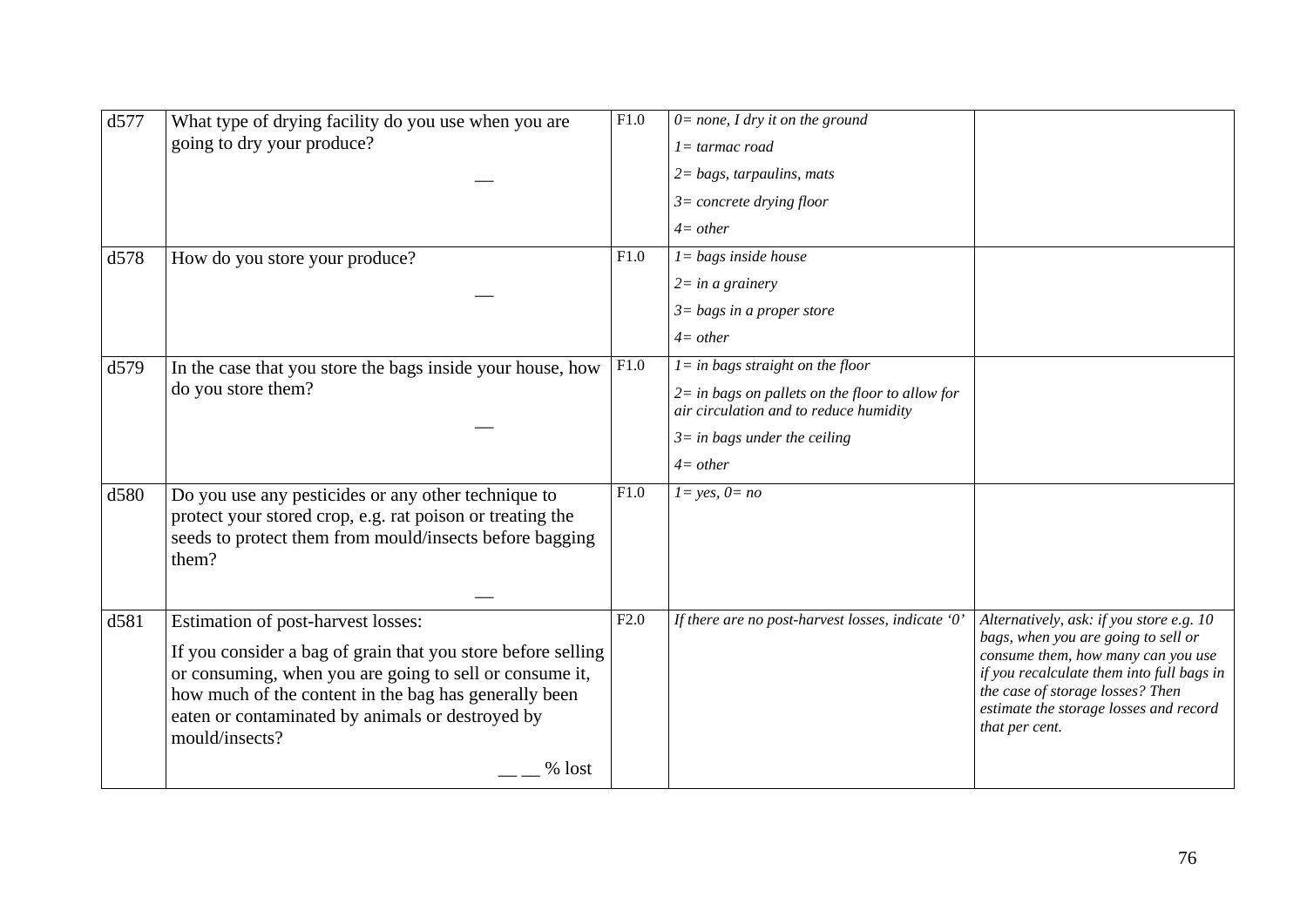| | | | | |
|---|---|---|---|---|
| d577 | What type of drying facility do you use when you are going to dry your produce?<br><br>__ | F1.0 | *0= none, I dry it on the ground*<br>*1= tarmac road*<br>*2= bags, tarpaulins, mats*<br>*3= concrete drying floor*<br>*4= other* | |
| d578 | How do you store your produce?<br><br>__ | F1.0 | *1= bags inside house*<br>*2= in a grainery*<br>*3= bags in a proper store*<br>*4= other* | |
| d579 | In the case that you store the bags inside your house, how do you store them?<br><br>__ | F1.0 | *1= in bags straight on the floor*<br>*2= in bags on pallets on the floor to allow for air circulation and to reduce humidity*<br>*3= in bags under the ceiling*<br>*4= other* | |
| d580 | Do you use any pesticides or any other technique to protect your stored crop, e.g. rat poison or treating the seeds to protect them from mould/insects before bagging them?<br><br>__ | F1.0 | *1= yes, 0= no* | |
| d581 | Estimation of post-harvest losses:<br>If you consider a bag of grain that you store before selling or consuming, when you are going to sell or consume it, how much of the content in the bag has generally been eaten or contaminated by animals or destroyed by mould/insects?<br><br>__ __ % lost | F2.0 | *If there are no post-harvest losses, indicate '0'* | *Alternatively, ask: if you store e.g. 10 bags, when you are going to sell or consume them, how many can you use if you recalculate them into full bags in the case of storage losses? Then estimate the storage losses and record that per cent.* |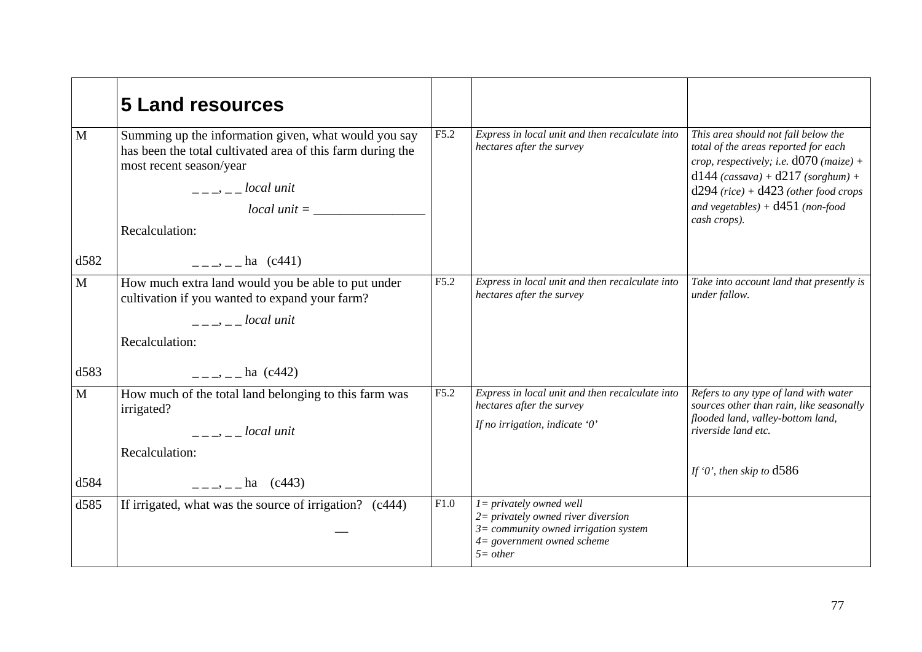| | **5 Land resources** | | | |
|---|---|---|---|---|
| M<br><br><br><br><br><br>d582 | Summing up the information given, what would you say has been the total cultivated area of this farm during the most recent season/year<br>_ _ _, _ _ *local unit*<br>*local unit =* _________________<br>Recalculation:<br>_ _ _, _ _ ha (c441) | F5.2 | *Express in local unit and then recalculate into hectares after the survey* | *This area should not fall below the total of the areas reported for each crop, respectively; i.e.* d070 *(maize) +* d144 *(cassava) +* d217 *(sorghum) +* d294 *(rice) +* d423 *(other food crops and vegetables) +* d451 *(non-food cash crops).* |
| M<br><br><br><br>d583 | How much extra land would you be able to put under cultivation if you wanted to expand your farm?<br>_ _ _, _ _ *local unit*<br>Recalculation:<br>_ _ _, _ _ ha (c442) | F5.2 | *Express in local unit and then recalculate into hectares after the survey* | *Take into account land that presently is under fallow.* |
| M<br><br><br><br>d584 | How much of the total land belonging to this farm was irrigated?<br>_ _ _, _ _ *local unit*<br>Recalculation:<br>_ _ _, _ _ ha (c443) | F5.2 | *Express in local unit and then recalculate into hectares after the survey*<br>*If no irrigation, indicate '0'* | *Refers to any type of land with water sources other than rain, like seasonally flooded land, valley-bottom land, riverside land etc.*<br><br>*If '0', then skip to* d586 |
| d585 | If irrigated, what was the source of irrigation? (c444)<br>__ | F1.0 | *1= privately owned well*<br>*2= privately owned river diversion*<br>*3= community owned irrigation system*<br>*4= government owned scheme*<br>*5= other* | |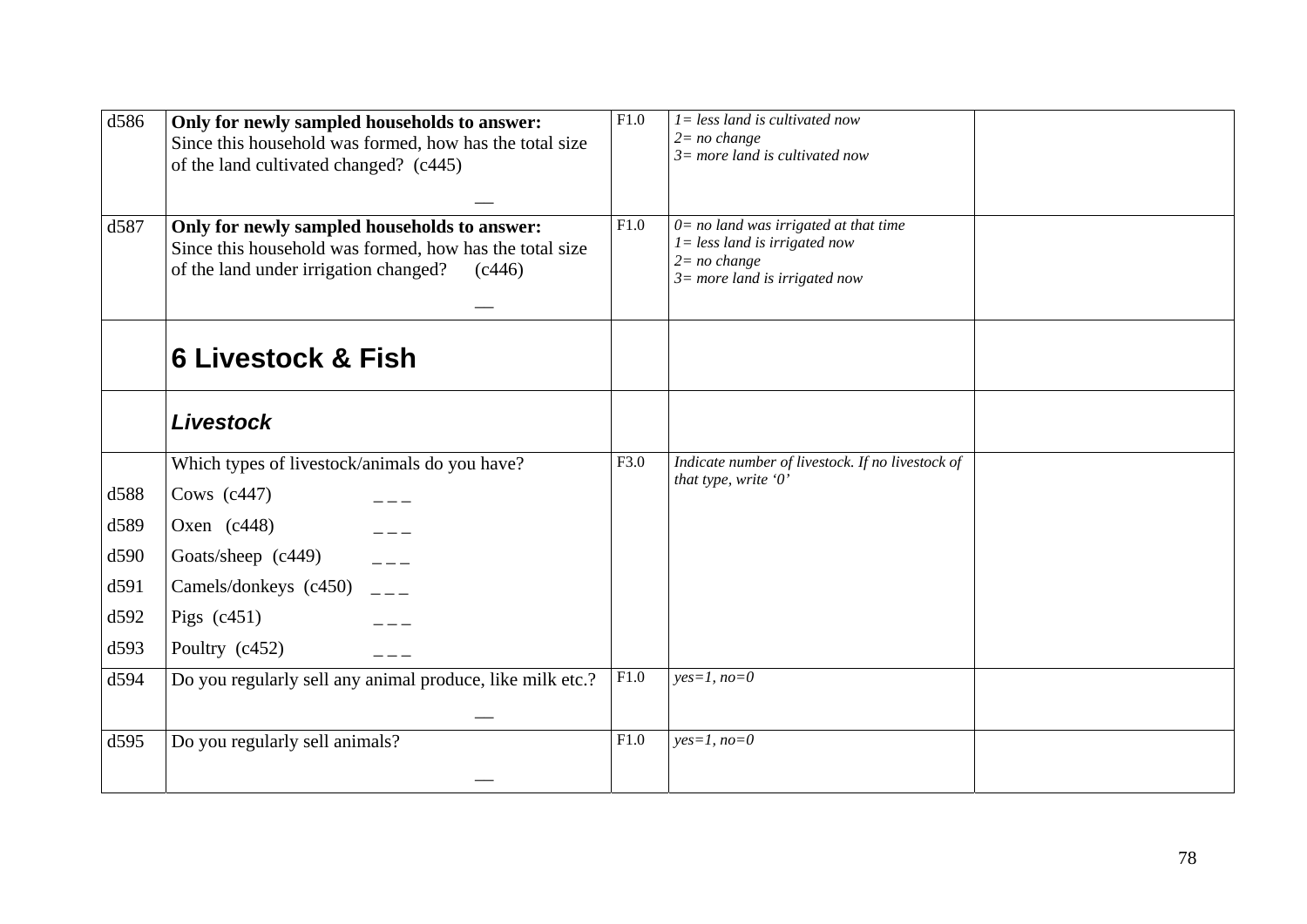| | | | | |
|---|---|---|---|---|
| d586 | **Only for newly sampled households to answer:** Since this household was formed, how has the total size of the land cultivated changed? (c445)<br>__ | F1.0 | *1= less land is cultivated now*<br>*2= no change*<br>*3= more land is cultivated now* | |
| d587 | **Only for newly sampled households to answer:** Since this household was formed, how has the total size of the land under irrigation changed? (c446)<br>__ | F1.0 | *0= no land was irrigated at that time*<br>*1= less land is irrigated now*<br>*2= no change*<br>*3= more land is irrigated now* | |
| | **6 Livestock & Fish** | | | |
| | ***Livestock*** | | | |
| | Which types of livestock/animals do you have? | F3.0 | *Indicate number of livestock. If no livestock of that type, write '0'* | |
| d588 | Cows (c447) _ _ _ | | | |
| d589 | Oxen (c448) _ _ _ | | | |
| d590 | Goats/sheep (c449) _ _ _ | | | |
| d591 | Camels/donkeys (c450) _ _ _ | | | |
| d592 | Pigs (c451) _ _ _ | | | |
| d593 | Poultry (c452) _ _ _ | | | |
| d594 | Do you regularly sell any animal produce, like milk etc.?<br>__ | F1.0 | *yes=1, no=0* | |
| d595 | Do you regularly sell animals?<br>__ | F1.0 | *yes=1, no=0* | |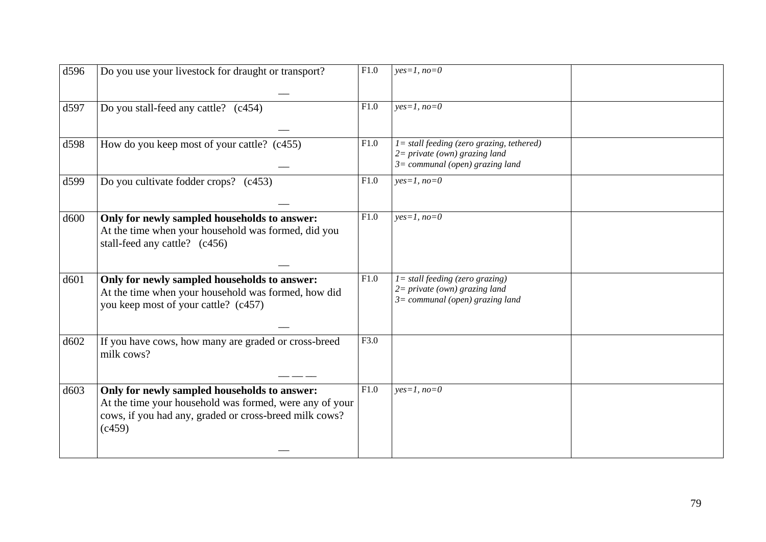| d596 | Do you use your livestock for draught or transport?<br><br>__ | F1.0 | *yes=1, no=0* | |
|---|---|---|---|---|
| d597 | Do you stall-feed any cattle? (c454)<br><br>__ | F1.0 | *yes=1, no=0* | |
| d598 | How do you keep most of your cattle? (c455)<br><br>__ | F1.0 | *1= stall feeding (zero grazing, tethered)*<br>*2= private (own) grazing land*<br>*3= communal (open) grazing land* | |
| d599 | Do you cultivate fodder crops? (c453)<br><br>__ | F1.0 | *yes=1, no=0* | |
| d600 | **Only for newly sampled households to answer:**<br>At the time when your household was formed, did you stall-feed any cattle? (c456)<br><br>__ | F1.0 | *yes=1, no=0* | |
| d601 | **Only for newly sampled households to answer:**<br>At the time when your household was formed, how did you keep most of your cattle? (c457)<br><br>__ | F1.0 | *1= stall feeding (zero grazing)*<br>*2= private (own) grazing land*<br>*3= communal (open) grazing land* | |
| d602 | If you have cows, how many are graded or cross-breed milk cows?<br><br>__ __ __ | F3.0 | | |
| d603 | **Only for newly sampled households to answer:**<br>At the time your household was formed, were any of your cows, if you had any, graded or cross-breed milk cows? (c459)<br><br>__ | F1.0 | *yes=1, no=0* | |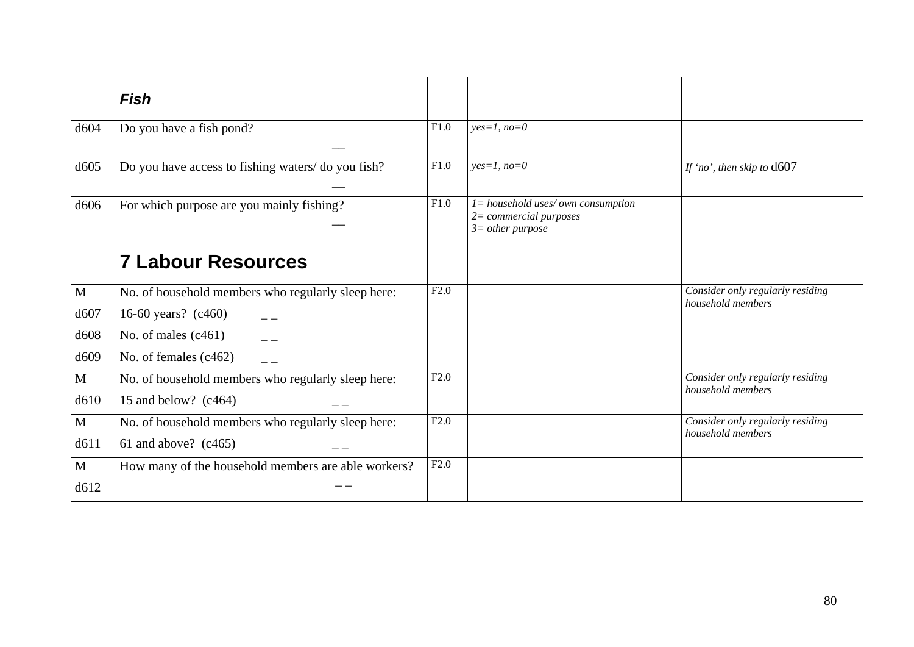|  | ***Fish*** |  |  |  |
|---|---|---|---|---|
| d604 | Do you have a fish pond? __ | F1.0 | *yes=1, no=0* |  |
| d605 | Do you have access to fishing waters/ do you fish? __ | F1.0 | *yes=1, no=0* | *If 'no', then skip to* d607 |
| d606 | For which purpose are you mainly fishing? __ | F1.0 | *1= household uses/ own consumption*<br>*2= commercial purposes*<br>*3= other purpose* |  |
|  | **7 Labour Resources** |  |  |  |
| M<br>d607<br>d608<br>d609 | No. of household members who regularly sleep here:<br>16-60 years? (c460) _ _<br>No. of males (c461) _ _<br>No. of females (c462) _ _ | F2.0 |  | *Consider only regularly residing household members* |
| M<br>d610 | No. of household members who regularly sleep here:<br>15 and below? (c464) _ _ | F2.0 |  | *Consider only regularly residing household members* |
| M<br>d611 | No. of household members who regularly sleep here:<br>61 and above? (c465) _ _ | F2.0 |  | *Consider only regularly residing household members* |
| M<br>d612 | How many of the household members are able workers? _ _ | F2.0 |  |  |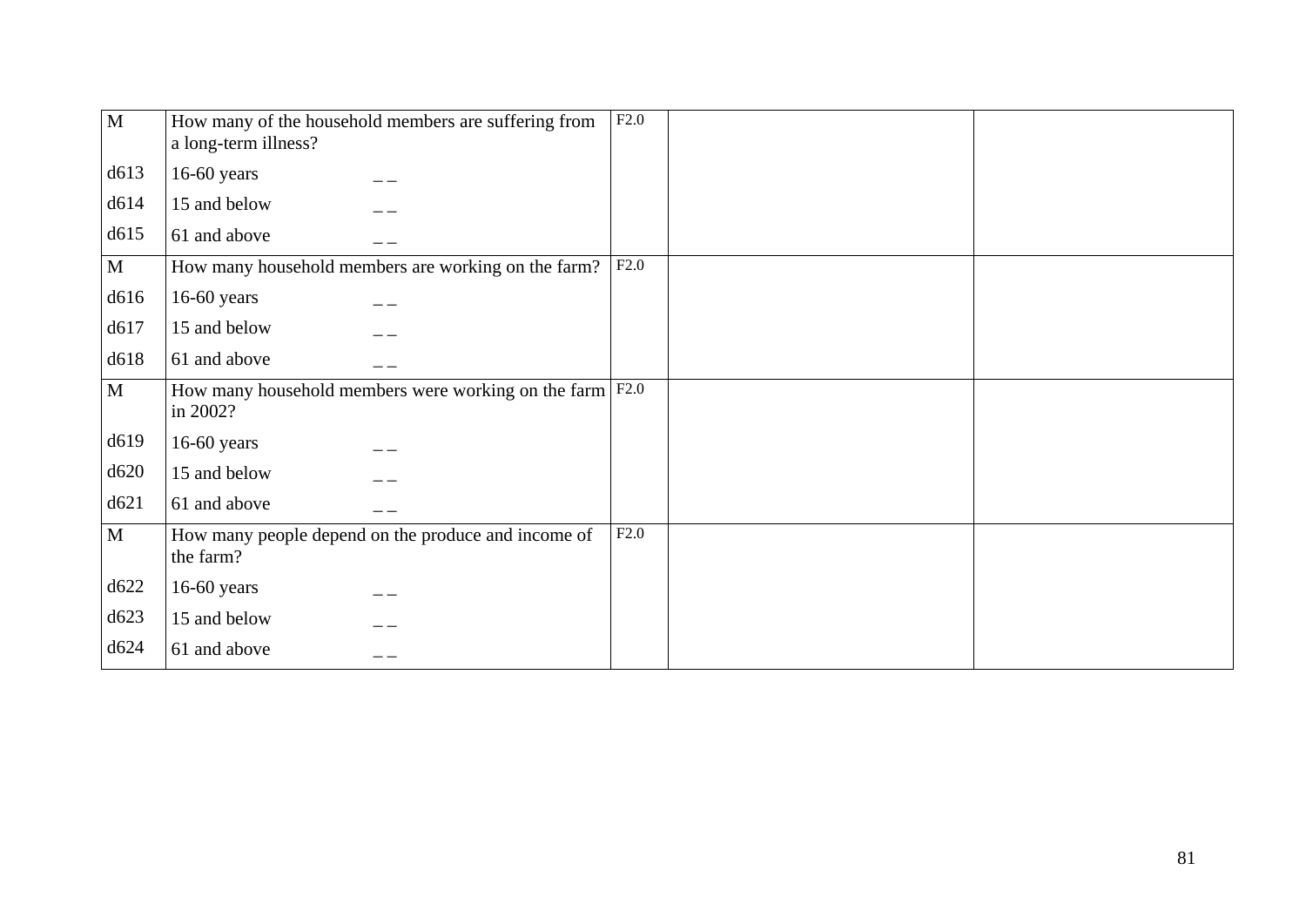| | | | | |
|---|---|---|---|---|
| M | How many of the household members are suffering from a long-term illness? | F2.0 | | |
| d613 | 16-60 years _ _ | | | |
| d614 | 15 and below _ _ | | | |
| d615 | 61 and above _ _ | | | |
| M | How many household members are working on the farm? | F2.0 | | |
| d616 | 16-60 years _ _ | | | |
| d617 | 15 and below _ _ | | | |
| d618 | 61 and above _ _ | | | |
| M | How many household members were working on the farm in 2002? | F2.0 | | |
| d619 | 16-60 years _ _ | | | |
| d620 | 15 and below _ _ | | | |
| d621 | 61 and above _ _ | | | |
| M | How many people depend on the produce and income of the farm? | F2.0 | | |
| d622 | 16-60 years _ _ | | | |
| d623 | 15 and below _ _ | | | |
| d624 | 61 and above _ _ | | | |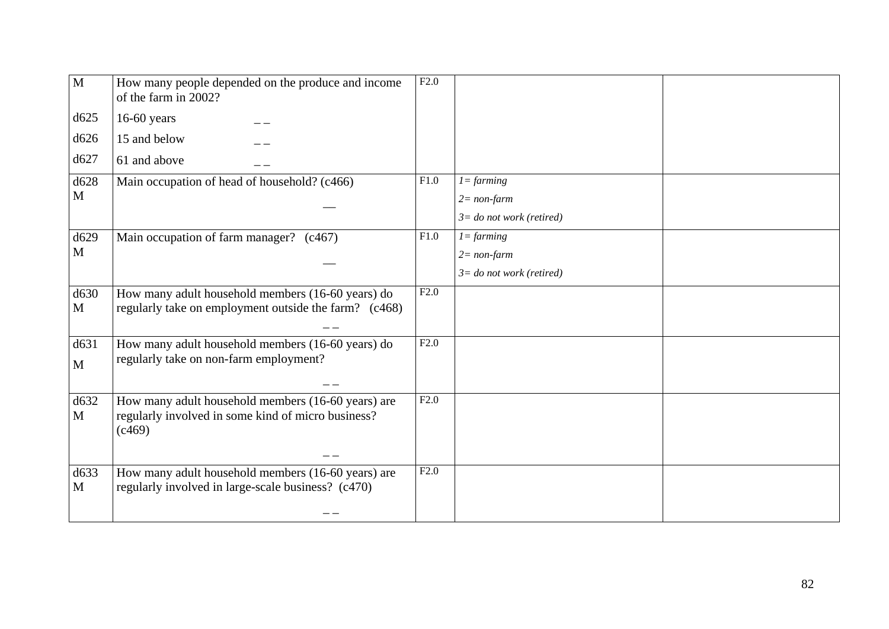| | | | | |
|---|---|---|---|---|
| M | How many people depended on the produce and income of the farm in 2002? | F2.0 | | |
| d625 | 16-60 years _ _ | | | |
| d626 | 15 and below _ _ | | | |
| d627 | 61 and above _ _ | | | |
| d628 M | Main occupation of head of household? (c466) __ | F1.0 | *1= farming*<br>*2= non-farm*<br>*3= do not work (retired)* | |
| d629 M | Main occupation of farm manager? (c467) __ | F1.0 | *1= farming*<br>*2= non-farm*<br>*3= do not work (retired)* | |
| d630 M | How many adult household members (16-60 years) do regularly take on employment outside the farm? (c468) _ _ | F2.0 | | |
| d631 M | How many adult household members (16-60 years) do regularly take on non-farm employment? _ _ | F2.0 | | |
| d632 M | How many adult household members (16-60 years) are regularly involved in some kind of micro business? (c469) _ _ | F2.0 | | |
| d633 M | How many adult household members (16-60 years) are regularly involved in large-scale business? (c470) _ _ | F2.0 | | |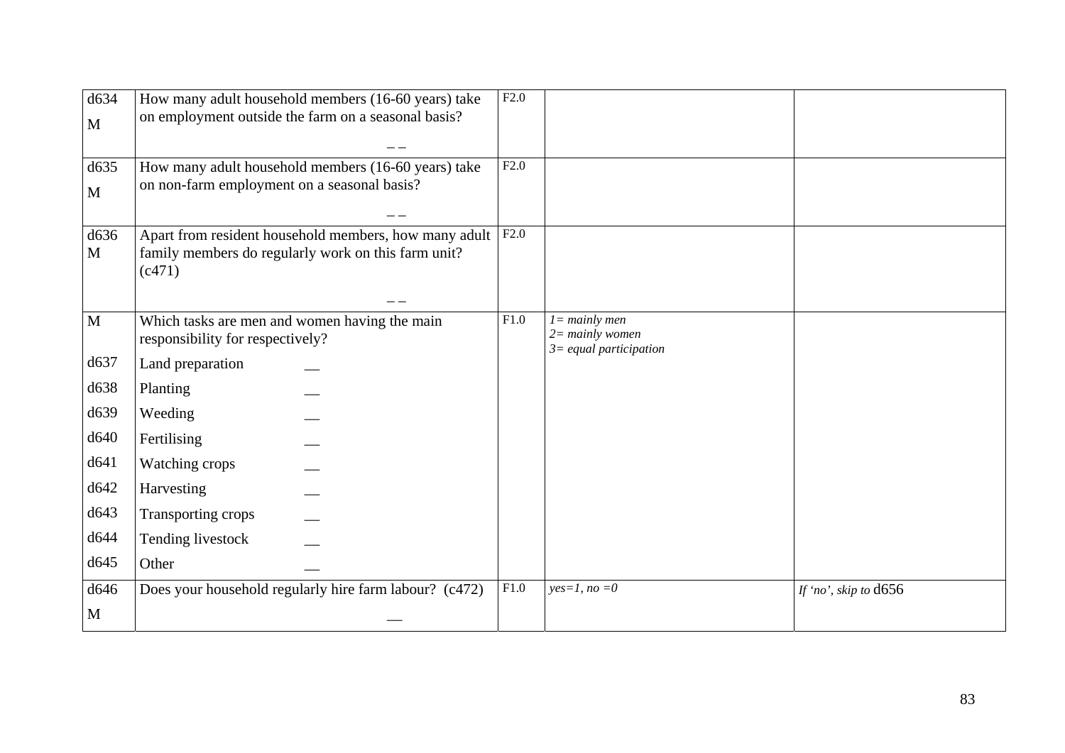| | | | | |
|---|---|---|---|---|
| d634<br>M | How many adult household members (16-60 years) take on employment outside the farm on a seasonal basis?<br>_ _ | F2.0 | | |
| d635<br>M | How many adult household members (16-60 years) take on non-farm employment on a seasonal basis?<br>_ _ | F2.0 | | |
| d636<br>M | Apart from resident household members, how many adult family members do regularly work on this farm unit? (c471)<br>_ _ | F2.0 | | |
| M | Which tasks are men and women having the main responsibility for respectively? | F1.0 | *1= mainly men*<br>*2= mainly women*<br>*3= equal participation* | |
| d637 | Land preparation __ | | | |
| d638 | Planting __ | | | |
| d639 | Weeding __ | | | |
| d640 | Fertilising __ | | | |
| d641 | Watching crops __ | | | |
| d642 | Harvesting __ | | | |
| d643 | Transporting crops __ | | | |
| d644 | Tending livestock __ | | | |
| d645 | Other __ | | | |
| d646<br>M | Does your household regularly hire farm labour? (c472)<br>__ | F1.0 | *yes=1, no =0* | *If 'no', skip to* d656 |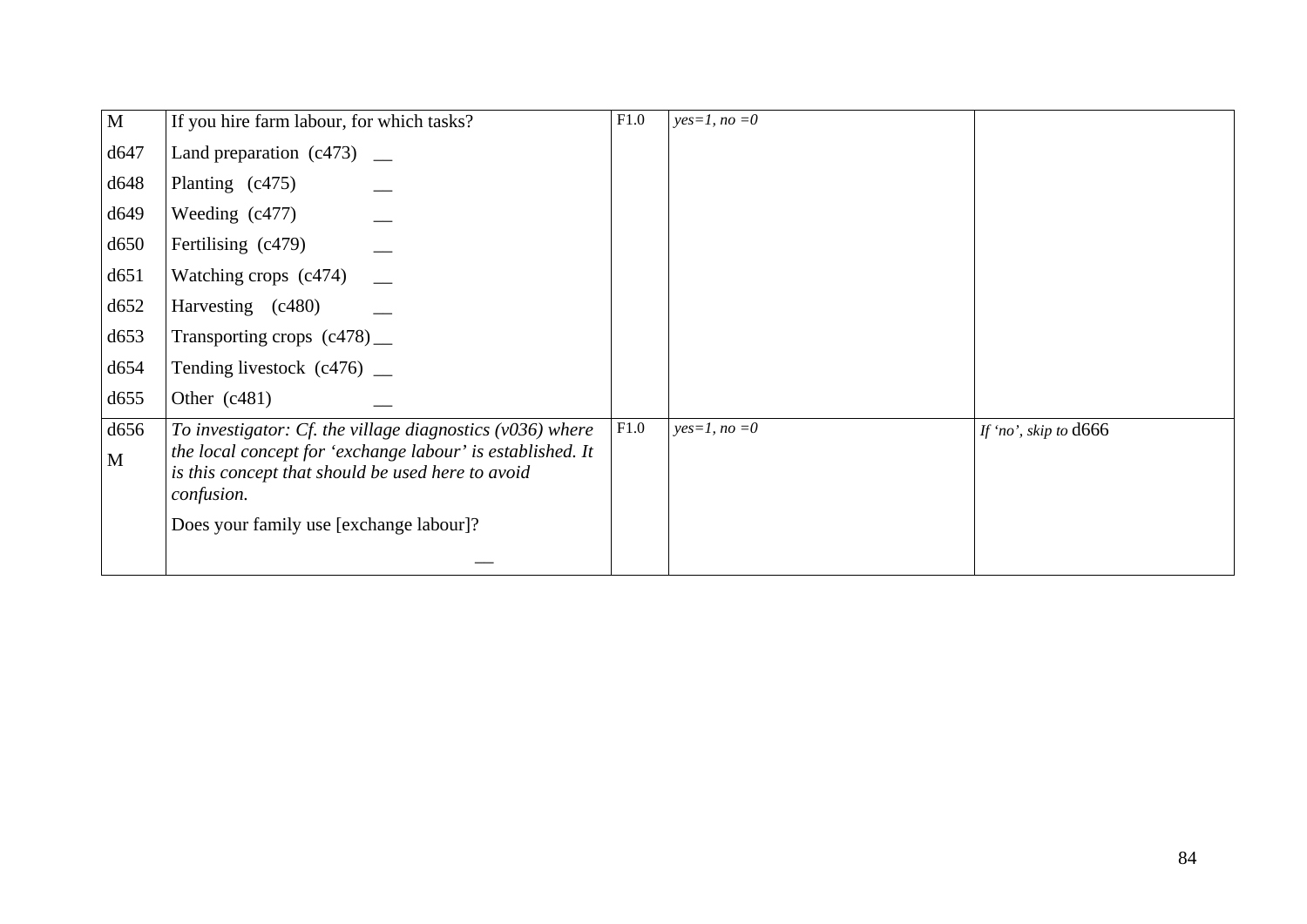| | | | | |
|---|---|---|---|---|
| M | If you hire farm labour, for which tasks? | F1.0 | *yes=1, no =0* | |
| d647 | Land preparation (c473) __ | | | |
| d648 | Planting (c475) __ | | | |
| d649 | Weeding (c477) __ | | | |
| d650 | Fertilising (c479) __ | | | |
| d651 | Watching crops (c474) __ | | | |
| d652 | Harvesting (c480) __ | | | |
| d653 | Transporting crops (c478) __ | | | |
| d654 | Tending livestock (c476) __ | | | |
| d655 | Other (c481) __ | | | |
| d656<br>M | *To investigator: Cf. the village diagnostics (v036) where the local concept for 'exchange labour' is established. It is this concept that should be used here to avoid confusion.*<br>Does your family use [exchange labour]?<br>__ | F1.0 | *yes=1, no =0* | *If 'no', skip to* d666 |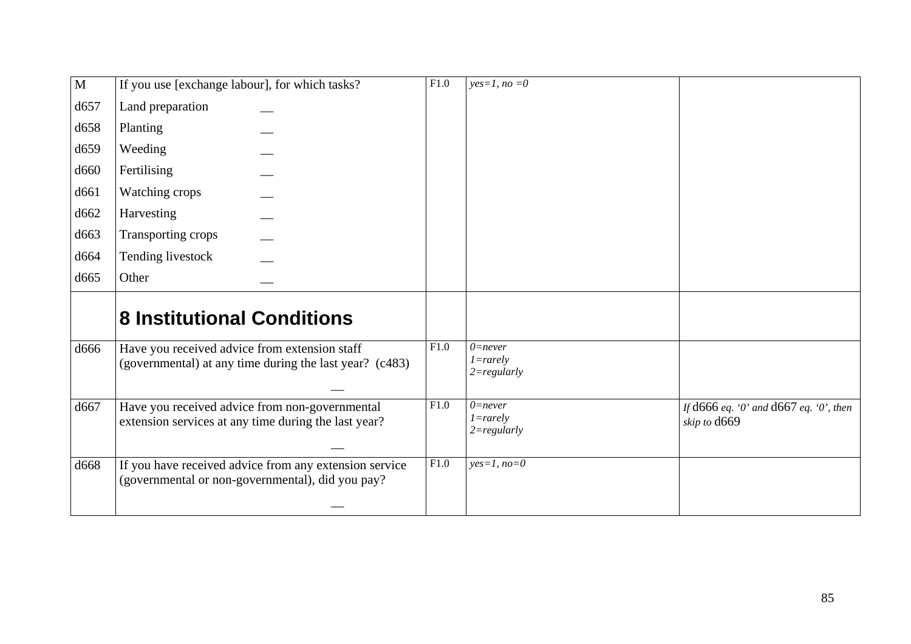| M | If you use [exchange labour], for which tasks? | F1.0 | *yes=1, no =0* | |
|---|---|---|---|---|
| d657 | Land preparation __ | | | |
| d658 | Planting __ | | | |
| d659 | Weeding __ | | | |
| d660 | Fertilising __ | | | |
| d661 | Watching crops __ | | | |
| d662 | Harvesting __ | | | |
| d663 | Transporting crops __ | | | |
| d664 | Tending livestock __ | | | |
| d665 | Other __ | | | |
| | **8 Institutional Conditions** | | | |
| d666 | Have you received advice from extension staff (governmental) at any time during the last year? (c483) __ | F1.0 | *0=never* *1=rarely* *2=regularly* | |
| d667 | Have you received advice from non-governmental extension services at any time during the last year? __ | F1.0 | *0=never* *1=rarely* *2=regularly* | *If* d666 *eq. '0' and* d667 *eq. '0', then skip to* d669 |
| d668 | If you have received advice from any extension service (governmental or non-governmental), did you pay? __ | F1.0 | *yes=1, no=0* | |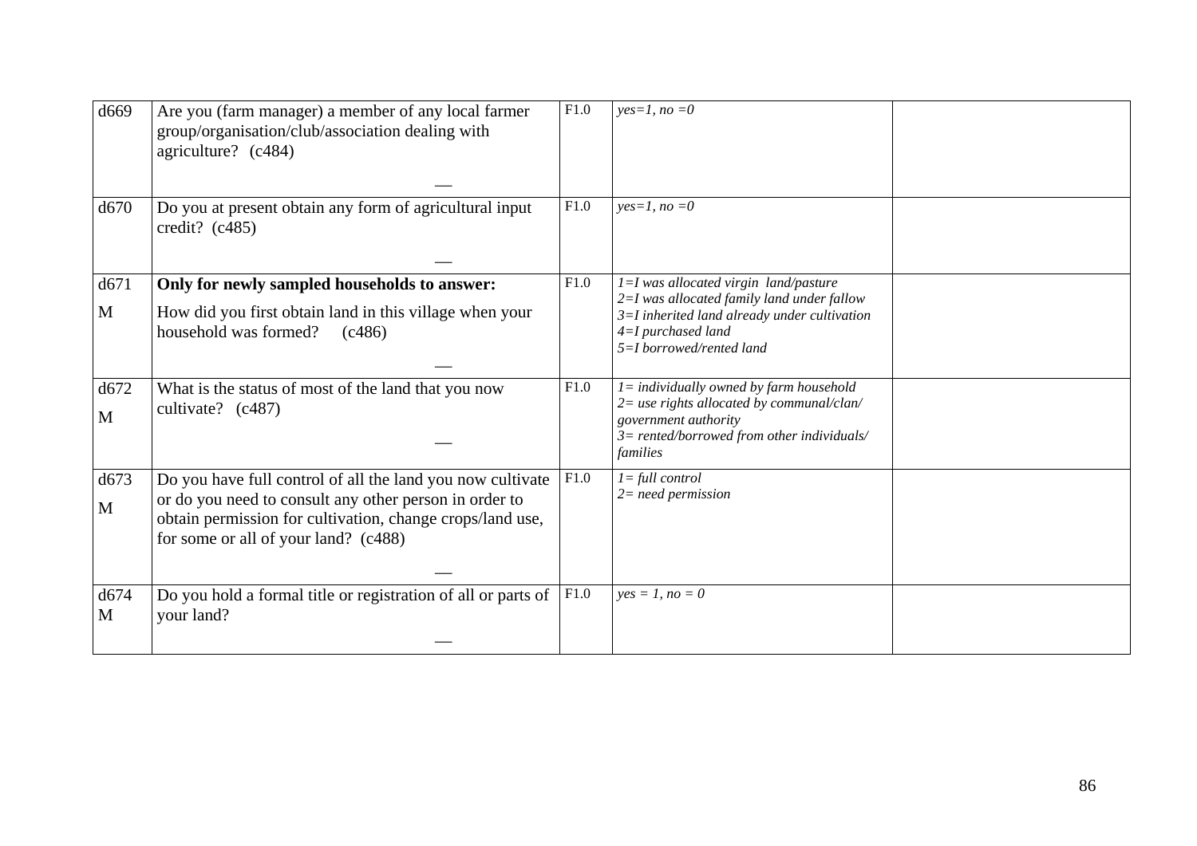| | | | | |
|---|---|---|---|---|
| d669 | Are you (farm manager) a member of any local farmer group/organisation/club/association dealing with agriculture? (c484)<br><br>__ | F1.0 | *yes=1, no =0* | |
| d670 | Do you at present obtain any form of agricultural input credit? (c485)<br><br>__ | F1.0 | *yes=1, no =0* | |
| d671<br>M | **Only for newly sampled households to answer:**<br>How did you first obtain land in this village when your household was formed? (c486)<br><br>__ | F1.0 | *1=I was allocated virgin land/pasture*<br>*2=I was allocated family land under fallow*<br>*3=I inherited land already under cultivation*<br>*4=I purchased land*<br>*5=I borrowed/rented land* | |
| d672<br>M | What is the status of most of the land that you now cultivate? (c487)<br><br>__ | F1.0 | *1= individually owned by farm household*<br>*2= use rights allocated by communal/clan/ government authority*<br>*3= rented/borrowed from other individuals/ families* | |
| d673<br>M | Do you have full control of all the land you now cultivate or do you need to consult any other person in order to obtain permission for cultivation, change crops/land use, for some or all of your land? (c488)<br><br>__ | F1.0 | *1= full control*<br>*2= need permission* | |
| d674<br>M | Do you hold a formal title or registration of all or parts of your land?<br><br>__ | F1.0 | *yes = 1, no = 0* | |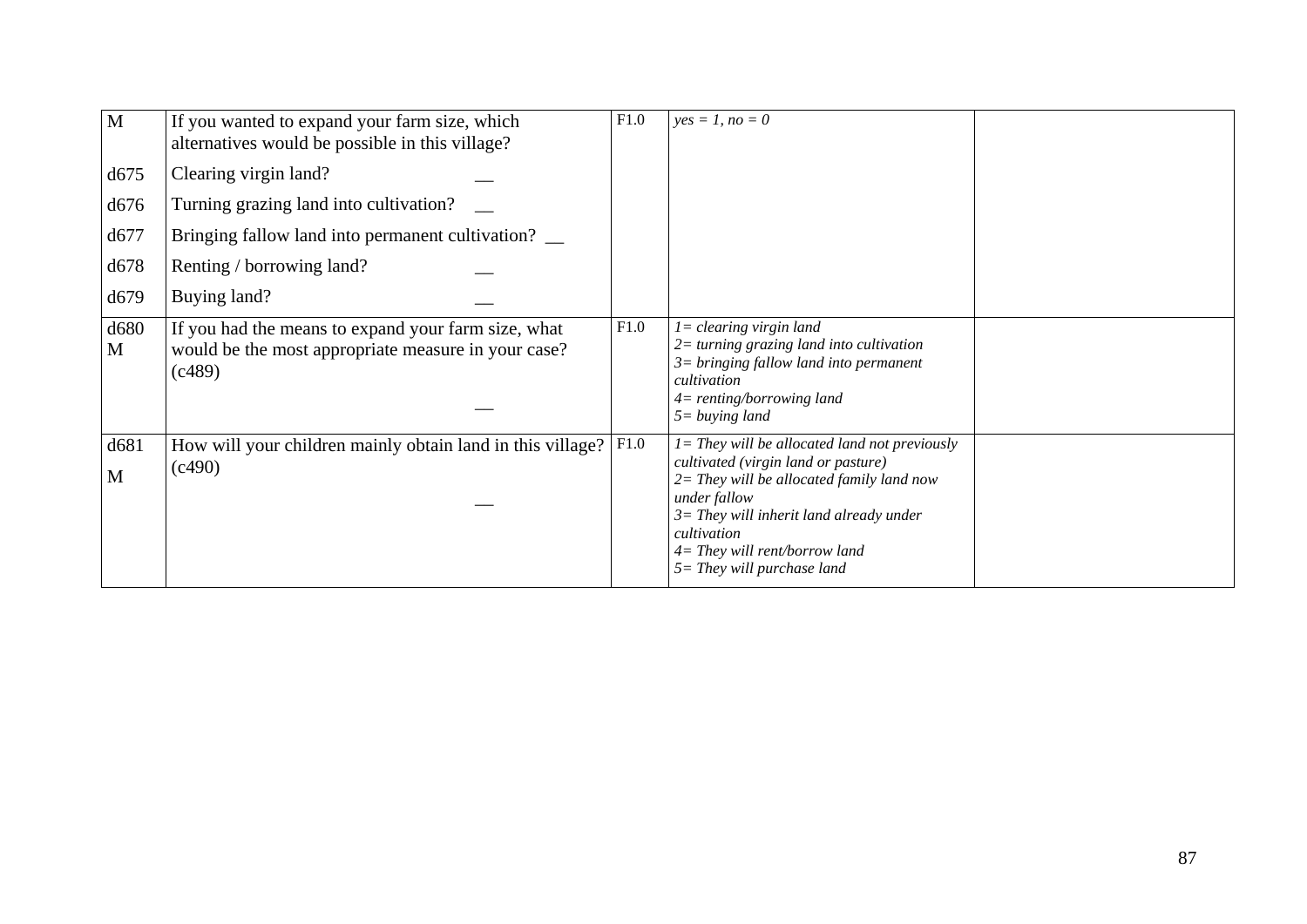| | | | | |
|---|---|---|---|---|
| M | If you wanted to expand your farm size, which alternatives would be possible in this village? | F1.0 | *yes = 1, no = 0* | |
| d675 | Clearing virgin land? __ | | | |
| d676 | Turning grazing land into cultivation? __ | | | |
| d677 | Bringing fallow land into permanent cultivation? __ | | | |
| d678 | Renting / borrowing land? __ | | | |
| d679 | Buying land? __ | | | |
| d680 M | If you had the means to expand your farm size, what would be the most appropriate measure in your case? (c489) __ | F1.0 | *1= clearing virgin land*<br>*2= turning grazing land into cultivation*<br>*3= bringing fallow land into permanent cultivation*<br>*4= renting/borrowing land*<br>*5= buying land* | |
| d681 M | How will your children mainly obtain land in this village? (c490) __ | F1.0 | *1= They will be allocated land not previously cultivated (virgin land or pasture)*<br>*2= They will be allocated family land now under fallow*<br>*3= They will inherit land already under cultivation*<br>*4= They will rent/borrow land*<br>*5= They will purchase land* | |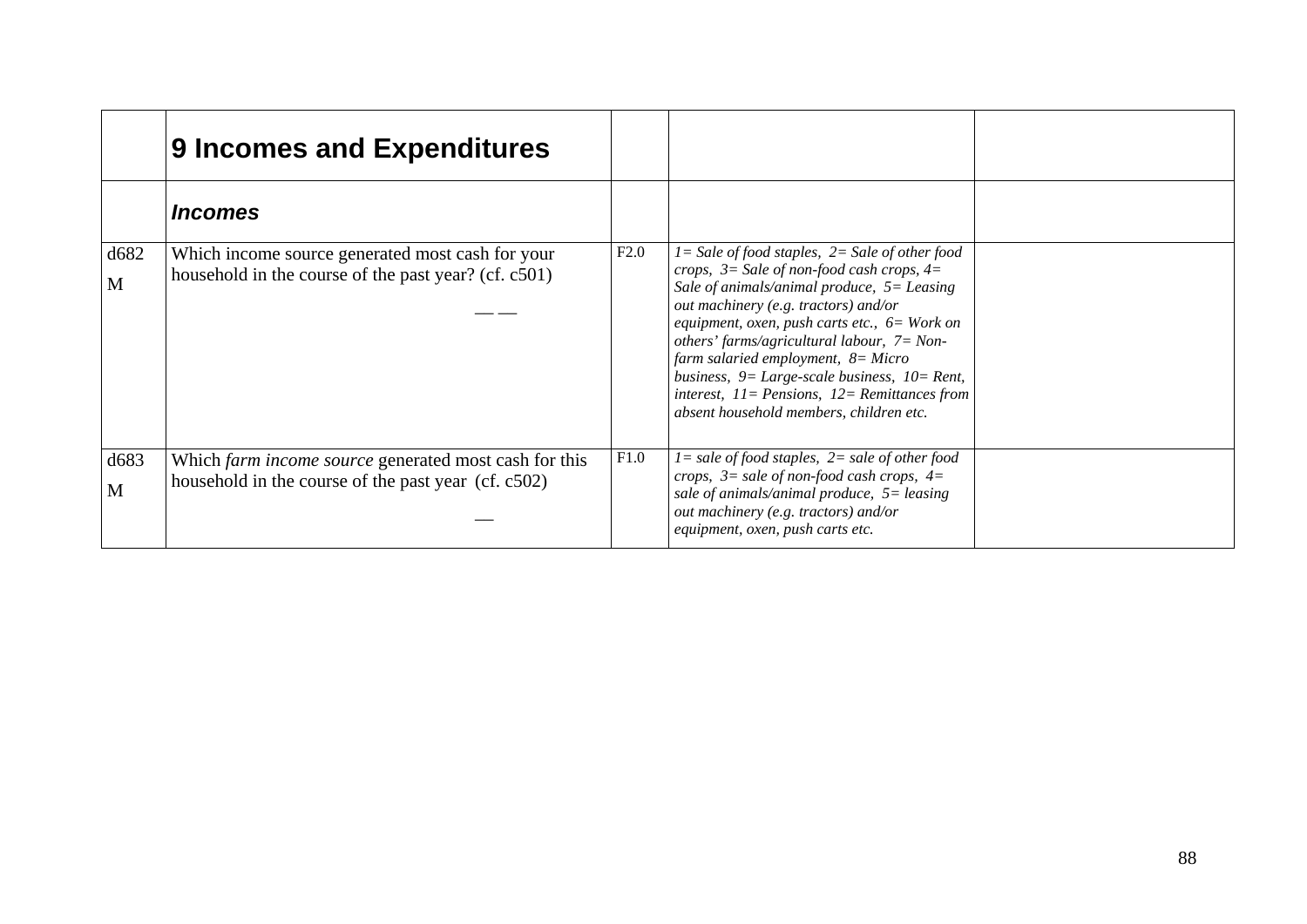| | **9 Incomes and Expenditures** | | | |
|---|---|---|---|---|
| | ***Incomes*** | | | |
| d682 M | Which income source generated most cash for your household in the course of the past year? (cf. c501) — — | F2.0 | *1= Sale of food staples, 2= Sale of other food crops, 3= Sale of non-food cash crops, 4= Sale of animals/animal produce, 5= Leasing out machinery (e.g. tractors) and/or equipment, oxen, push carts etc., 6= Work on others' farms/agricultural labour, 7= Non-farm salaried employment, 8= Micro business, 9= Large-scale business, 10= Rent, interest, 11= Pensions, 12= Remittances from absent household members, children etc.* | |
| d683 M | Which *farm income source* generated most cash for this household in the course of the past year (cf. c502) — | F1.0 | *1= sale of food staples, 2= sale of other food crops, 3= sale of non-food cash crops, 4= sale of animals/animal produce, 5= leasing out machinery (e.g. tractors) and/or equipment, oxen, push carts etc.* | |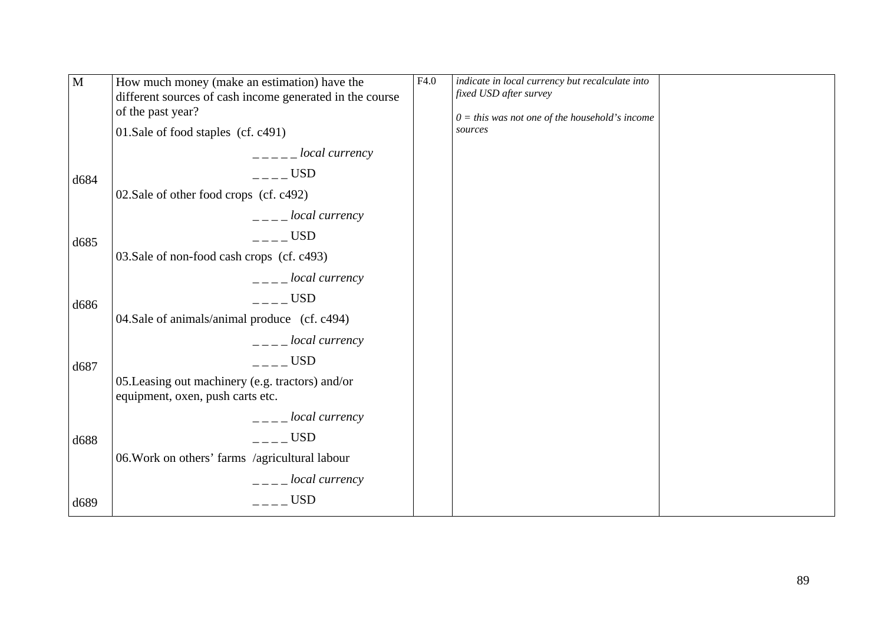| M | How much money (make an estimation) have the different sources of cash income generated in the course of the past year? | F4.0 | *indicate in local currency but recalculate into fixed USD after survey*<br><br>*0 = this was not one of the household's income sources* | |
|---|---|---|---|---|
| | 01.Sale of food staples (cf. c491) | | | |
| | _ _ _ _ _ *local currency* | | | |
| d684 | _ _ _ _ USD | | | |
| | 02.Sale of other food crops (cf. c492) | | | |
| | _ _ _ _ *local currency* | | | |
| d685 | _ _ _ _ USD | | | |
| | 03.Sale of non-food cash crops (cf. c493) | | | |
| | _ _ _ _ *local currency* | | | |
| d686 | _ _ _ _ USD | | | |
| | 04.Sale of animals/animal produce (cf. c494) | | | |
| | _ _ _ _ *local currency* | | | |
| d687 | _ _ _ _ USD | | | |
| | 05.Leasing out machinery (e.g. tractors) and/or equipment, oxen, push carts etc. | | | |
| | _ _ _ _ *local currency* | | | |
| d688 | _ _ _ _ USD | | | |
| | 06.Work on others' farms /agricultural labour | | | |
| | _ _ _ _ *local currency* | | | |
| d689 | _ _ _ _ USD | | | |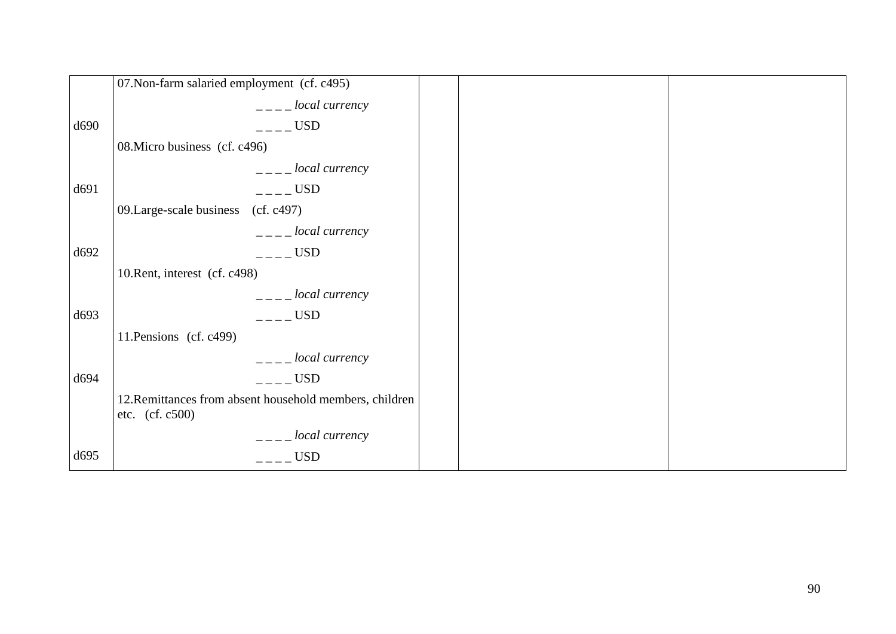| | | | | |
|---|---|---|---|---|
| | 07.Non-farm salaried employment (cf. c495) | | | |
| | _ _ _ _ *local currency* | | | |
| d690 | _ _ _ _ USD | | | |
| | 08.Micro business (cf. c496) | | | |
| | _ _ _ _ *local currency* | | | |
| d691 | _ _ _ _ USD | | | |
| | 09.Large-scale business (cf. c497) | | | |
| | _ _ _ _ *local currency* | | | |
| d692 | _ _ _ _ USD | | | |
| | 10.Rent, interest (cf. c498) | | | |
| | _ _ _ _ *local currency* | | | |
| d693 | _ _ _ _ USD | | | |
| | 11.Pensions (cf. c499) | | | |
| | _ _ _ _ *local currency* | | | |
| d694 | _ _ _ _ USD | | | |
| | 12.Remittances from absent household members, children etc. (cf. c500) | | | |
| | _ _ _ _ *local currency* | | | |
| d695 | _ _ _ _ USD | | | |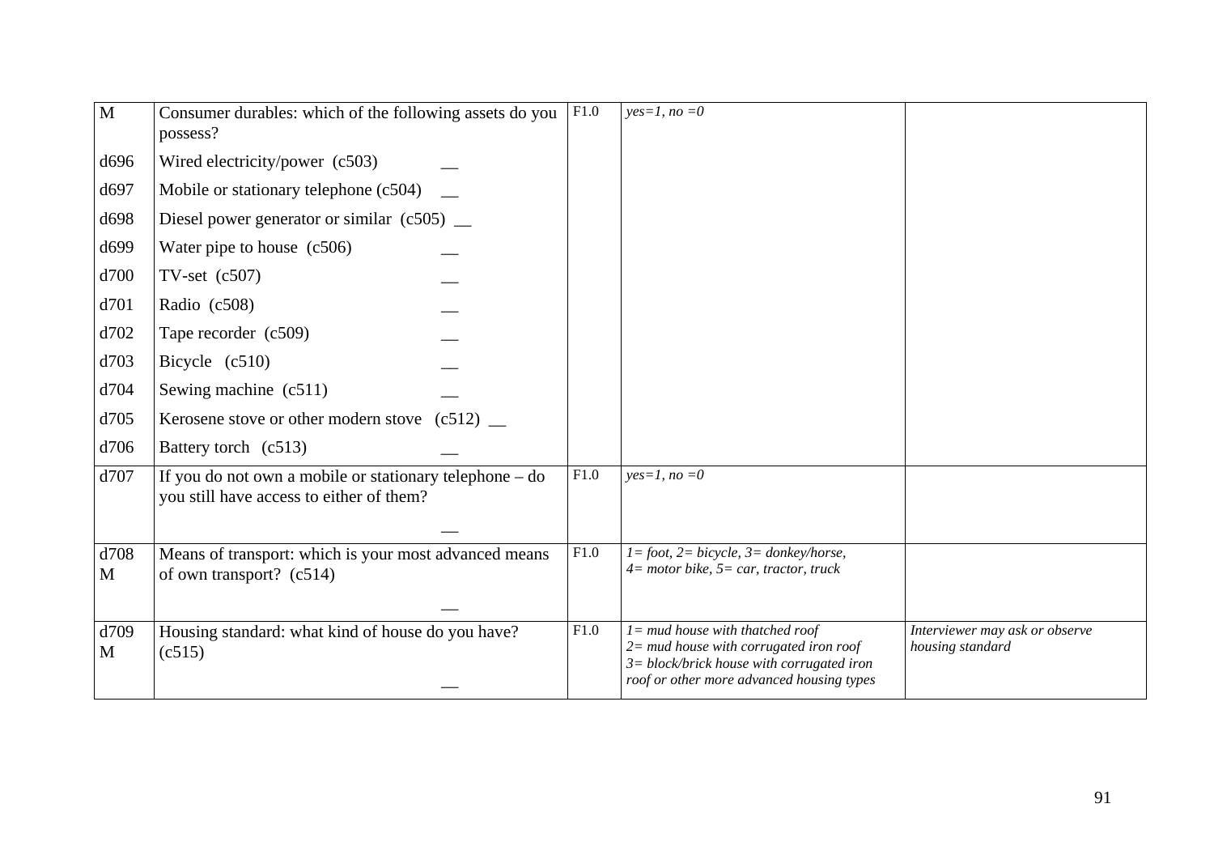| | | | | |
|---|---|---|---|---|
| M | Consumer durables: which of the following assets do you possess? | F1.0 | *yes=1, no =0* | |
| d696 | Wired electricity/power (c503) __ | | | |
| d697 | Mobile or stationary telephone (c504) __ | | | |
| d698 | Diesel power generator or similar (c505) __ | | | |
| d699 | Water pipe to house (c506) __ | | | |
| d700 | TV-set (c507) __ | | | |
| d701 | Radio (c508) __ | | | |
| d702 | Tape recorder (c509) __ | | | |
| d703 | Bicycle (c510) __ | | | |
| d704 | Sewing machine (c511) __ | | | |
| d705 | Kerosene stove or other modern stove (c512) __ | | | |
| d706 | Battery torch (c513) __ | | | |
| d707 | If you do not own a mobile or stationary telephone – do you still have access to either of them? __ | F1.0 | *yes=1, no =0* | |
| d708 M | Means of transport: which is your most advanced means of own transport? (c514) __ | F1.0 | *1= foot, 2= bicycle, 3= donkey/horse, 4= motor bike, 5= car, tractor, truck* | |
| d709 M | Housing standard: what kind of house do you have? (c515) __ | F1.0 | *1= mud house with thatched roof 2= mud house with corrugated iron roof 3= block/brick house with corrugated iron roof or other more advanced housing types* | *Interviewer may ask or observe housing standard* |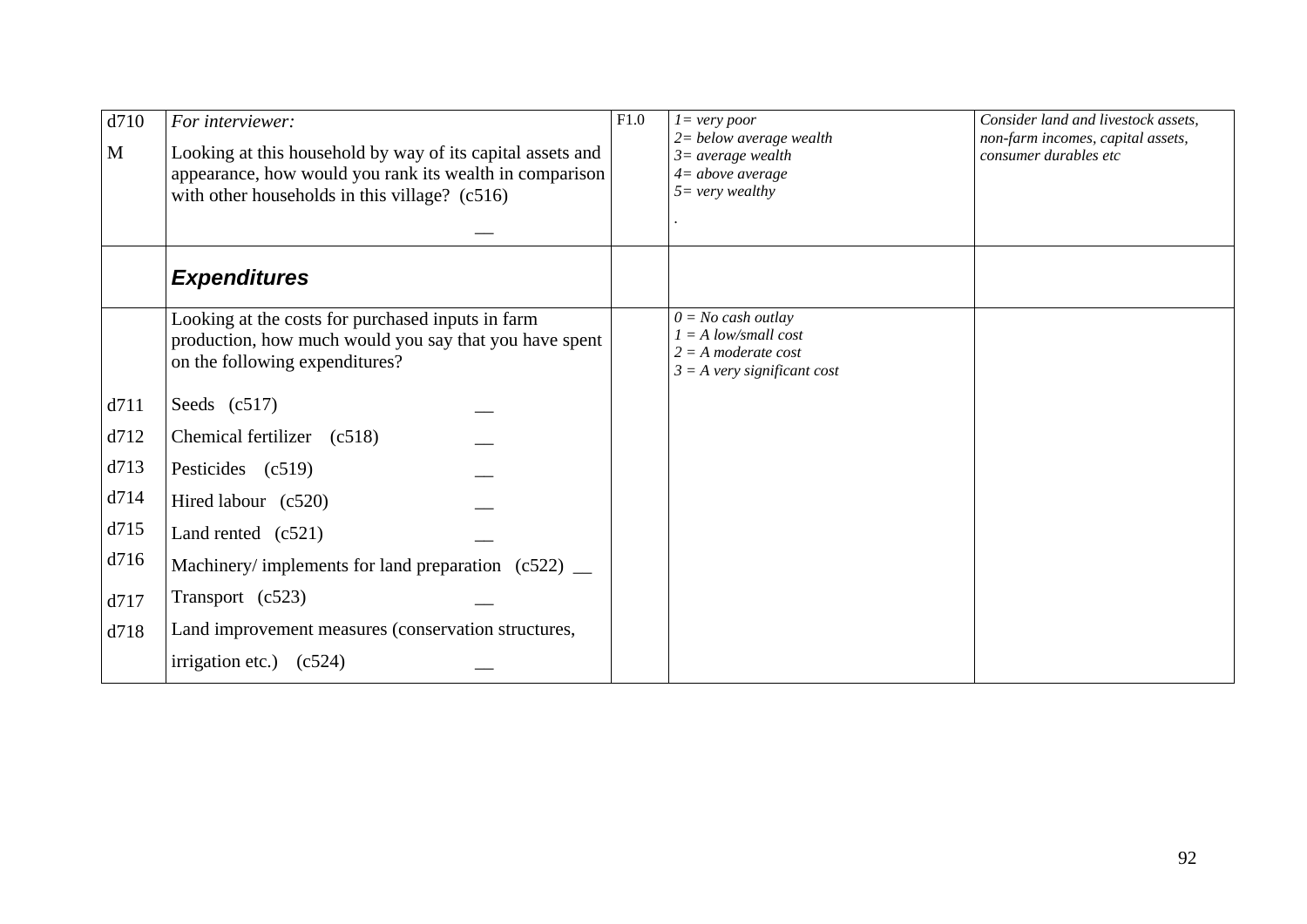| | | | | |
|---|---|---|---|---|
| d710<br>M | *For interviewer:*<br>Looking at this household by way of its capital assets and appearance, how would you rank its wealth in comparison with other households in this village? (c516)<br>__ | F1.0 | *1= very poor*<br>*2= below average wealth*<br>*3= average wealth*<br>*4= above average*<br>*5= very wealthy*<br>. | *Consider land and livestock assets, non-farm incomes, capital assets, consumer durables etc* |
| | ***Expenditures*** | | | |
| | Looking at the costs for purchased inputs in farm production, how much would you say that you have spent on the following expenditures? | | *0 = No cash outlay*<br>*1 = A low/small cost*<br>*2 = A moderate cost*<br>*3 = A very significant cost* | |
| d711 | Seeds (c517) __ | | | |
| d712 | Chemical fertilizer (c518) __ | | | |
| d713 | Pesticides (c519) __ | | | |
| d714 | Hired labour (c520) __ | | | |
| d715 | Land rented (c521) __ | | | |
| d716 | Machinery/ implements for land preparation (c522) __ | | | |
| d717 | Transport (c523) __ | | | |
| d718 | Land improvement measures (conservation structures, irrigation etc.) (c524) __ | | | |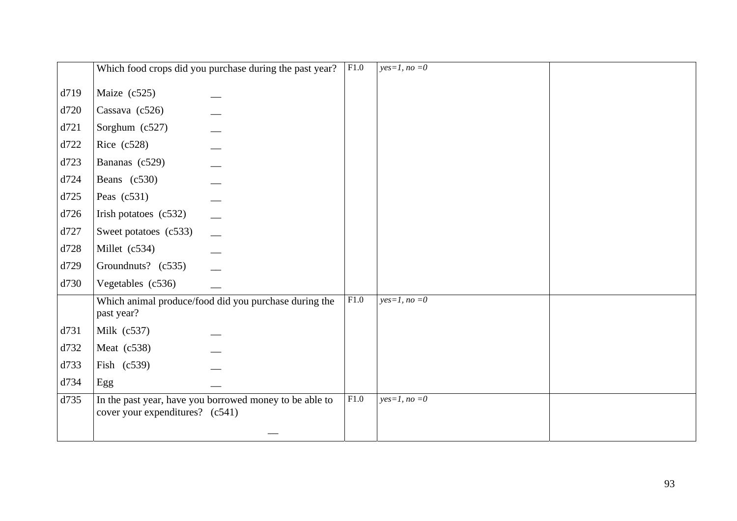| | | | | |
|---|---|---|---|---|
| | Which food crops did you purchase during the past year? | F1.0 | *yes=1, no =0* | |
| d719 | Maize (c525) __ | | | |
| d720 | Cassava (c526) __ | | | |
| d721 | Sorghum (c527) __ | | | |
| d722 | Rice (c528) __ | | | |
| d723 | Bananas (c529) __ | | | |
| d724 | Beans (c530) __ | | | |
| d725 | Peas (c531) __ | | | |
| d726 | Irish potatoes (c532) __ | | | |
| d727 | Sweet potatoes (c533) __ | | | |
| d728 | Millet (c534) __ | | | |
| d729 | Groundnuts? (c535) __ | | | |
| d730 | Vegetables (c536) __ | | | |
| | Which animal produce/food did you purchase during the past year? | F1.0 | *yes=1, no =0* | |
| d731 | Milk (c537) __ | | | |
| d732 | Meat (c538) __ | | | |
| d733 | Fish (c539) __ | | | |
| d734 | Egg __ | | | |
| d735 | In the past year, have you borrowed money to be able to cover your expenditures? (c541) __ | F1.0 | *yes=1, no =0* | |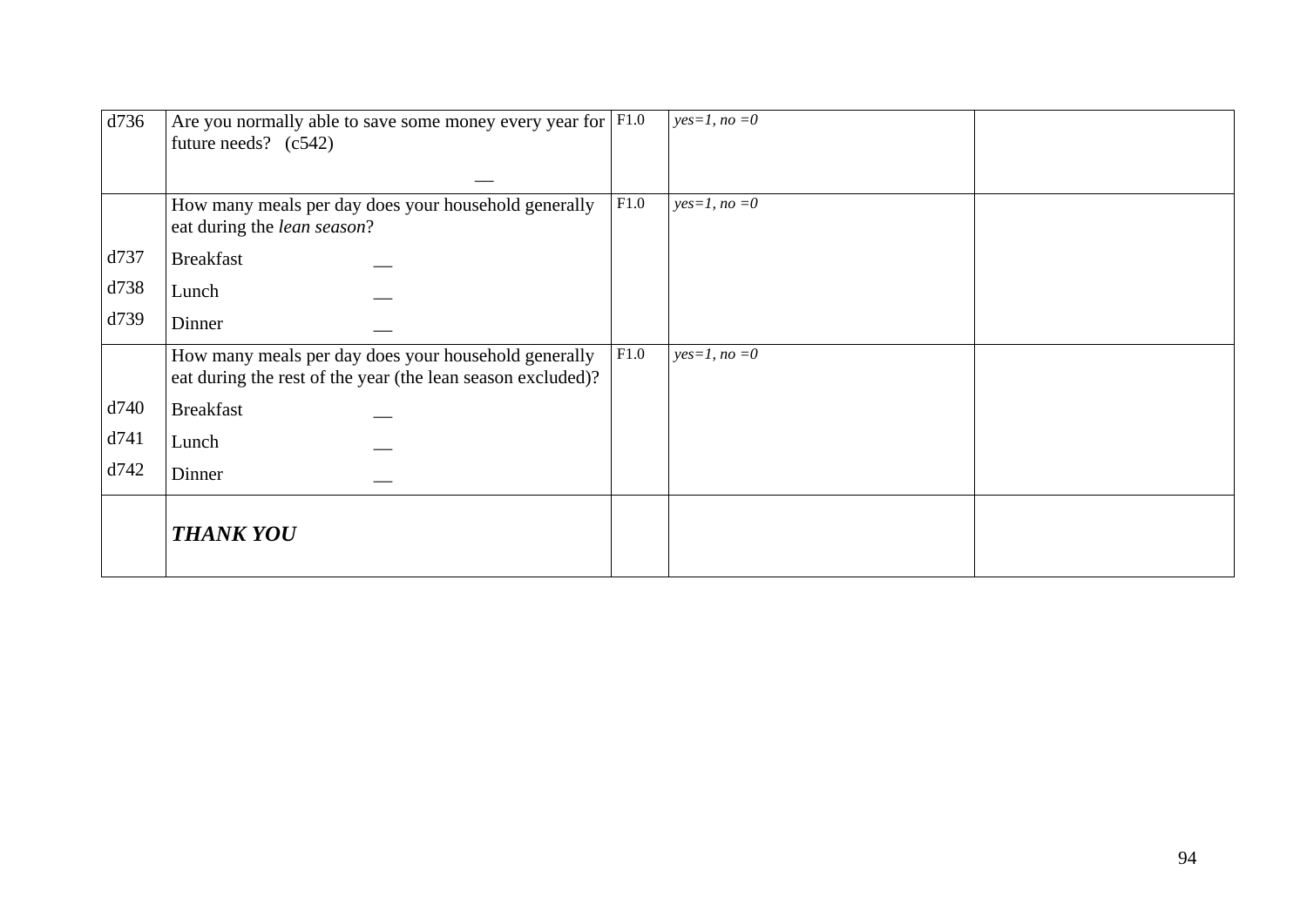| | | | | |
|---|---|---|---|---|
| d736 | Are you normally able to save some money every year for future needs? (c542) __ | F1.0 | *yes=1, no =0* | |
| | How many meals per day does your household generally eat during the *lean season*? | F1.0 | *yes=1, no =0* | |
| d737 | Breakfast __ | | | |
| d738 | Lunch __ | | | |
| d739 | Dinner __ | | | |
| | How many meals per day does your household generally eat during the rest of the year (the lean season excluded)? | F1.0 | *yes=1, no =0* | |
| d740 | Breakfast __ | | | |
| d741 | Lunch __ | | | |
| d742 | Dinner __ | | | |
| | ***THANK YOU*** | | | |